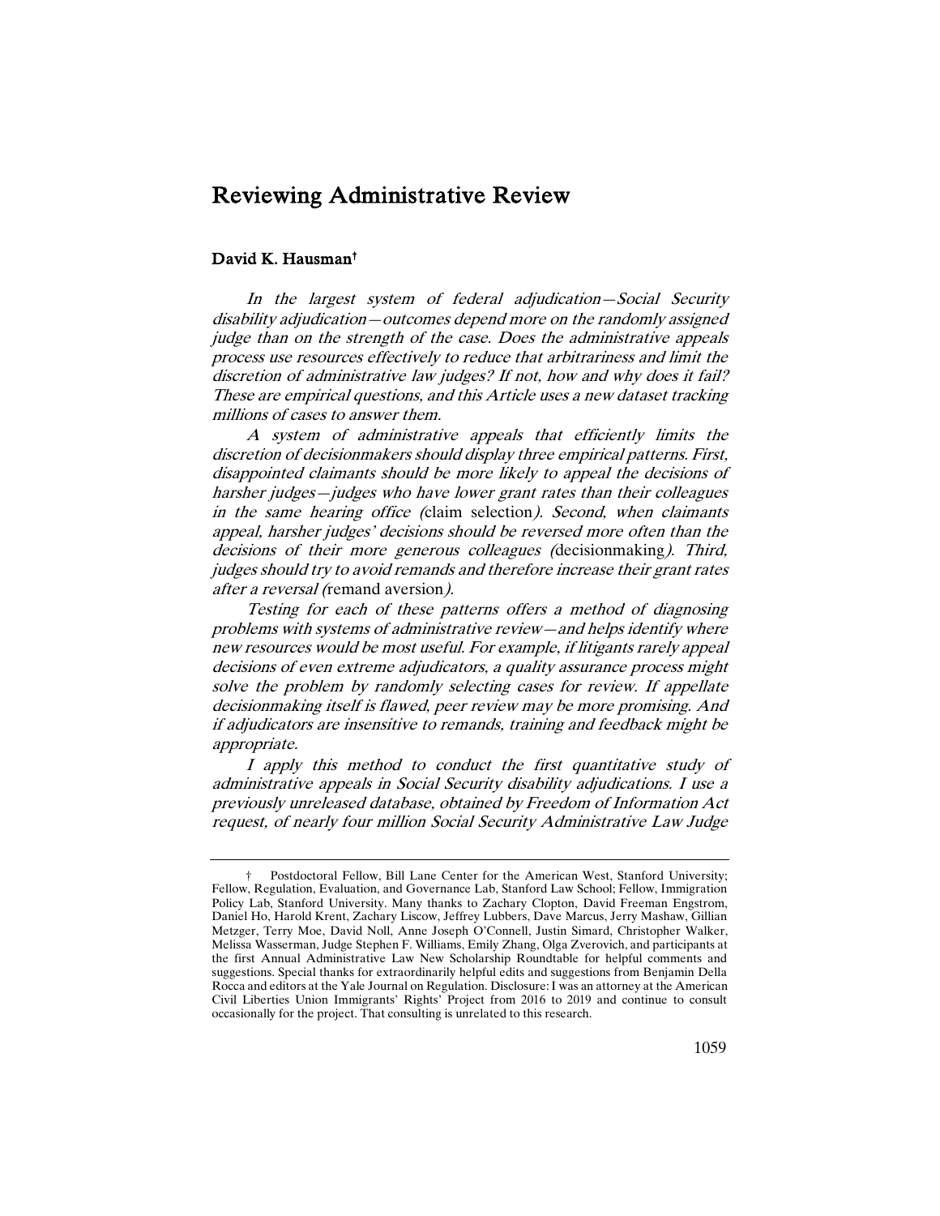# Reviewing Administrative Review

## David K. Hausman[†]

*In the largest system of federal adjudication—Social Security disability adjudication—outcomes depend more on the randomly assigned judge than on the strength of the case. Does the administrative appeals process use resources effectively to reduce that arbitrariness and limit the discretion of administrative law judges? If not, how and why does it fail? These are empirical questions, and this Article uses a new dataset tracking millions of cases to answer them.*

*A system of administrative appeals that efficiently limits the discretion of decisionmakers should display three empirical patterns. First, disappointed claimants should be more likely to appeal the decisions of harsher judges—judges who have lower grant rates than their colleagues in the same hearing office (*claim selection*). Second, when claimants appeal, harsher judges' decisions should be reversed more often than the decisions of their more generous colleagues (*decisionmaking*). Third, judges should try to avoid remands and therefore increase their grant rates after a reversal (*remand aversion*).*

*Testing for each of these patterns offers a method of diagnosing problems with systems of administrative review—and helps identify where new resources would be most useful. For example, if litigants rarely appeal decisions of even extreme adjudicators, a quality assurance process might solve the problem by randomly selecting cases for review. If appellate decisionmaking itself is flawed, peer review may be more promising. And if adjudicators are insensitive to remands, training and feedback might be appropriate.*

*I apply this method to conduct the first quantitative study of administrative appeals in Social Security disability adjudications. I use a previously unreleased database, obtained by Freedom of Information Act request, of nearly four million Social Security Administrative Law Judge*

---

[†] Postdoctoral Fellow, Bill Lane Center for the American West, Stanford University; Fellow, Regulation, Evaluation, and Governance Lab, Stanford Law School; Fellow, Immigration Policy Lab, Stanford University. Many thanks to Zachary Clopton, David Freeman Engstrom, Daniel Ho, Harold Krent, Zachary Liscow, Jeffrey Lubbers, Dave Marcus, Jerry Mashaw, Gillian Metzger, Terry Moe, David Noll, Anne Joseph O'Connell, Justin Simard, Christopher Walker, Melissa Wasserman, Judge Stephen F. Williams, Emily Zhang, Olga Zverovich, and participants at the first Annual Administrative Law New Scholarship Roundtable for helpful comments and suggestions. Special thanks for extraordinarily helpful edits and suggestions from Benjamin Della Rocca and editors at the Yale Journal on Regulation. Disclosure: I was an attorney at the American Civil Liberties Union Immigrants' Rights' Project from 2016 to 2019 and continue to consult occasionally for the project. That consulting is unrelated to this research.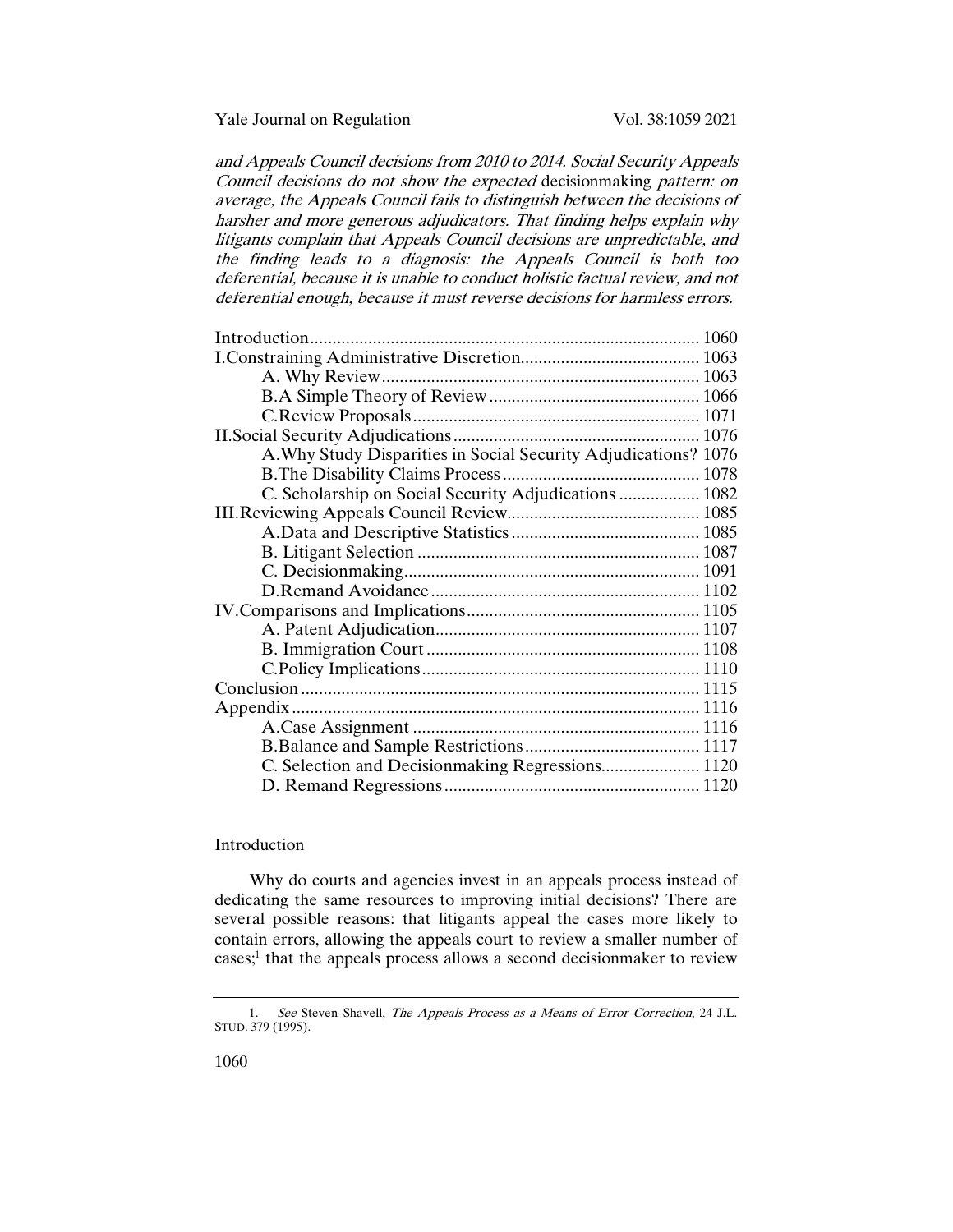*and Appeals Council decisions from 2010 to 2014. Social Security Appeals Council decisions do not show the expected* decisionmaking *pattern: on average, the Appeals Council fails to distinguish between the decisions of harsher and more generous adjudicators. That finding helps explain why litigants complain that Appeals Council decisions are unpredictable, and the finding leads to a diagnosis: the Appeals Council is both too deferential, because it is unable to conduct holistic factual review, and not deferential enough, because it must reverse decisions for harmless errors.*

| | |
|---|---|
| Introduction | 1060 |
| I. Constraining Administrative Discretion | 1063 |
| A. Why Review | 1063 |
| B. A Simple Theory of Review | 1066 |
| C. Review Proposals | 1071 |
| II. Social Security Adjudications | 1076 |
| A. Why Study Disparities in Social Security Adjudications? | 1076 |
| B. The Disability Claims Process | 1078 |
| C. Scholarship on Social Security Adjudications | 1082 |
| III. Reviewing Appeals Council Review | 1085 |
| A. Data and Descriptive Statistics | 1085 |
| B. Litigant Selection | 1087 |
| C. Decisionmaking | 1091 |
| D. Remand Avoidance | 1102 |
| IV. Comparisons and Implications | 1105 |
| A. Patent Adjudication | 1107 |
| B. Immigration Court | 1108 |
| C. Policy Implications | 1110 |
| Conclusion | 1115 |
| Appendix | 1116 |
| A. Case Assignment | 1116 |
| B. Balance and Sample Restrictions | 1117 |
| C. Selection and Decisionmaking Regressions | 1120 |
| D. Remand Regressions | 1120 |

## Introduction

Why do courts and agencies invest in an appeals process instead of dedicating the same resources to improving initial decisions? There are several possible reasons: that litigants appeal the cases more likely to contain errors, allowing the appeals court to review a smaller number of cases;[1] that the appeals process allows a second decisionmaker to review

1. *See* Steven Shavell, *The Appeals Process as a Means of Error Correction*, 24 J.L. STUD. 379 (1995).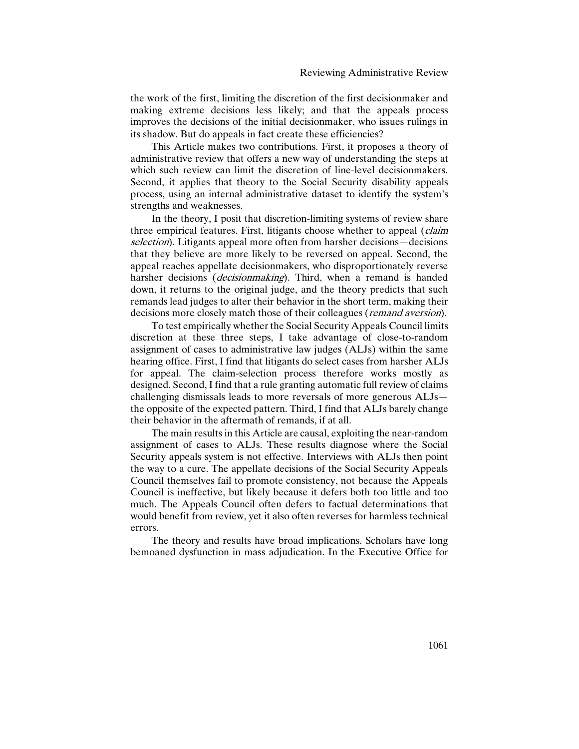the work of the first, limiting the discretion of the first decisionmaker and making extreme decisions less likely; and that the appeals process improves the decisions of the initial decisionmaker, who issues rulings in its shadow. But do appeals in fact create these efficiencies?

This Article makes two contributions. First, it proposes a theory of administrative review that offers a new way of understanding the steps at which such review can limit the discretion of line-level decisionmakers. Second, it applies that theory to the Social Security disability appeals process, using an internal administrative dataset to identify the system's strengths and weaknesses.

In the theory, I posit that discretion-limiting systems of review share three empirical features. First, litigants choose whether to appeal (*claim selection*). Litigants appeal more often from harsher decisions—decisions that they believe are more likely to be reversed on appeal. Second, the appeal reaches appellate decisionmakers, who disproportionately reverse harsher decisions (*decisionmaking*). Third, when a remand is handed down, it returns to the original judge, and the theory predicts that such remands lead judges to alter their behavior in the short term, making their decisions more closely match those of their colleagues (*remand aversion*).

To test empirically whether the Social Security Appeals Council limits discretion at these three steps, I take advantage of close-to-random assignment of cases to administrative law judges (ALJs) within the same hearing office. First, I find that litigants do select cases from harsher ALJs for appeal. The claim-selection process therefore works mostly as designed. Second, I find that a rule granting automatic full review of claims challenging dismissals leads to more reversals of more generous ALJs—the opposite of the expected pattern. Third, I find that ALJs barely change their behavior in the aftermath of remands, if at all.

The main results in this Article are causal, exploiting the near-random assignment of cases to ALJs. These results diagnose where the Social Security appeals system is not effective. Interviews with ALJs then point the way to a cure. The appellate decisions of the Social Security Appeals Council themselves fail to promote consistency, not because the Appeals Council is ineffective, but likely because it defers both too little and too much. The Appeals Council often defers to factual determinations that would benefit from review, yet it also often reverses for harmless technical errors.

The theory and results have broad implications. Scholars have long bemoaned dysfunction in mass adjudication. In the Executive Office for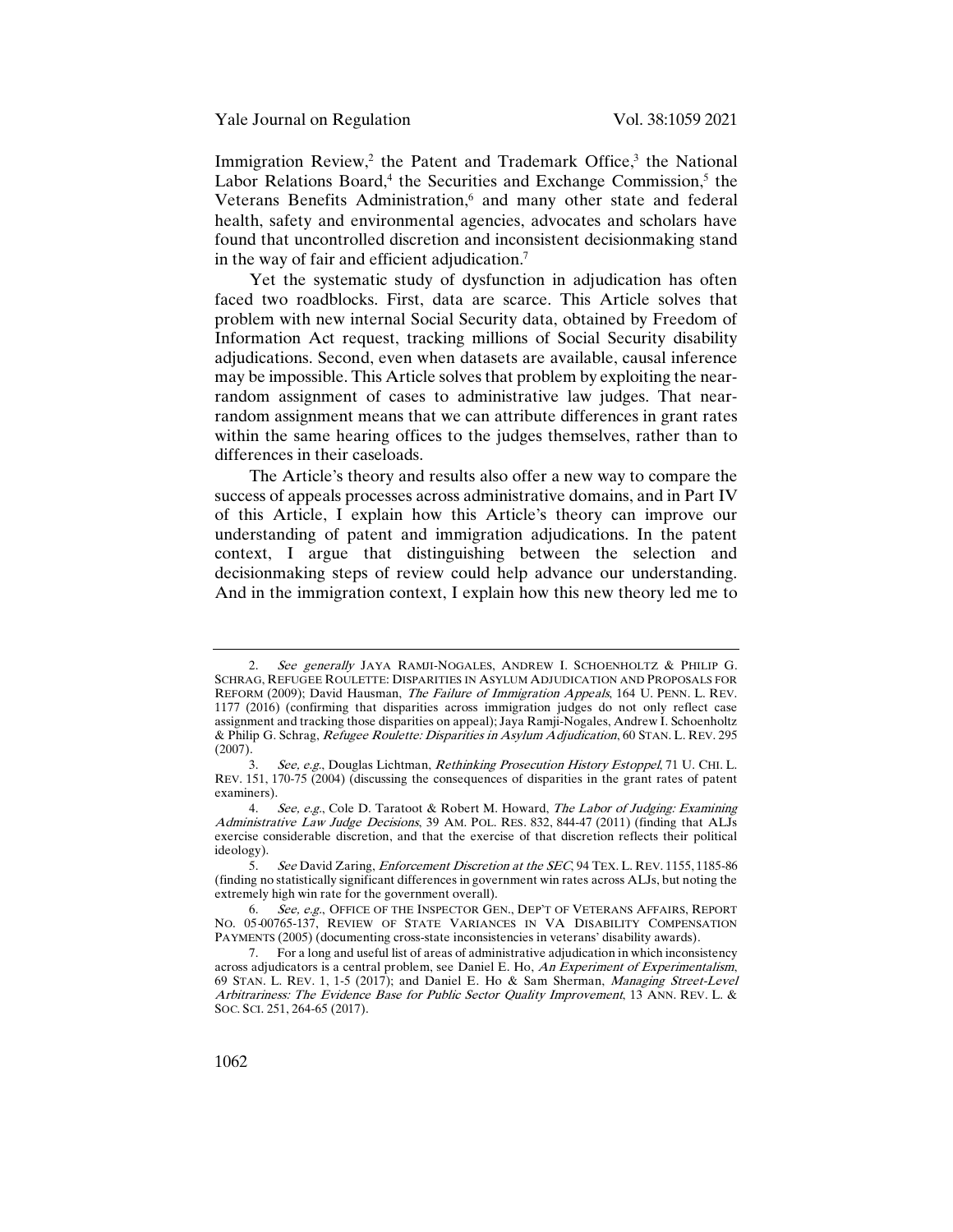Immigration Review,[2] the Patent and Trademark Office,[3] the National Labor Relations Board,[4] the Securities and Exchange Commission,[5] the Veterans Benefits Administration,[6] and many other state and federal health, safety and environmental agencies, advocates and scholars have found that uncontrolled discretion and inconsistent decisionmaking stand in the way of fair and efficient adjudication.[7]

Yet the systematic study of dysfunction in adjudication has often faced two roadblocks. First, data are scarce. This Article solves that problem with new internal Social Security data, obtained by Freedom of Information Act request, tracking millions of Social Security disability adjudications. Second, even when datasets are available, causal inference may be impossible. This Article solves that problem by exploiting the near-random assignment of cases to administrative law judges. That near-random assignment means that we can attribute differences in grant rates within the same hearing offices to the judges themselves, rather than to differences in their caseloads.

The Article's theory and results also offer a new way to compare the success of appeals processes across administrative domains, and in Part IV of this Article, I explain how this Article's theory can improve our understanding of patent and immigration adjudications. In the patent context, I argue that distinguishing between the selection and decisionmaking steps of review could help advance our understanding. And in the immigration context, I explain how this new theory led me to

---

2. *See generally* JAYA RAMJI-NOGALES, ANDREW I. SCHOENHOLTZ & PHILIP G. SCHRAG, REFUGEE ROULETTE: DISPARITIES IN ASYLUM ADJUDICATION AND PROPOSALS FOR REFORM (2009); David Hausman, *The Failure of Immigration Appeals*, 164 U. PENN. L. REV. 1177 (2016) (confirming that disparities across immigration judges do not only reflect case assignment and tracking those disparities on appeal); Jaya Ramji-Nogales, Andrew I. Schoenholtz & Philip G. Schrag, *Refugee Roulette: Disparities in Asylum Adjudication*, 60 STAN. L. REV. 295 (2007).

3. *See, e.g.*, Douglas Lichtman, *Rethinking Prosecution History Estoppel*, 71 U. CHI. L. REV. 151, 170-75 (2004) (discussing the consequences of disparities in the grant rates of patent examiners).

4. *See, e.g.*, Cole D. Taratoot & Robert M. Howard, *The Labor of Judging: Examining Administrative Law Judge Decisions*, 39 AM. POL. RES. 832, 844-47 (2011) (finding that ALJs exercise considerable discretion, and that the exercise of that discretion reflects their political ideology).

5. *See* David Zaring, *Enforcement Discretion at the SEC*, 94 TEX. L. REV. 1155, 1185-86 (finding no statistically significant differences in government win rates across ALJs, but noting the extremely high win rate for the government overall).

6. *See, e.g.*, OFFICE OF THE INSPECTOR GEN., DEP'T OF VETERANS AFFAIRS, REPORT NO. 05-00765-137, REVIEW OF STATE VARIANCES IN VA DISABILITY COMPENSATION PAYMENTS (2005) (documenting cross-state inconsistencies in veterans' disability awards).

7. For a long and useful list of areas of administrative adjudication in which inconsistency across adjudicators is a central problem, see Daniel E. Ho, *An Experiment of Experimentalism*, 69 STAN. L. REV. 1, 1-5 (2017); and Daniel E. Ho & Sam Sherman, *Managing Street-Level Arbitrariness: The Evidence Base for Public Sector Quality Improvement*, 13 ANN. REV. L. & SOC. SCI. 251, 264-65 (2017).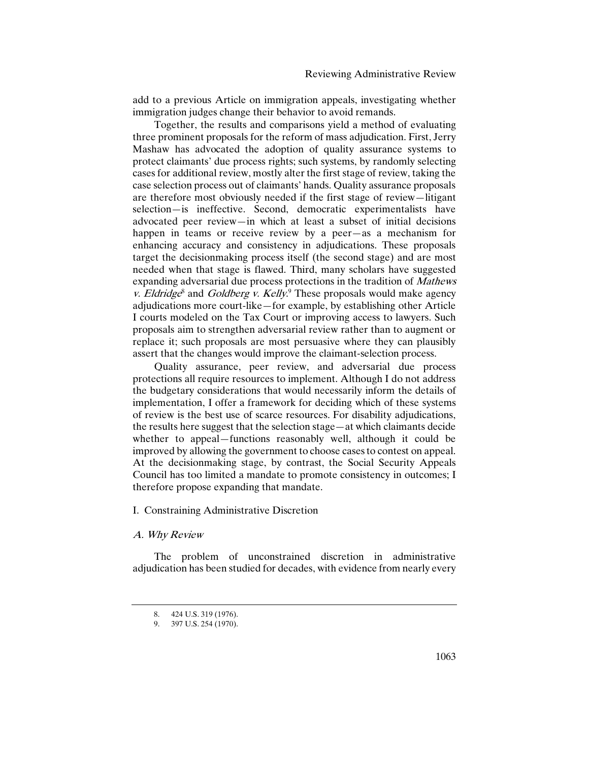add to a previous Article on immigration appeals, investigating whether immigration judges change their behavior to avoid remands.

Together, the results and comparisons yield a method of evaluating three prominent proposals for the reform of mass adjudication. First, Jerry Mashaw has advocated the adoption of quality assurance systems to protect claimants' due process rights; such systems, by randomly selecting cases for additional review, mostly alter the first stage of review, taking the case selection process out of claimants' hands. Quality assurance proposals are therefore most obviously needed if the first stage of review—litigant selection—is ineffective. Second, democratic experimentalists have advocated peer review—in which at least a subset of initial decisions happen in teams or receive review by a peer—as a mechanism for enhancing accuracy and consistency in adjudications. These proposals target the decisionmaking process itself (the second stage) and are most needed when that stage is flawed. Third, many scholars have suggested expanding adversarial due process protections in the tradition of *Mathews v. Eldridge*[8] and *Goldberg v. Kelly*.[9] These proposals would make agency adjudications more court-like—for example, by establishing other Article I courts modeled on the Tax Court or improving access to lawyers. Such proposals aim to strengthen adversarial review rather than to augment or replace it; such proposals are most persuasive where they can plausibly assert that the changes would improve the claimant-selection process.

Quality assurance, peer review, and adversarial due process protections all require resources to implement. Although I do not address the budgetary considerations that would necessarily inform the details of implementation, I offer a framework for deciding which of these systems of review is the best use of scarce resources. For disability adjudications, the results here suggest that the selection stage—at which claimants decide whether to appeal—functions reasonably well, although it could be improved by allowing the government to choose cases to contest on appeal. At the decisionmaking stage, by contrast, the Social Security Appeals Council has too limited a mandate to promote consistency in outcomes; I therefore propose expanding that mandate.

## I. Constraining Administrative Discretion

### *A. Why Review*

The problem of unconstrained discretion in administrative adjudication has been studied for decades, with evidence from nearly every

8. 424 U.S. 319 (1976).

9. 397 U.S. 254 (1970).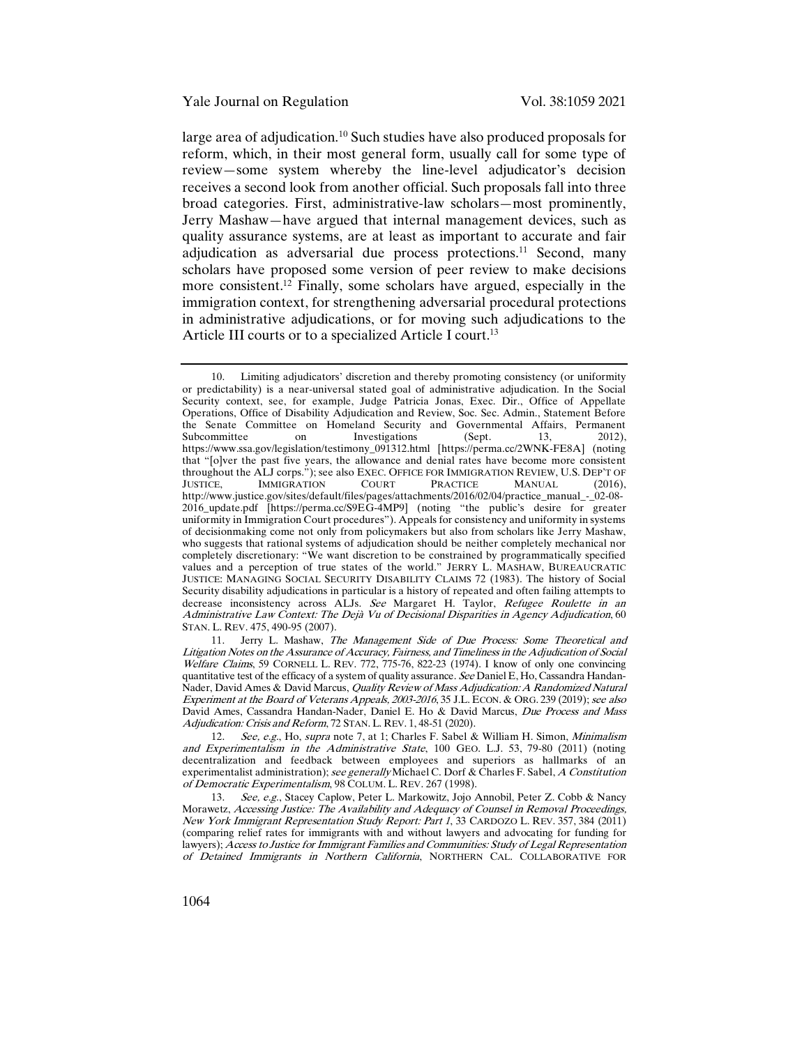large area of adjudication.[10] Such studies have also produced proposals for reform, which, in their most general form, usually call for some type of review—some system whereby the line-level adjudicator's decision receives a second look from another official. Such proposals fall into three broad categories. First, administrative-law scholars—most prominently, Jerry Mashaw—have argued that internal management devices, such as quality assurance systems, are at least as important to accurate and fair adjudication as adversarial due process protections.[11] Second, many scholars have proposed some version of peer review to make decisions more consistent.[12] Finally, some scholars have argued, especially in the immigration context, for strengthening adversarial procedural protections in administrative adjudications, or for moving such adjudications to the Article III courts or to a specialized Article I court.[13]

---

10. Limiting adjudicators' discretion and thereby promoting consistency (or uniformity or predictability) is a near-universal stated goal of administrative adjudication. In the Social Security context, see, for example, Judge Patricia Jonas, Exec. Dir., Office of Appellate Operations, Office of Disability Adjudication and Review, Soc. Sec. Admin., Statement Before the Senate Committee on Homeland Security and Governmental Affairs, Permanent Subcommittee on Investigations (Sept. 13, 2012), https://www.ssa.gov/legislation/testimony_091312.html [https://perma.cc/2WNK-FE8A] (noting that "[o]ver the past five years, the allowance and denial rates have become more consistent throughout the ALJ corps."); see also EXEC. OFFICE FOR IMMIGRATION REVIEW, U.S. DEP'T OF JUSTICE, IMMIGRATION COURT PRACTICE MANUAL (2016), http://www.justice.gov/sites/default/files/pages/attachments/2016/02/04/practice_manual_-_02-08-2016_update.pdf [https://perma.cc/S9EG-4MP9] (noting "the public's desire for greater uniformity in Immigration Court procedures"). Appeals for consistency and uniformity in systems of decisionmaking come not only from policymakers but also from scholars like Jerry Mashaw, who suggests that rational systems of adjudication should be neither completely mechanical nor completely discretionary: "We want discretion to be constrained by programmatically specified values and a perception of true states of the world." JERRY L. MASHAW, BUREAUCRATIC JUSTICE: MANAGING SOCIAL SECURITY DISABILITY CLAIMS 72 (1983). The history of Social Security disability adjudications in particular is a history of repeated and often failing attempts to decrease inconsistency across ALJs. *See* Margaret H. Taylor, *Refugee Roulette in an Administrative Law Context: The Dejà Vu of Decisional Disparities in Agency Adjudication*, 60 STAN. L. REV. 475, 490-95 (2007).

11. Jerry L. Mashaw, *The Management Side of Due Process: Some Theoretical and Litigation Notes on the Assurance of Accuracy, Fairness, and Timeliness in the Adjudication of Social Welfare Claims*, 59 CORNELL L. REV. 772, 775-76, 822-23 (1974). I know of only one convincing quantitative test of the efficacy of a system of quality assurance. *See* Daniel E, Ho, Cassandra Handan-Nader, David Ames & David Marcus, *Quality Review of Mass Adjudication: A Randomized Natural Experiment at the Board of Veterans Appeals, 2003-2016*, 35 J.L. ECON. & ORG. 239 (2019); *see also* David Ames, Cassandra Handan-Nader, Daniel E. Ho & David Marcus, *Due Process and Mass Adjudication: Crisis and Reform*, 72 STAN. L. REV. 1, 48-51 (2020).

12. *See, e.g.*, Ho, *supra* note 7, at 1; Charles F. Sabel & William H. Simon, *Minimalism and Experimentalism in the Administrative State*, 100 GEO. L.J. 53, 79-80 (2011) (noting decentralization and feedback between employees and superiors as hallmarks of an experimentalist administration); *see generally* Michael C. Dorf & Charles F. Sabel, *A Constitution of Democratic Experimentalism*, 98 COLUM. L. REV. 267 (1998).

13. *See, e.g.*, Stacey Caplow, Peter L. Markowitz, Jojo Annobil, Peter Z. Cobb & Nancy Morawetz, *Accessing Justice: The Availability and Adequacy of Counsel in Removal Proceedings, New York Immigrant Representation Study Report: Part 1*, 33 CARDOZO L. REV. 357, 384 (2011) (comparing relief rates for immigrants with and without lawyers and advocating for funding for lawyers); *Access to Justice for Immigrant Families and Communities: Study of Legal Representation of Detained Immigrants in Northern California*, NORTHERN CAL. COLLABORATIVE FOR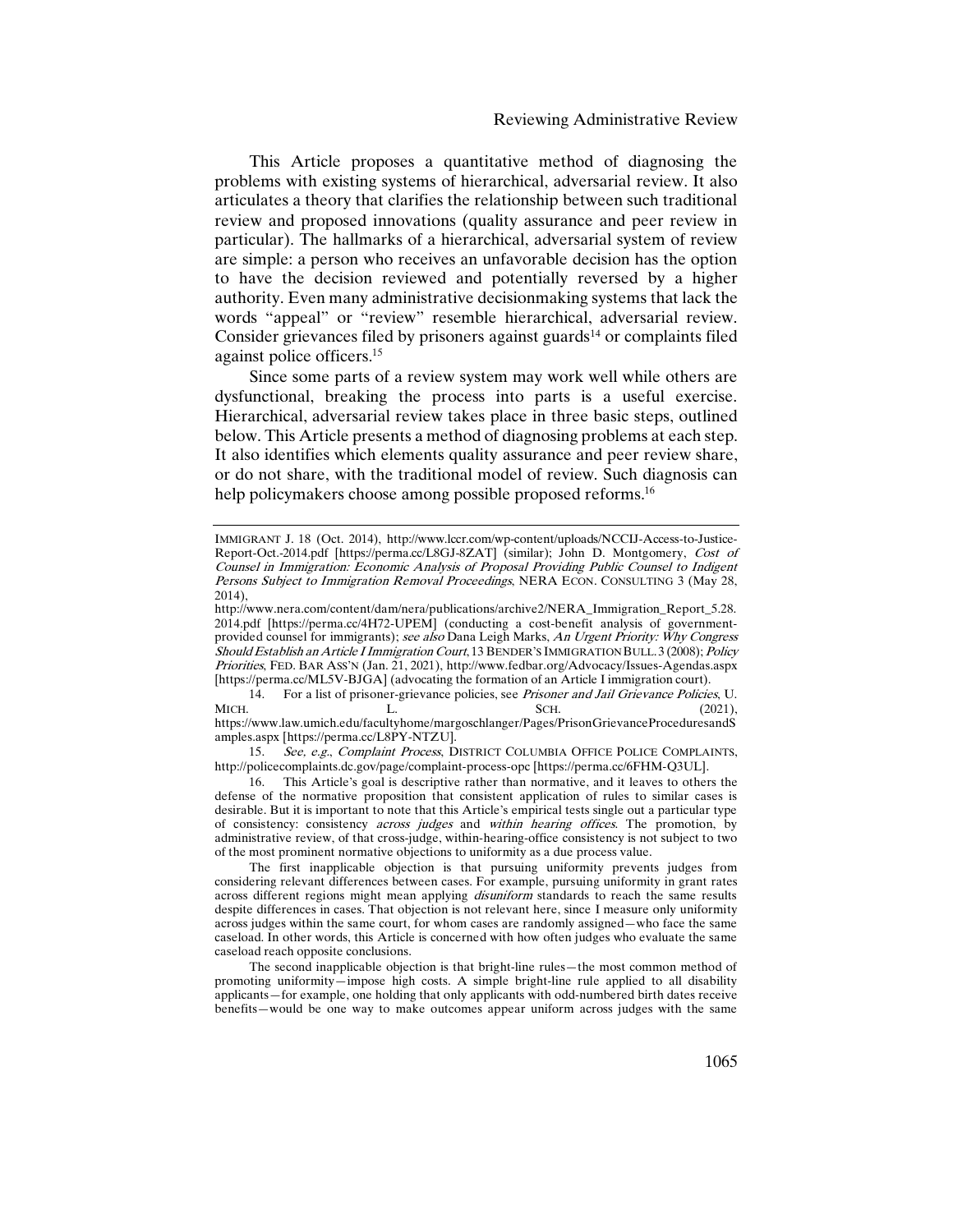This Article proposes a quantitative method of diagnosing the problems with existing systems of hierarchical, adversarial review. It also articulates a theory that clarifies the relationship between such traditional review and proposed innovations (quality assurance and peer review in particular). The hallmarks of a hierarchical, adversarial system of review are simple: a person who receives an unfavorable decision has the option to have the decision reviewed and potentially reversed by a higher authority. Even many administrative decisionmaking systems that lack the words "appeal" or "review" resemble hierarchical, adversarial review. Consider grievances filed by prisoners against guards[14] or complaints filed against police officers.[15]

Since some parts of a review system may work well while others are dysfunctional, breaking the process into parts is a useful exercise. Hierarchical, adversarial review takes place in three basic steps, outlined below. This Article presents a method of diagnosing problems at each step. It also identifies which elements quality assurance and peer review share, or do not share, with the traditional model of review. Such diagnosis can help policymakers choose among possible proposed reforms.[16]

---

IMMIGRANT J. 18 (Oct. 2014), http://www.lccr.com/wp-content/uploads/NCCIJ-Access-to-Justice-Report-Oct.-2014.pdf [https://perma.cc/L8GJ-8ZAT] (similar); John D. Montgomery, *Cost of Counsel in Immigration: Economic Analysis of Proposal Providing Public Counsel to Indigent Persons Subject to Immigration Removal Proceedings*, NERA ECON. CONSULTING 3 (May 28, 2014), http://www.nera.com/content/dam/nera/publications/archive2/NERA_Immigration_Report_5.28.2014.pdf [https://perma.cc/4H72-UPEM] (conducting a cost-benefit analysis of government-provided counsel for immigrants); *see also* Dana Leigh Marks, *An Urgent Priority: Why Congress Should Establish an Article I Immigration Court*, 13 BENDER'S IMMIGRATION BULL. 3 (2008); *Policy Priorities*, FED. BAR ASS'N (Jan. 21, 2021), http://www.fedbar.org/Advocacy/Issues-Agendas.aspx [https://perma.cc/ML5V-BJGA] (advocating the formation of an Article I immigration court).

14. For a list of prisoner-grievance policies, see *Prisoner and Jail Grievance Policies*, U. MICH. L. SCH. (2021), https://www.law.umich.edu/facultyhome/margoschlanger/Pages/PrisonGrievanceProceduresandSamples.aspx [https://perma.cc/L8PY-NTZU].

15. *See, e.g.*, *Complaint Process*, DISTRICT COLUMBIA OFFICE POLICE COMPLAINTS, http://policecomplaints.dc.gov/page/complaint-process-opc [https://perma.cc/6FHM-Q3UL].

16. This Article's goal is descriptive rather than normative, and it leaves to others the defense of the normative proposition that consistent application of rules to similar cases is desirable. But it is important to note that this Article's empirical tests single out a particular type of consistency: consistency *across judges* and *within hearing offices*. The promotion, by administrative review, of that cross-judge, within-hearing-office consistency is not subject to two of the most prominent normative objections to uniformity as a due process value.

The first inapplicable objection is that pursuing uniformity prevents judges from considering relevant differences between cases. For example, pursuing uniformity in grant rates across different regions might mean applying *disuniform* standards to reach the same results despite differences in cases. That objection is not relevant here, since I measure only uniformity across judges within the same court, for whom cases are randomly assigned—who face the same caseload. In other words, this Article is concerned with how often judges who evaluate the same caseload reach opposite conclusions.

The second inapplicable objection is that bright-line rules—the most common method of promoting uniformity—impose high costs. A simple bright-line rule applied to all disability applicants—for example, one holding that only applicants with odd-numbered birth dates receive benefits—would be one way to make outcomes appear uniform across judges with the same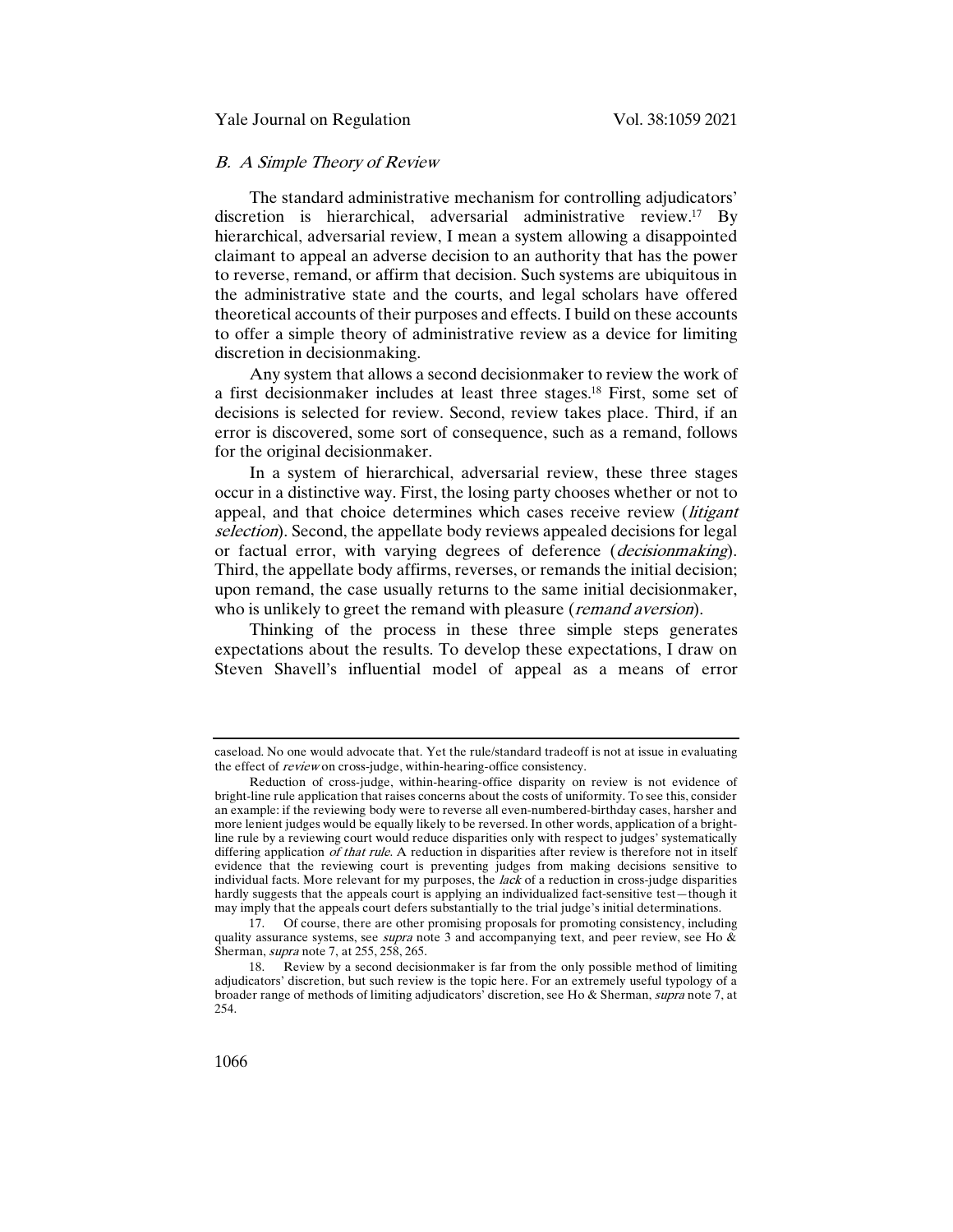### *B. A Simple Theory of Review*

The standard administrative mechanism for controlling adjudicators' discretion is hierarchical, adversarial administrative review.[17] By hierarchical, adversarial review, I mean a system allowing a disappointed claimant to appeal an adverse decision to an authority that has the power to reverse, remand, or affirm that decision. Such systems are ubiquitous in the administrative state and the courts, and legal scholars have offered theoretical accounts of their purposes and effects. I build on these accounts to offer a simple theory of administrative review as a device for limiting discretion in decisionmaking.

Any system that allows a second decisionmaker to review the work of a first decisionmaker includes at least three stages.[18] First, some set of decisions is selected for review. Second, review takes place. Third, if an error is discovered, some sort of consequence, such as a remand, follows for the original decisionmaker.

In a system of hierarchical, adversarial review, these three stages occur in a distinctive way. First, the losing party chooses whether or not to appeal, and that choice determines which cases receive review (*litigant selection*). Second, the appellate body reviews appealed decisions for legal or factual error, with varying degrees of deference (*decisionmaking*). Third, the appellate body affirms, reverses, or remands the initial decision; upon remand, the case usually returns to the same initial decisionmaker, who is unlikely to greet the remand with pleasure (*remand aversion*).

Thinking of the process in these three simple steps generates expectations about the results. To develop these expectations, I draw on Steven Shavell's influential model of appeal as a means of error

---

caseload. No one would advocate that. Yet the rule/standard tradeoff is not at issue in evaluating the effect of *review* on cross-judge, within-hearing-office consistency.

Reduction of cross-judge, within-hearing-office disparity on review is not evidence of bright-line rule application that raises concerns about the costs of uniformity. To see this, consider an example: if the reviewing body were to reverse all even-numbered-birthday cases, harsher and more lenient judges would be equally likely to be reversed. In other words, application of a bright-line rule by a reviewing court would reduce disparities only with respect to judges' systematically differing application *of that rule*. A reduction in disparities after review is therefore not in itself evidence that the reviewing court is preventing judges from making decisions sensitive to individual facts. More relevant for my purposes, the *lack* of a reduction in cross-judge disparities hardly suggests that the appeals court is applying an individualized fact-sensitive test—though it may imply that the appeals court defers substantially to the trial judge's initial determinations.

17. Of course, there are other promising proposals for promoting consistency, including quality assurance systems, see *supra* note 3 and accompanying text, and peer review, see Ho & Sherman, *supra* note 7, at 255, 258, 265.

18. Review by a second decisionmaker is far from the only possible method of limiting adjudicators' discretion, but such review is the topic here. For an extremely useful typology of a broader range of methods of limiting adjudicators' discretion, see Ho & Sherman, *supra* note 7, at 254.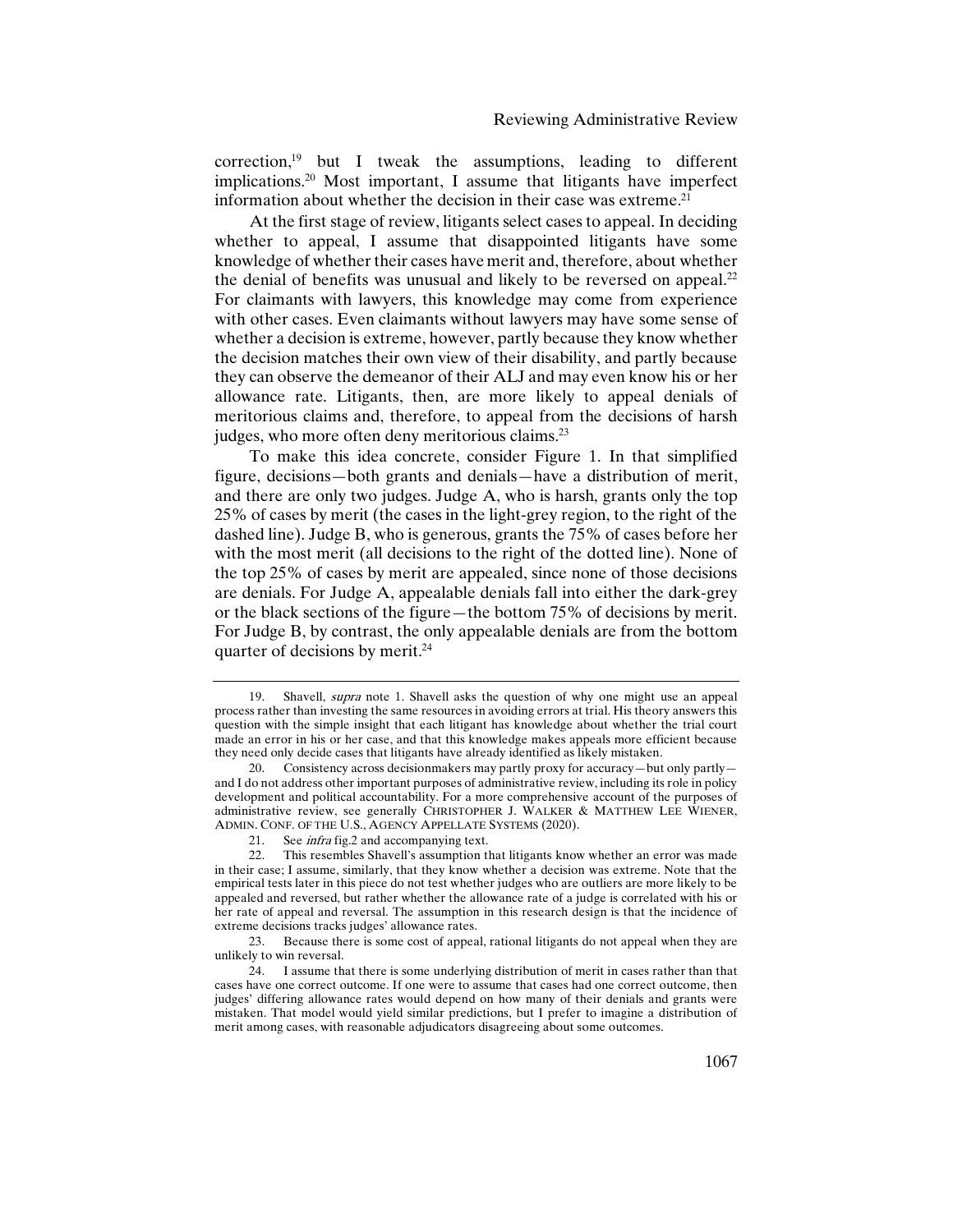correction,[19] but I tweak the assumptions, leading to different implications.[20] Most important, I assume that litigants have imperfect information about whether the decision in their case was extreme.[21]

At the first stage of review, litigants select cases to appeal. In deciding whether to appeal, I assume that disappointed litigants have some knowledge of whether their cases have merit and, therefore, about whether the denial of benefits was unusual and likely to be reversed on appeal.[22] For claimants with lawyers, this knowledge may come from experience with other cases. Even claimants without lawyers may have some sense of whether a decision is extreme, however, partly because they know whether the decision matches their own view of their disability, and partly because they can observe the demeanor of their ALJ and may even know his or her allowance rate. Litigants, then, are more likely to appeal denials of meritorious claims and, therefore, to appeal from the decisions of harsh judges, who more often deny meritorious claims.[23]

To make this idea concrete, consider Figure 1. In that simplified figure, decisions—both grants and denials—have a distribution of merit, and there are only two judges. Judge A, who is harsh, grants only the top 25% of cases by merit (the cases in the light-grey region, to the right of the dashed line). Judge B, who is generous, grants the 75% of cases before her with the most merit (all decisions to the right of the dotted line). None of the top 25% of cases by merit are appealed, since none of those decisions are denials. For Judge A, appealable denials fall into either the dark-grey or the black sections of the figure—the bottom 75% of decisions by merit. For Judge B, by contrast, the only appealable denials are from the bottom quarter of decisions by merit.[24]

---

19. Shavell, *supra* note 1. Shavell asks the question of why one might use an appeal process rather than investing the same resources in avoiding errors at trial. His theory answers this question with the simple insight that each litigant has knowledge about whether the trial court made an error in his or her case, and that this knowledge makes appeals more efficient because they need only decide cases that litigants have already identified as likely mistaken.

20. Consistency across decisionmakers may partly proxy for accuracy—but only partly—and I do not address other important purposes of administrative review, including its role in policy development and political accountability. For a more comprehensive account of the purposes of administrative review, see generally CHRISTOPHER J. WALKER & MATTHEW LEE WIENER, ADMIN. CONF. OF THE U.S., AGENCY APPELLATE SYSTEMS (2020).

21. See *infra* fig.2 and accompanying text.

22. This resembles Shavell's assumption that litigants know whether an error was made in their case; I assume, similarly, that they know whether a decision was extreme. Note that the empirical tests later in this piece do not test whether judges who are outliers are more likely to be appealed and reversed, but rather whether the allowance rate of a judge is correlated with his or her rate of appeal and reversal. The assumption in this research design is that the incidence of extreme decisions tracks judges' allowance rates.

23. Because there is some cost of appeal, rational litigants do not appeal when they are unlikely to win reversal.

24. I assume that there is some underlying distribution of merit in cases rather than that cases have one correct outcome. If one were to assume that cases had one correct outcome, then judges' differing allowance rates would depend on how many of their denials and grants were mistaken. That model would yield similar predictions, but I prefer to imagine a distribution of merit among cases, with reasonable adjudicators disagreeing about some outcomes.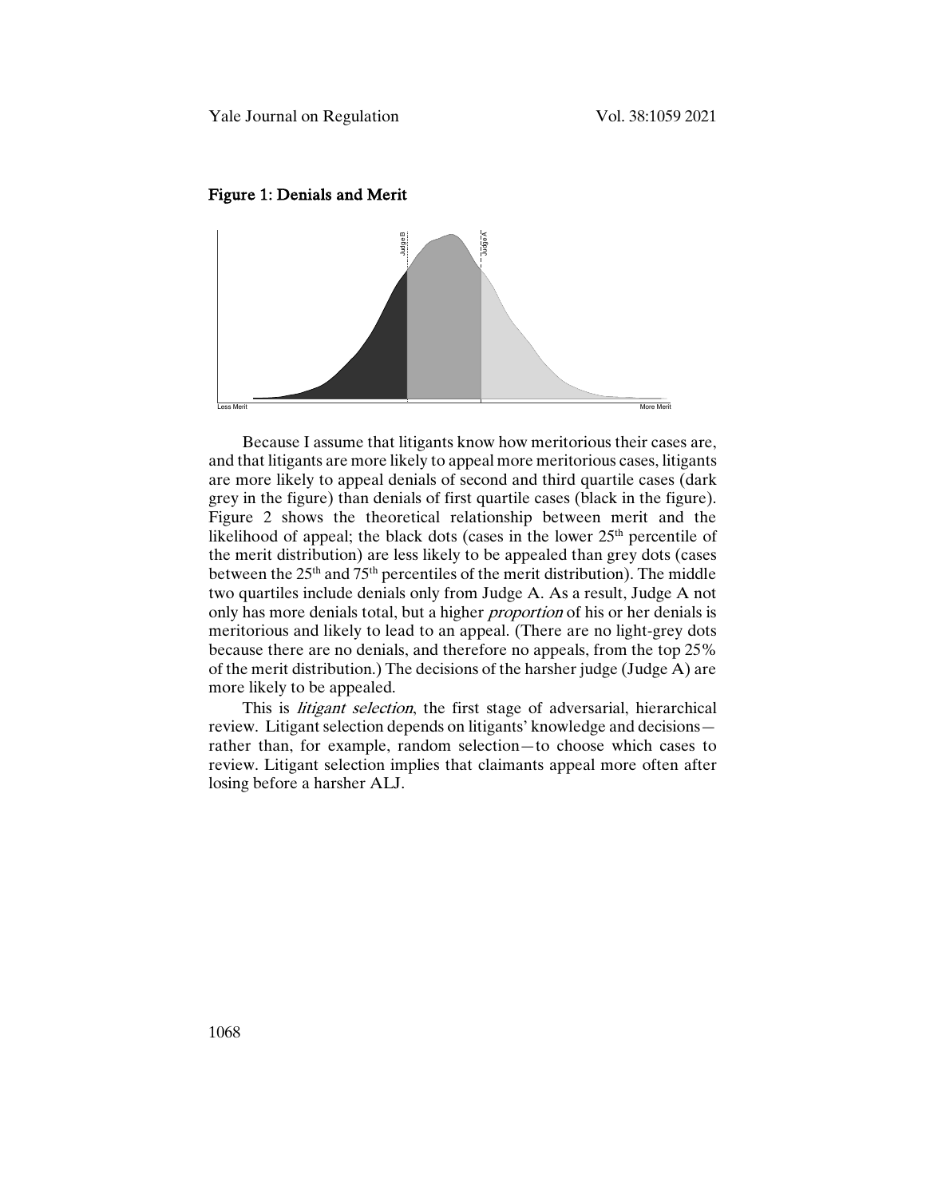**Figure 1: Denials and Merit**

Judge B

Judge A

Less Merit

More Merit

Because I assume that litigants know how meritorious their cases are, and that litigants are more likely to appeal more meritorious cases, litigants are more likely to appeal denials of second and third quartile cases (dark grey in the figure) than denials of first quartile cases (black in the figure). Figure 2 shows the theoretical relationship between merit and the likelihood of appeal; the black dots (cases in the lower 25th percentile of the merit distribution) are less likely to be appealed than grey dots (cases between the 25th and 75th percentiles of the merit distribution). The middle two quartiles include denials only from Judge A. As a result, Judge A not only has more denials total, but a higher *proportion* of his or her denials is meritorious and likely to lead to an appeal. (There are no light-grey dots because there are no denials, and therefore no appeals, from the top 25% of the merit distribution.) The decisions of the harsher judge (Judge A) are more likely to be appealed.

This is *litigant selection*, the first stage of adversarial, hierarchical review. Litigant selection depends on litigants' knowledge and decisions—rather than, for example, random selection—to choose which cases to review. Litigant selection implies that claimants appeal more often after losing before a harsher ALJ.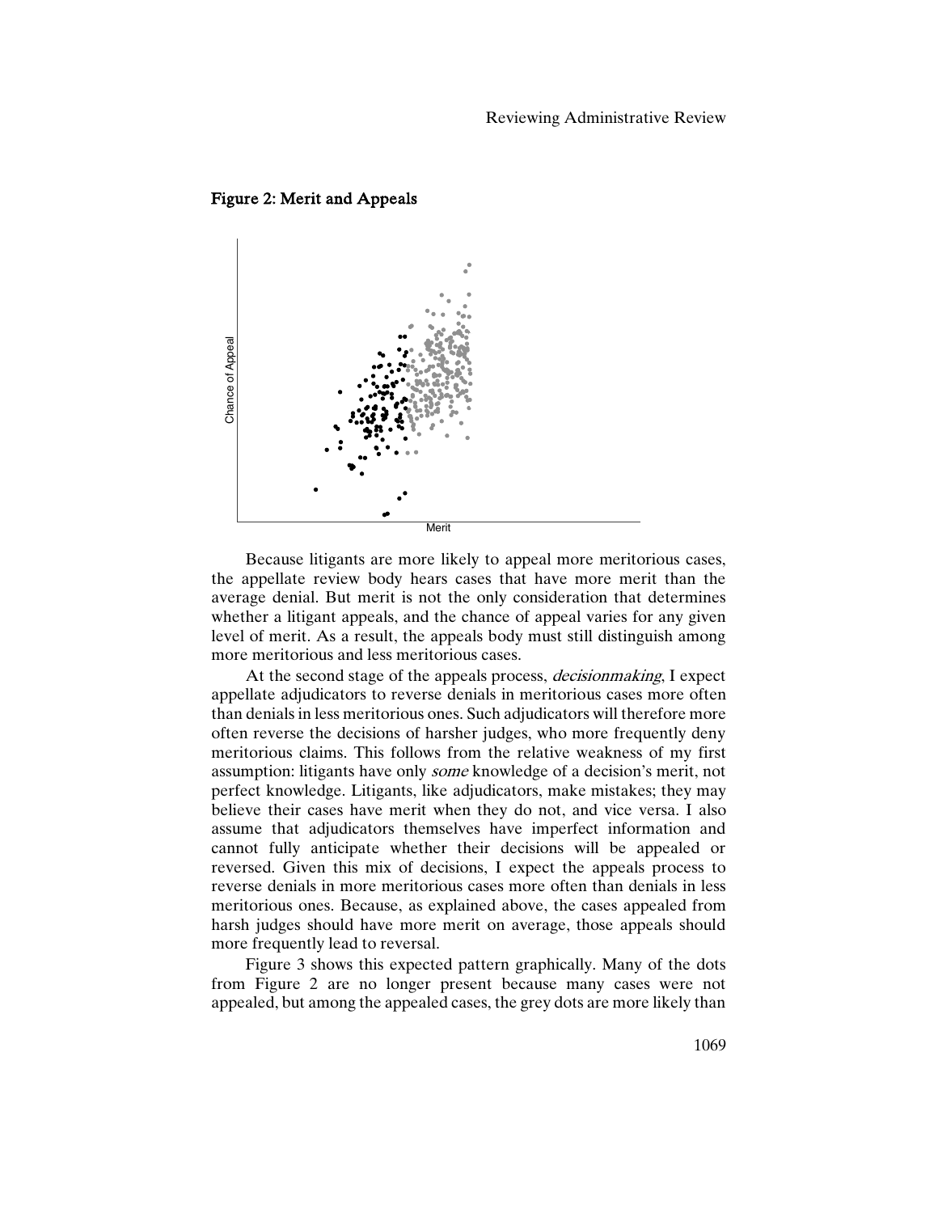**Figure 2: Merit and Appeals**

Chance of Appeal

Merit

Because litigants are more likely to appeal more meritorious cases, the appellate review body hears cases that have more merit than the average denial. But merit is not the only consideration that determines whether a litigant appeals, and the chance of appeal varies for any given level of merit. As a result, the appeals body must still distinguish among more meritorious and less meritorious cases.

At the second stage of the appeals process, *decisionmaking*, I expect appellate adjudicators to reverse denials in meritorious cases more often than denials in less meritorious ones. Such adjudicators will therefore more often reverse the decisions of harsher judges, who more frequently deny meritorious claims. This follows from the relative weakness of my first assumption: litigants have only *some* knowledge of a decision's merit, not perfect knowledge. Litigants, like adjudicators, make mistakes; they may believe their cases have merit when they do not, and vice versa. I also assume that adjudicators themselves have imperfect information and cannot fully anticipate whether their decisions will be appealed or reversed. Given this mix of decisions, I expect the appeals process to reverse denials in more meritorious cases more often than denials in less meritorious ones. Because, as explained above, the cases appealed from harsh judges should have more merit on average, those appeals should more frequently lead to reversal.

Figure 3 shows this expected pattern graphically. Many of the dots from Figure 2 are no longer present because many cases were not appealed, but among the appealed cases, the grey dots are more likely than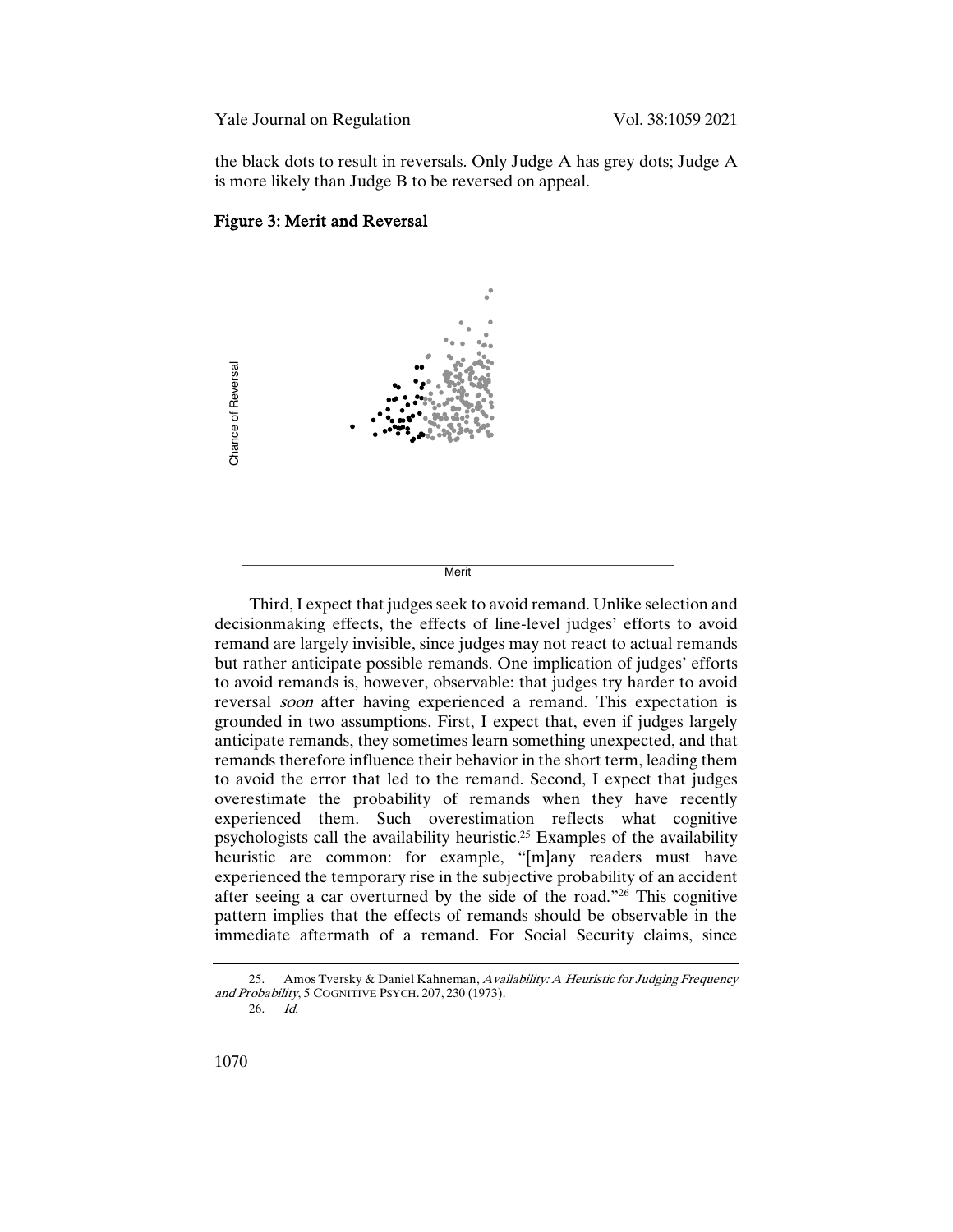the black dots to result in reversals. Only Judge A has grey dots; Judge A is more likely than Judge B to be reversed on appeal.

**Figure 3: Merit and Reversal**

Chance of Reversal

Merit

Third, I expect that judges seek to avoid remand. Unlike selection and decisionmaking effects, the effects of line-level judges' efforts to avoid remand are largely invisible, since judges may not react to actual remands but rather anticipate possible remands. One implication of judges' efforts to avoid remands is, however, observable: that judges try harder to avoid reversal *soon* after having experienced a remand. This expectation is grounded in two assumptions. First, I expect that, even if judges largely anticipate remands, they sometimes learn something unexpected, and that remands therefore influence their behavior in the short term, leading them to avoid the error that led to the remand. Second, I expect that judges overestimate the probability of remands when they have recently experienced them. Such overestimation reflects what cognitive psychologists call the availability heuristic.[25] Examples of the availability heuristic are common: for example, "[m]any readers must have experienced the temporary rise in the subjective probability of an accident after seeing a car overturned by the side of the road."[26] This cognitive pattern implies that the effects of remands should be observable in the immediate aftermath of a remand. For Social Security claims, since

25. Amos Tversky & Daniel Kahneman, *Availability: A Heuristic for Judging Frequency and Probability*, 5 COGNITIVE PSYCH. 207, 230 (1973).

26. *Id.*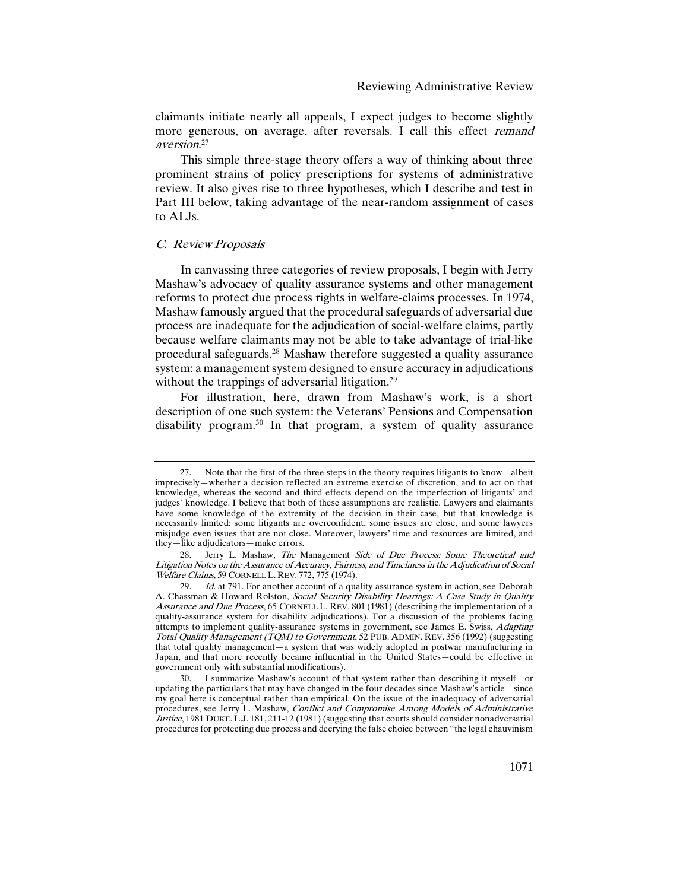claimants initiate nearly all appeals, I expect judges to become slightly more generous, on average, after reversals. I call this effect *remand aversion*.[27]

This simple three-stage theory offers a way of thinking about three prominent strains of policy prescriptions for systems of administrative review. It also gives rise to three hypotheses, which I describe and test in Part III below, taking advantage of the near-random assignment of cases to ALJs.

### *C. Review Proposals*

In canvassing three categories of review proposals, I begin with Jerry Mashaw's advocacy of quality assurance systems and other management reforms to protect due process rights in welfare-claims processes. In 1974, Mashaw famously argued that the procedural safeguards of adversarial due process are inadequate for the adjudication of social-welfare claims, partly because welfare claimants may not be able to take advantage of trial-like procedural safeguards.[28] Mashaw therefore suggested a quality assurance system: a management system designed to ensure accuracy in adjudications without the trappings of adversarial litigation.[29]

For illustration, here, drawn from Mashaw's work, is a short description of one such system: the Veterans' Pensions and Compensation disability program.[30] In that program, a system of quality assurance

---

27. Note that the first of the three steps in the theory requires litigants to know—albeit imprecisely—whether a decision reflected an extreme exercise of discretion, and to act on that knowledge, whereas the second and third effects depend on the imperfection of litigants' and judges' knowledge. I believe that both of these assumptions are realistic. Lawyers and claimants have some knowledge of the extremity of the decision in their case, but that knowledge is necessarily limited: some litigants are overconfident, some issues are close, and some lawyers misjudge even issues that are not close. Moreover, lawyers' time and resources are limited, and they—like adjudicators—make errors.

28. Jerry L. Mashaw, *The* Management *Side of Due Process: Some Theoretical and Litigation Notes on the Assurance of Accuracy, Fairness, and Timeliness in the Adjudication of Social Welfare Claims*, 59 CORNELL L. REV. 772, 775 (1974).

29. *Id.* at 791. For another account of a quality assurance system in action, see Deborah A. Chassman & Howard Rolston, *Social Security Disability Hearings: A Case Study in Quality Assurance and Due Process*, 65 CORNELL L. REV. 801 (1981) (describing the implementation of a quality-assurance system for disability adjudications). For a discussion of the problems facing attempts to implement quality-assurance systems in government, see James E. Swiss, *Adapting Total Quality Management (TQM) to Government*, 52 PUB. ADMIN. REV. 356 (1992) (suggesting that total quality management—a system that was widely adopted in postwar manufacturing in Japan, and that more recently became influential in the United States—could be effective in government only with substantial modifications).

30. I summarize Mashaw's account of that system rather than describing it myself—or updating the particulars that may have changed in the four decades since Mashaw's article—since my goal here is conceptual rather than empirical. On the issue of the inadequacy of adversarial procedures, see Jerry L. Mashaw, *Conflict and Compromise Among Models of Administrative Justice*, 1981 DUKE. L.J. 181, 211-12 (1981) (suggesting that courts should consider nonadversarial procedures for protecting due process and decrying the false choice between "the legal chauvinism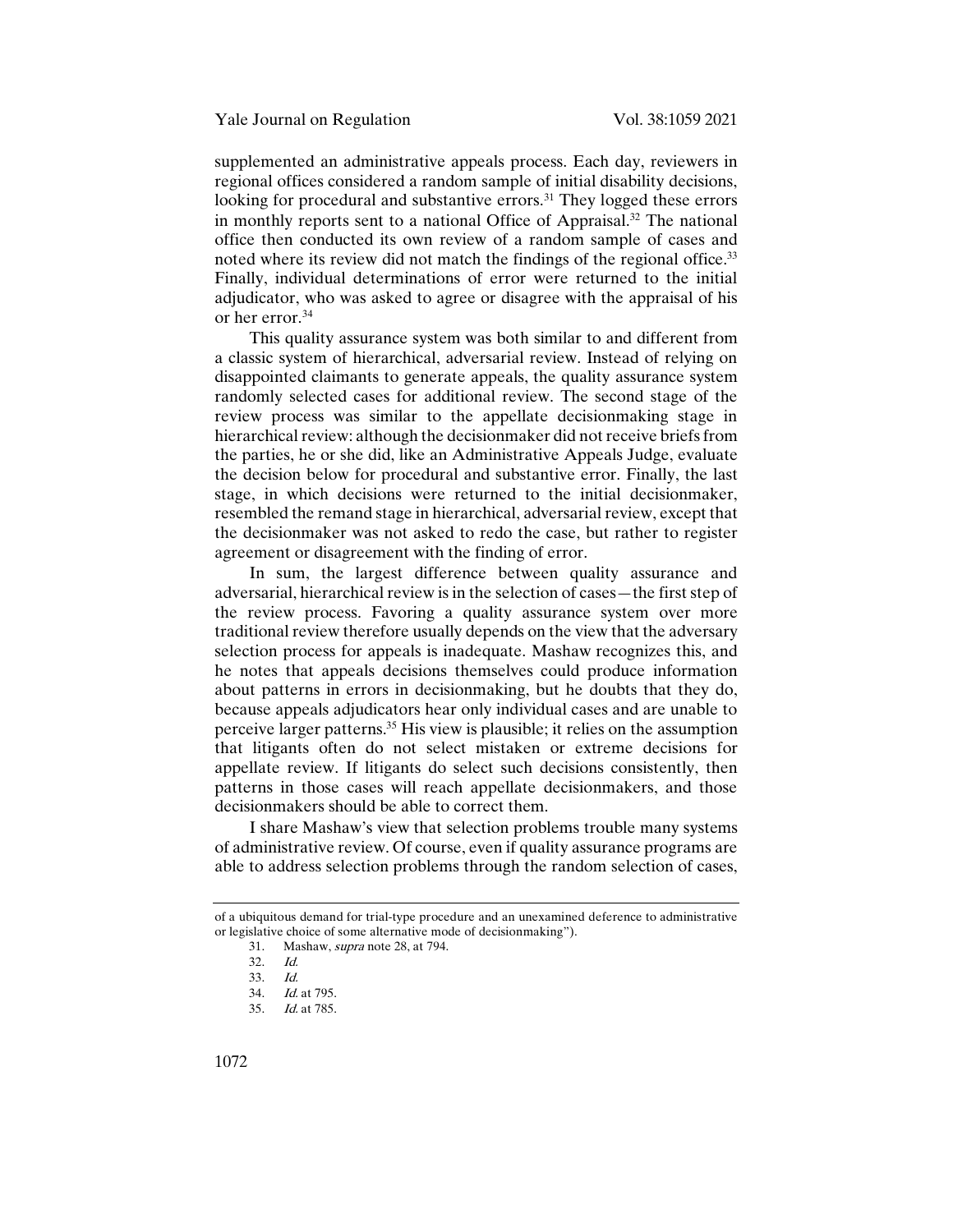supplemented an administrative appeals process. Each day, reviewers in regional offices considered a random sample of initial disability decisions, looking for procedural and substantive errors.[31] They logged these errors in monthly reports sent to a national Office of Appraisal.[32] The national office then conducted its own review of a random sample of cases and noted where its review did not match the findings of the regional office.[33] Finally, individual determinations of error were returned to the initial adjudicator, who was asked to agree or disagree with the appraisal of his or her error.[34]

This quality assurance system was both similar to and different from a classic system of hierarchical, adversarial review. Instead of relying on disappointed claimants to generate appeals, the quality assurance system randomly selected cases for additional review. The second stage of the review process was similar to the appellate decisionmaking stage in hierarchical review: although the decisionmaker did not receive briefs from the parties, he or she did, like an Administrative Appeals Judge, evaluate the decision below for procedural and substantive error. Finally, the last stage, in which decisions were returned to the initial decisionmaker, resembled the remand stage in hierarchical, adversarial review, except that the decisionmaker was not asked to redo the case, but rather to register agreement or disagreement with the finding of error.

In sum, the largest difference between quality assurance and adversarial, hierarchical review is in the selection of cases—the first step of the review process. Favoring a quality assurance system over more traditional review therefore usually depends on the view that the adversary selection process for appeals is inadequate. Mashaw recognizes this, and he notes that appeals decisions themselves could produce information about patterns in errors in decisionmaking, but he doubts that they do, because appeals adjudicators hear only individual cases and are unable to perceive larger patterns.[35] His view is plausible; it relies on the assumption that litigants often do not select mistaken or extreme decisions for appellate review. If litigants do select such decisions consistently, then patterns in those cases will reach appellate decisionmakers, and those decisionmakers should be able to correct them.

I share Mashaw's view that selection problems trouble many systems of administrative review. Of course, even if quality assurance programs are able to address selection problems through the random selection of cases,

---

of a ubiquitous demand for trial-type procedure and an unexamined deference to administrative or legislative choice of some alternative mode of decisionmaking").

31. Mashaw, *supra* note 28, at 794.

32. *Id.*

33. *Id.*

34. *Id.* at 795.

35. *Id.* at 785.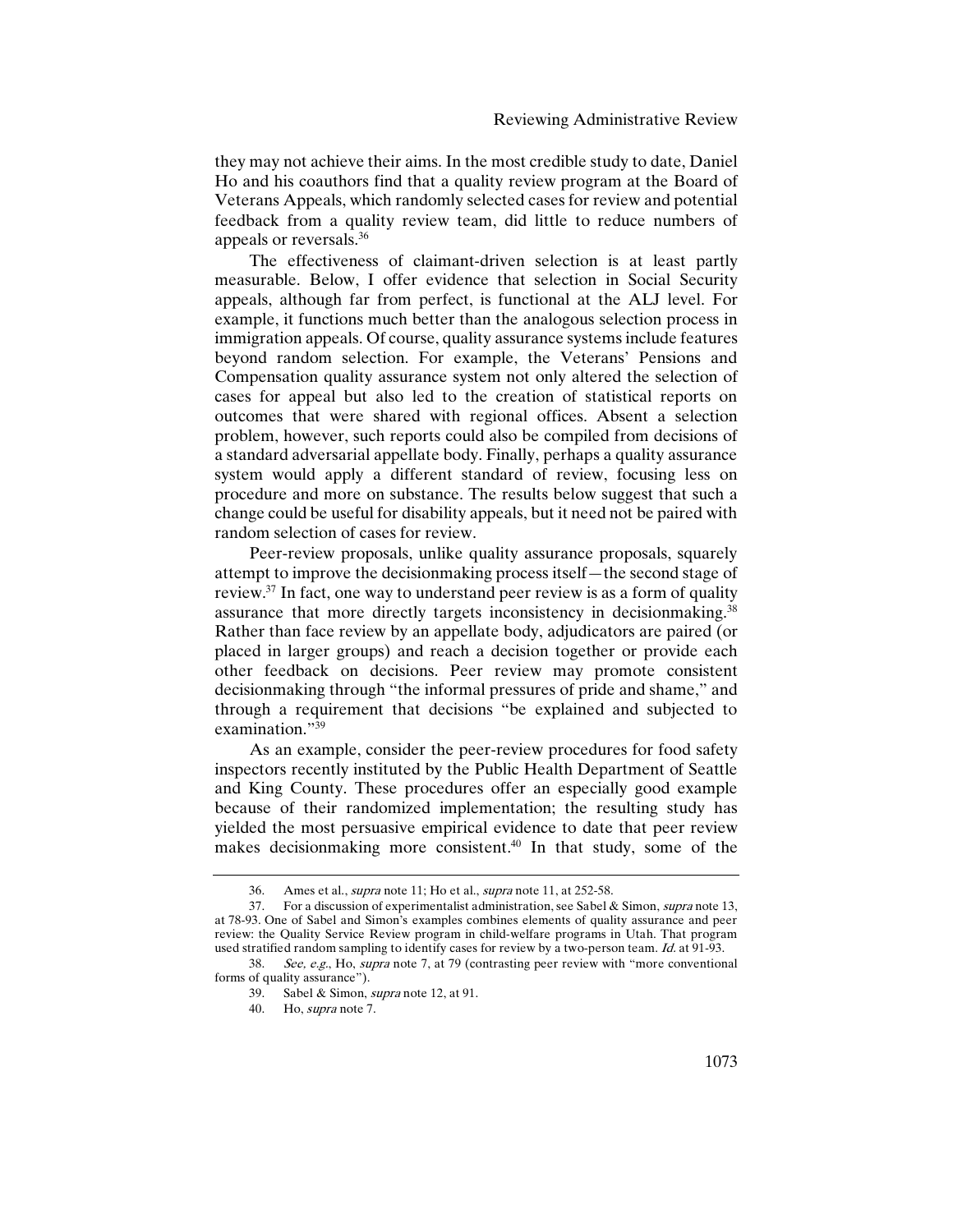they may not achieve their aims. In the most credible study to date, Daniel Ho and his coauthors find that a quality review program at the Board of Veterans Appeals, which randomly selected cases for review and potential feedback from a quality review team, did little to reduce numbers of appeals or reversals.[36]

The effectiveness of claimant-driven selection is at least partly measurable. Below, I offer evidence that selection in Social Security appeals, although far from perfect, is functional at the ALJ level. For example, it functions much better than the analogous selection process in immigration appeals. Of course, quality assurance systems include features beyond random selection. For example, the Veterans' Pensions and Compensation quality assurance system not only altered the selection of cases for appeal but also led to the creation of statistical reports on outcomes that were shared with regional offices. Absent a selection problem, however, such reports could also be compiled from decisions of a standard adversarial appellate body. Finally, perhaps a quality assurance system would apply a different standard of review, focusing less on procedure and more on substance. The results below suggest that such a change could be useful for disability appeals, but it need not be paired with random selection of cases for review.

Peer-review proposals, unlike quality assurance proposals, squarely attempt to improve the decisionmaking process itself—the second stage of review.[37] In fact, one way to understand peer review is as a form of quality assurance that more directly targets inconsistency in decisionmaking.[38] Rather than face review by an appellate body, adjudicators are paired (or placed in larger groups) and reach a decision together or provide each other feedback on decisions. Peer review may promote consistent decisionmaking through "the informal pressures of pride and shame," and through a requirement that decisions "be explained and subjected to examination."[39]

As an example, consider the peer-review procedures for food safety inspectors recently instituted by the Public Health Department of Seattle and King County. These procedures offer an especially good example because of their randomized implementation; the resulting study has yielded the most persuasive empirical evidence to date that peer review makes decisionmaking more consistent.[40] In that study, some of the

---

36. Ames et al., *supra* note 11; Ho et al., *supra* note 11, at 252-58.

37. For a discussion of experimentalist administration, see Sabel & Simon, *supra* note 13, at 78-93. One of Sabel and Simon's examples combines elements of quality assurance and peer review: the Quality Service Review program in child-welfare programs in Utah. That program used stratified random sampling to identify cases for review by a two-person team. *Id.* at 91-93.

38. *See, e.g.*, Ho, *supra* note 7, at 79 (contrasting peer review with "more conventional forms of quality assurance").

39. Sabel & Simon, *supra* note 12, at 91.

40. Ho, *supra* note 7.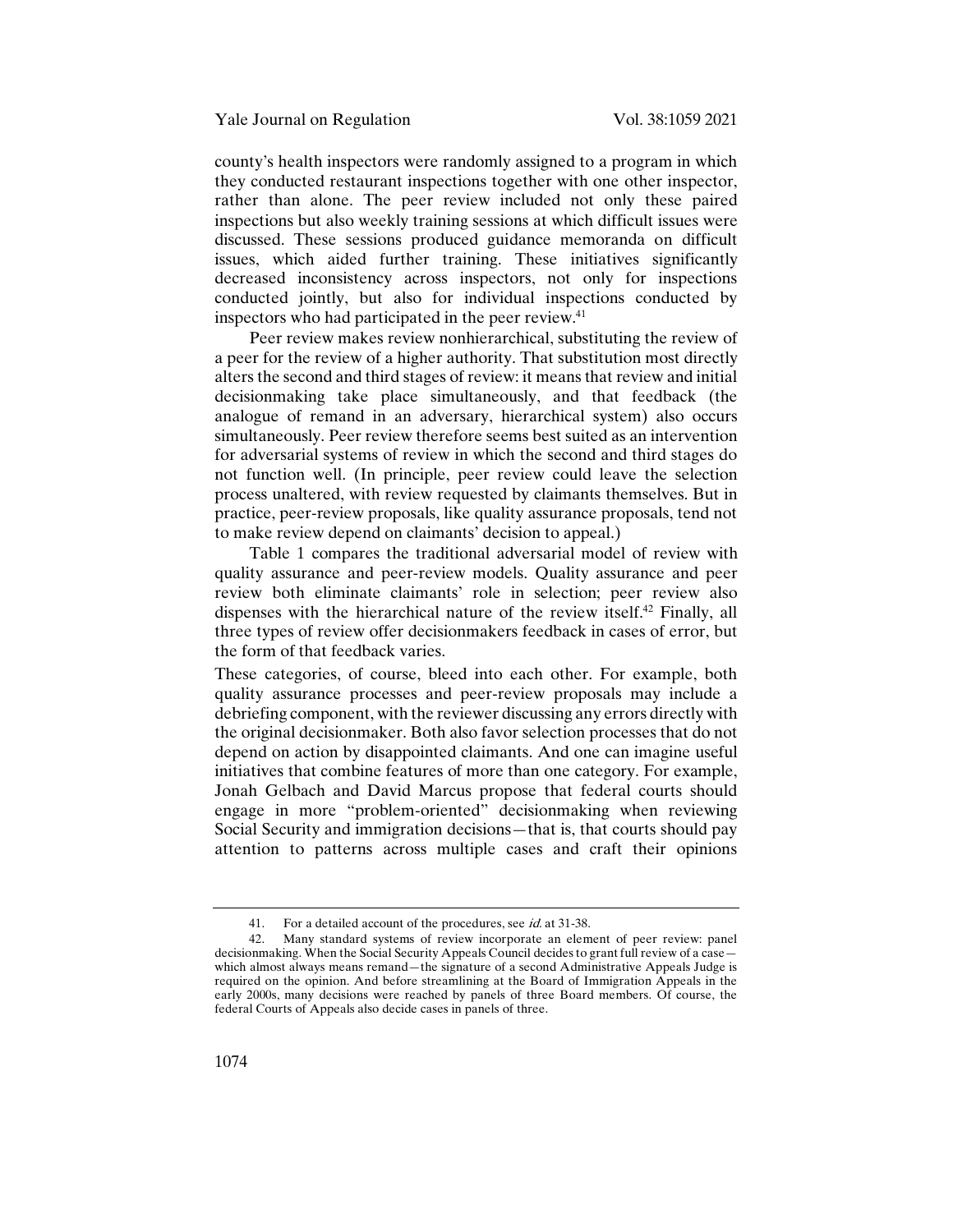county's health inspectors were randomly assigned to a program in which they conducted restaurant inspections together with one other inspector, rather than alone. The peer review included not only these paired inspections but also weekly training sessions at which difficult issues were discussed. These sessions produced guidance memoranda on difficult issues, which aided further training. These initiatives significantly decreased inconsistency across inspectors, not only for inspections conducted jointly, but also for individual inspections conducted by inspectors who had participated in the peer review.[41]

Peer review makes review nonhierarchical, substituting the review of a peer for the review of a higher authority. That substitution most directly alters the second and third stages of review: it means that review and initial decisionmaking take place simultaneously, and that feedback (the analogue of remand in an adversary, hierarchical system) also occurs simultaneously. Peer review therefore seems best suited as an intervention for adversarial systems of review in which the second and third stages do not function well. (In principle, peer review could leave the selection process unaltered, with review requested by claimants themselves. But in practice, peer-review proposals, like quality assurance proposals, tend not to make review depend on claimants' decision to appeal.)

Table 1 compares the traditional adversarial model of review with quality assurance and peer-review models. Quality assurance and peer review both eliminate claimants' role in selection; peer review also dispenses with the hierarchical nature of the review itself.[42] Finally, all three types of review offer decisionmakers feedback in cases of error, but the form of that feedback varies.

These categories, of course, bleed into each other. For example, both quality assurance processes and peer-review proposals may include a debriefing component, with the reviewer discussing any errors directly with the original decisionmaker. Both also favor selection processes that do not depend on action by disappointed claimants. And one can imagine useful initiatives that combine features of more than one category. For example, Jonah Gelbach and David Marcus propose that federal courts should engage in more "problem-oriented" decisionmaking when reviewing Social Security and immigration decisions—that is, that courts should pay attention to patterns across multiple cases and craft their opinions

---

41. For a detailed account of the procedures, see *id.* at 31-38.

42. Many standard systems of review incorporate an element of peer review: panel decisionmaking. When the Social Security Appeals Council decides to grant full review of a case—which almost always means remand—the signature of a second Administrative Appeals Judge is required on the opinion. And before streamlining at the Board of Immigration Appeals in the early 2000s, many decisions were reached by panels of three Board members. Of course, the federal Courts of Appeals also decide cases in panels of three.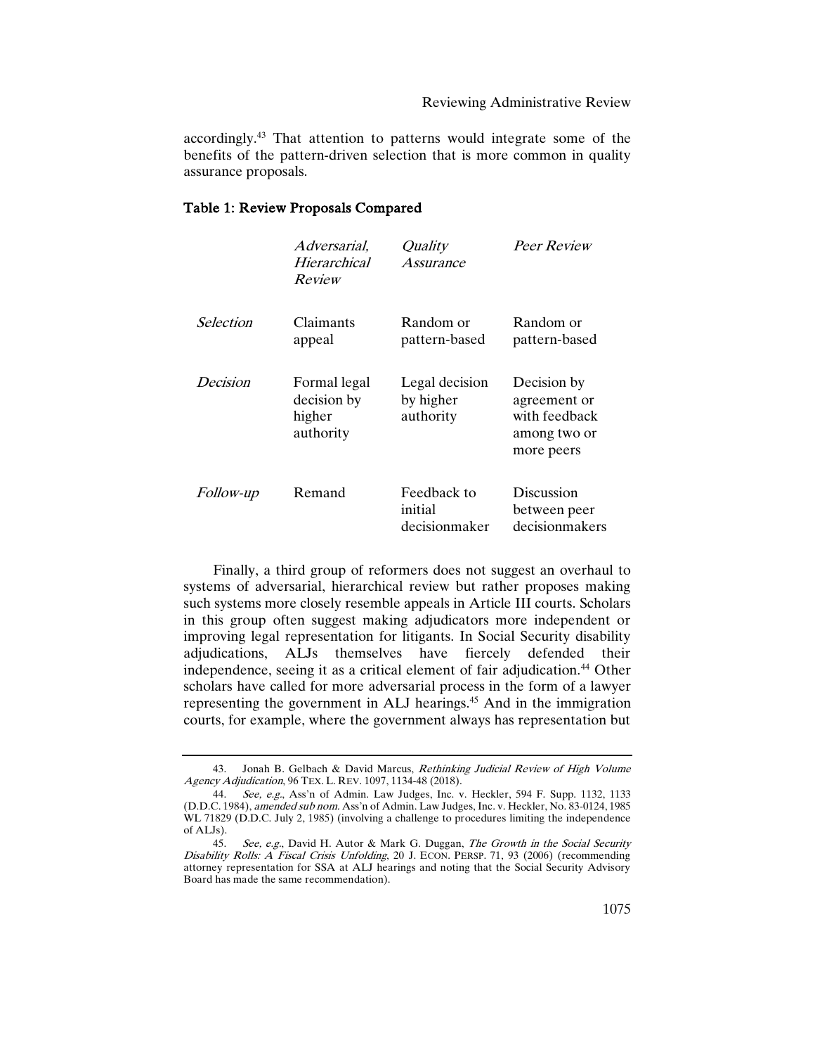accordingly.[43] That attention to patterns would integrate some of the benefits of the pattern-driven selection that is more common in quality assurance proposals.

### Table 1: Review Proposals Compared

| | *Adversarial, Hierarchical Review* | *Quality Assurance* | *Peer Review* |
|---|---|---|---|
| *Selection* | Claimants appeal | Random or pattern-based | Random or pattern-based |
| *Decision* | Formal legal decision by higher authority | Legal decision by higher authority | Decision by agreement or with feedback among two or more peers |
| *Follow-up* | Remand | Feedback to initial decisionmaker | Discussion between peer decisionmakers |

Finally, a third group of reformers does not suggest an overhaul to systems of adversarial, hierarchical review but rather proposes making such systems more closely resemble appeals in Article III courts. Scholars in this group often suggest making adjudicators more independent or improving legal representation for litigants. In Social Security disability adjudications, ALJs themselves have fiercely defended their independence, seeing it as a critical element of fair adjudication.[44] Other scholars have called for more adversarial process in the form of a lawyer representing the government in ALJ hearings.[45] And in the immigration courts, for example, where the government always has representation but

---

43. Jonah B. Gelbach & David Marcus, *Rethinking Judicial Review of High Volume Agency Adjudication*, 96 TEX. L. REV. 1097, 1134-48 (2018).

44. *See, e.g.*, Ass'n of Admin. Law Judges, Inc. v. Heckler, 594 F. Supp. 1132, 1133 (D.D.C. 1984), *amended sub nom.* Ass'n of Admin. Law Judges, Inc. v. Heckler, No. 83-0124, 1985 WL 71829 (D.D.C. July 2, 1985) (involving a challenge to procedures limiting the independence of ALJs).

45. *See, e.g.*, David H. Autor & Mark G. Duggan, *The Growth in the Social Security Disability Rolls: A Fiscal Crisis Unfolding*, 20 J. ECON. PERSP. 71, 93 (2006) (recommending attorney representation for SSA at ALJ hearings and noting that the Social Security Advisory Board has made the same recommendation).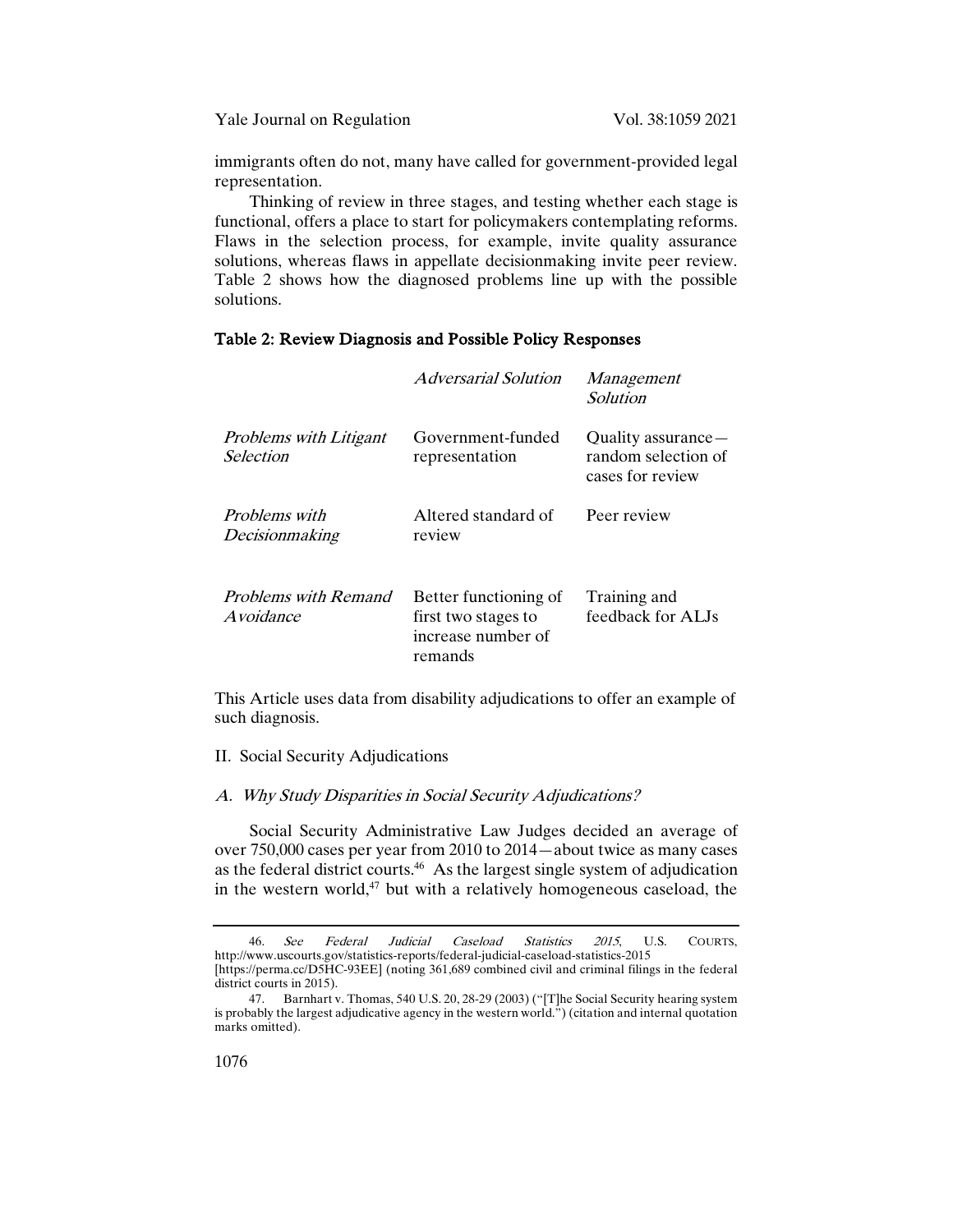immigrants often do not, many have called for government-provided legal representation.

Thinking of review in three stages, and testing whether each stage is functional, offers a place to start for policymakers contemplating reforms. Flaws in the selection process, for example, invite quality assurance solutions, whereas flaws in appellate decisionmaking invite peer review. Table 2 shows how the diagnosed problems line up with the possible solutions.

**Table 2: Review Diagnosis and Possible Policy Responses**

| | *Adversarial Solution* | *Management Solution* |
|---|---|---|
| *Problems with Litigant Selection* | Government-funded representation | Quality assurance—random selection of cases for review |
| *Problems with Decisionmaking* | Altered standard of review | Peer review |
| *Problems with Remand Avoidance* | Better functioning of first two stages to increase number of remands | Training and feedback for ALJs |

This Article uses data from disability adjudications to offer an example of such diagnosis.

## II. Social Security Adjudications

### *A. Why Study Disparities in Social Security Adjudications?*

Social Security Administrative Law Judges decided an average of over 750,000 cases per year from 2010 to 2014—about twice as many cases as the federal district courts.[46] As the largest single system of adjudication in the western world,[47] but with a relatively homogeneous caseload, the

---

46. *See Federal Judicial Caseload Statistics 2015*, U.S. COURTS, http://www.uscourts.gov/statistics-reports/federal-judicial-caseload-statistics-2015 [https://perma.cc/D5HC-93EE] (noting 361,689 combined civil and criminal filings in the federal district courts in 2015).

47. Barnhart v. Thomas, 540 U.S. 20, 28-29 (2003) ("[T]he Social Security hearing system is probably the largest adjudicative agency in the western world.") (citation and internal quotation marks omitted).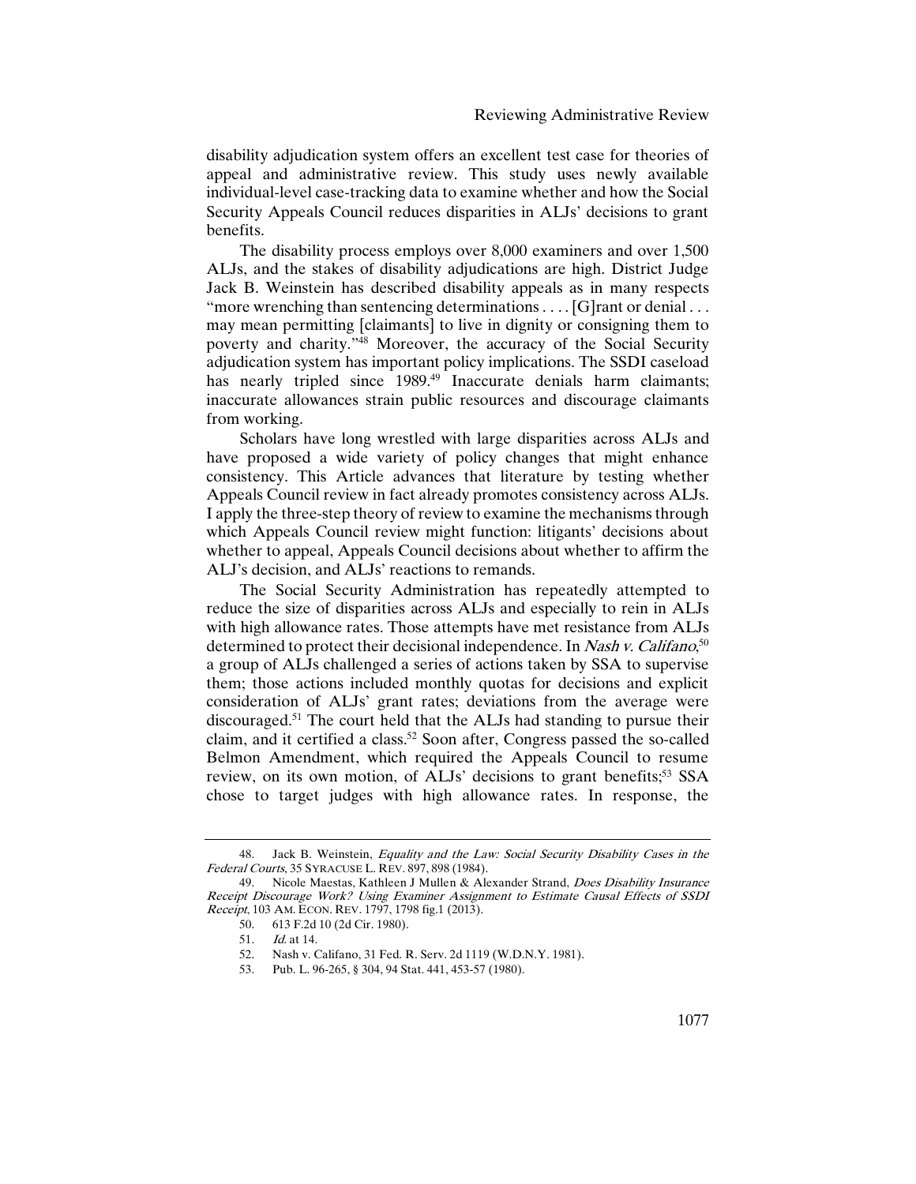disability adjudication system offers an excellent test case for theories of appeal and administrative review. This study uses newly available individual-level case-tracking data to examine whether and how the Social Security Appeals Council reduces disparities in ALJs' decisions to grant benefits.

The disability process employs over 8,000 examiners and over 1,500 ALJs, and the stakes of disability adjudications are high. District Judge Jack B. Weinstein has described disability appeals as in many respects "more wrenching than sentencing determinations . . . . [G]rant or denial . . . may mean permitting [claimants] to live in dignity or consigning them to poverty and charity."[48] Moreover, the accuracy of the Social Security adjudication system has important policy implications. The SSDI caseload has nearly tripled since 1989.[49] Inaccurate denials harm claimants; inaccurate allowances strain public resources and discourage claimants from working.

Scholars have long wrestled with large disparities across ALJs and have proposed a wide variety of policy changes that might enhance consistency. This Article advances that literature by testing whether Appeals Council review in fact already promotes consistency across ALJs. I apply the three-step theory of review to examine the mechanisms through which Appeals Council review might function: litigants' decisions about whether to appeal, Appeals Council decisions about whether to affirm the ALJ's decision, and ALJs' reactions to remands.

The Social Security Administration has repeatedly attempted to reduce the size of disparities across ALJs and especially to rein in ALJs with high allowance rates. Those attempts have met resistance from ALJs determined to protect their decisional independence. In *Nash v. Califano*,[50] a group of ALJs challenged a series of actions taken by SSA to supervise them; those actions included monthly quotas for decisions and explicit consideration of ALJs' grant rates; deviations from the average were discouraged.[51] The court held that the ALJs had standing to pursue their claim, and it certified a class.[52] Soon after, Congress passed the so-called Belmon Amendment, which required the Appeals Council to resume review, on its own motion, of ALJs' decisions to grant benefits;[53] SSA chose to target judges with high allowance rates. In response, the

48. Jack B. Weinstein, *Equality and the Law: Social Security Disability Cases in the Federal Courts*, 35 SYRACUSE L. REV. 897, 898 (1984).

49. Nicole Maestas, Kathleen J Mullen & Alexander Strand, *Does Disability Insurance Receipt Discourage Work? Using Examiner Assignment to Estimate Causal Effects of SSDI Receipt*, 103 AM. ECON. REV. 1797, 1798 fig.1 (2013).

50. 613 F.2d 10 (2d Cir. 1980).

51. *Id.* at 14.

52. Nash v. Califano, 31 Fed. R. Serv. 2d 1119 (W.D.N.Y. 1981).

53. Pub. L. 96-265, § 304, 94 Stat. 441, 453-57 (1980).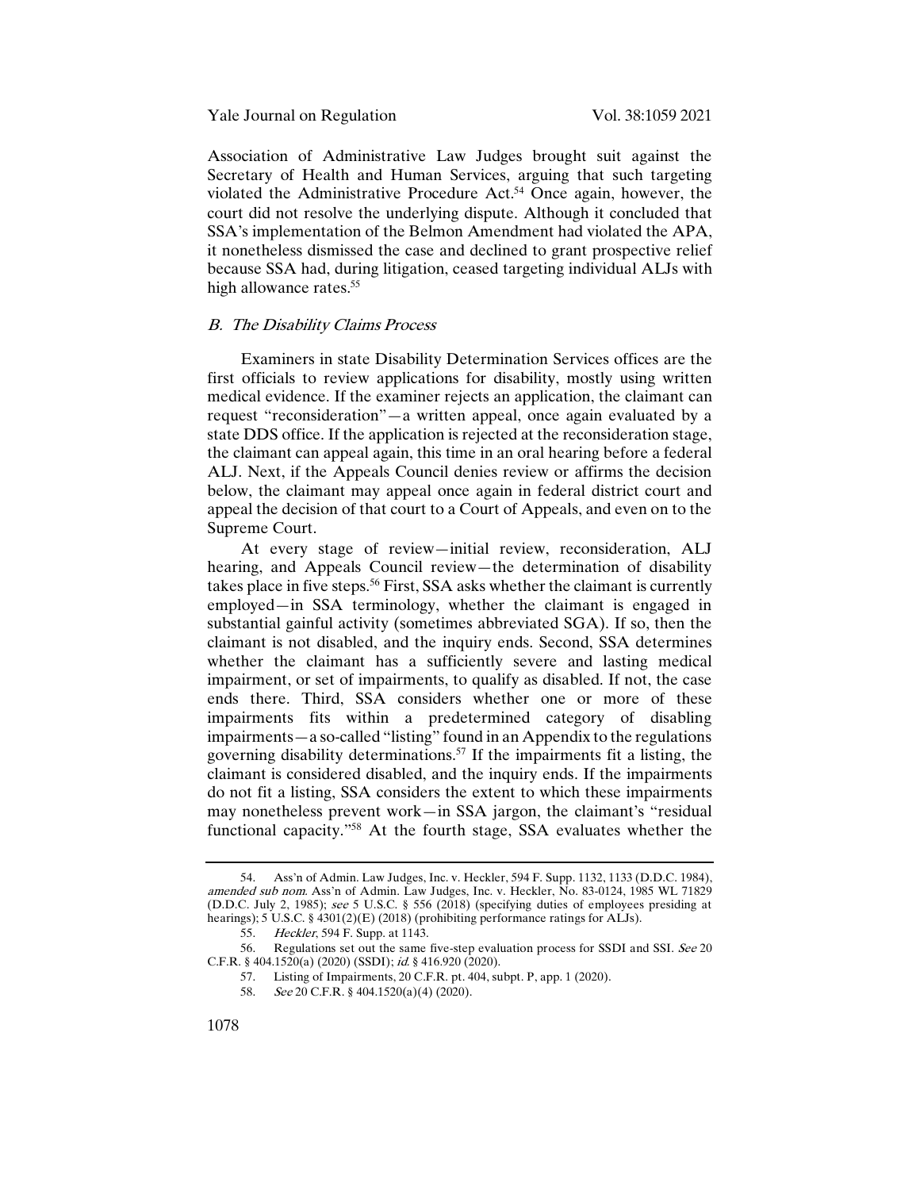Association of Administrative Law Judges brought suit against the Secretary of Health and Human Services, arguing that such targeting violated the Administrative Procedure Act.[54] Once again, however, the court did not resolve the underlying dispute. Although it concluded that SSA's implementation of the Belmon Amendment had violated the APA, it nonetheless dismissed the case and declined to grant prospective relief because SSA had, during litigation, ceased targeting individual ALJs with high allowance rates.[55]

### *B. The Disability Claims Process*

Examiners in state Disability Determination Services offices are the first officials to review applications for disability, mostly using written medical evidence. If the examiner rejects an application, the claimant can request "reconsideration"—a written appeal, once again evaluated by a state DDS office. If the application is rejected at the reconsideration stage, the claimant can appeal again, this time in an oral hearing before a federal ALJ. Next, if the Appeals Council denies review or affirms the decision below, the claimant may appeal once again in federal district court and appeal the decision of that court to a Court of Appeals, and even on to the Supreme Court.

At every stage of review—initial review, reconsideration, ALJ hearing, and Appeals Council review—the determination of disability takes place in five steps.[56] First, SSA asks whether the claimant is currently employed—in SSA terminology, whether the claimant is engaged in substantial gainful activity (sometimes abbreviated SGA). If so, then the claimant is not disabled, and the inquiry ends. Second, SSA determines whether the claimant has a sufficiently severe and lasting medical impairment, or set of impairments, to qualify as disabled. If not, the case ends there. Third, SSA considers whether one or more of these impairments fits within a predetermined category of disabling impairments—a so-called "listing" found in an Appendix to the regulations governing disability determinations.[57] If the impairments fit a listing, the claimant is considered disabled, and the inquiry ends. If the impairments do not fit a listing, SSA considers the extent to which these impairments may nonetheless prevent work—in SSA jargon, the claimant's "residual functional capacity."[58] At the fourth stage, SSA evaluates whether the

---

54. Ass'n of Admin. Law Judges, Inc. v. Heckler, 594 F. Supp. 1132, 1133 (D.D.C. 1984), *amended sub nom.* Ass'n of Admin. Law Judges, Inc. v. Heckler, No. 83-0124, 1985 WL 71829 (D.D.C. July 2, 1985); *see* 5 U.S.C. § 556 (2018) (specifying duties of employees presiding at hearings); 5 U.S.C. § 4301(2)(E) (2018) (prohibiting performance ratings for ALJs).

55. *Heckler*, 594 F. Supp. at 1143.

56. Regulations set out the same five-step evaluation process for SSDI and SSI. *See* 20 C.F.R. § 404.1520(a) (2020) (SSDI); *id.* § 416.920 (2020).

57. Listing of Impairments, 20 C.F.R. pt. 404, subpt. P, app. 1 (2020).

58. *See* 20 C.F.R. § 404.1520(a)(4) (2020).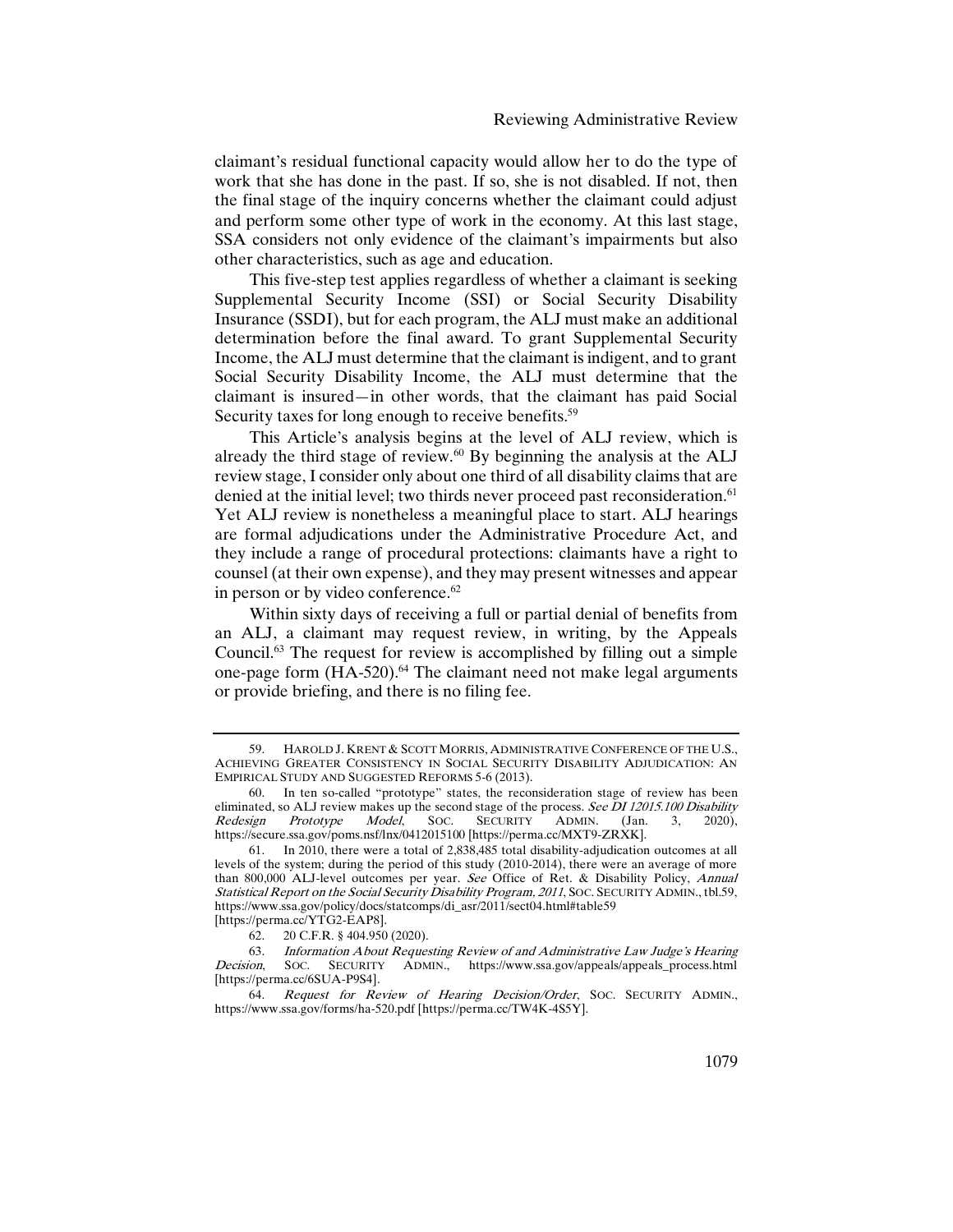claimant's residual functional capacity would allow her to do the type of work that she has done in the past. If so, she is not disabled. If not, then the final stage of the inquiry concerns whether the claimant could adjust and perform some other type of work in the economy. At this last stage, SSA considers not only evidence of the claimant's impairments but also other characteristics, such as age and education.

This five-step test applies regardless of whether a claimant is seeking Supplemental Security Income (SSI) or Social Security Disability Insurance (SSDI), but for each program, the ALJ must make an additional determination before the final award. To grant Supplemental Security Income, the ALJ must determine that the claimant is indigent, and to grant Social Security Disability Income, the ALJ must determine that the claimant is insured—in other words, that the claimant has paid Social Security taxes for long enough to receive benefits.[59]

This Article's analysis begins at the level of ALJ review, which is already the third stage of review.[60] By beginning the analysis at the ALJ review stage, I consider only about one third of all disability claims that are denied at the initial level; two thirds never proceed past reconsideration.[61] Yet ALJ review is nonetheless a meaningful place to start. ALJ hearings are formal adjudications under the Administrative Procedure Act, and they include a range of procedural protections: claimants have a right to counsel (at their own expense), and they may present witnesses and appear in person or by video conference.[62]

Within sixty days of receiving a full or partial denial of benefits from an ALJ, a claimant may request review, in writing, by the Appeals Council.[63] The request for review is accomplished by filling out a simple one-page form (HA-520).[64] The claimant need not make legal arguments or provide briefing, and there is no filing fee.

---

59. HAROLD J. KRENT & SCOTT MORRIS, ADMINISTRATIVE CONFERENCE OF THE U.S., ACHIEVING GREATER CONSISTENCY IN SOCIAL SECURITY DISABILITY ADJUDICATION: AN EMPIRICAL STUDY AND SUGGESTED REFORMS 5-6 (2013).

60. In ten so-called "prototype" states, the reconsideration stage of review has been eliminated, so ALJ review makes up the second stage of the process. *See DI 12015.100 Disability Redesign Prototype Model*, SOC. SECURITY ADMIN. (Jan. 3, 2020), https://secure.ssa.gov/poms.nsf/lnx/0412015100 [https://perma.cc/MXT9-ZRXK].

61. In 2010, there were a total of 2,838,485 total disability-adjudication outcomes at all levels of the system; during the period of this study (2010-2014), there were an average of more than 800,000 ALJ-level outcomes per year. *See* Office of Ret. & Disability Policy, *Annual Statistical Report on the Social Security Disability Program, 2011*, SOC. SECURITY ADMIN., tbl.59, https://www.ssa.gov/policy/docs/statcomps/di_asr/2011/sect04.html#table59 [https://perma.cc/YTG2-EAP8].

62. 20 C.F.R. § 404.950 (2020).

63. *Information About Requesting Review of and Administrative Law Judge's Hearing Decision*, SOC. SECURITY ADMIN., https://www.ssa.gov/appeals/appeals_process.html [https://perma.cc/6SUA-P9S4].

64. *Request for Review of Hearing Decision/Order*, SOC. SECURITY ADMIN., https://www.ssa.gov/forms/ha-520.pdf [https://perma.cc/TW4K-4S5Y].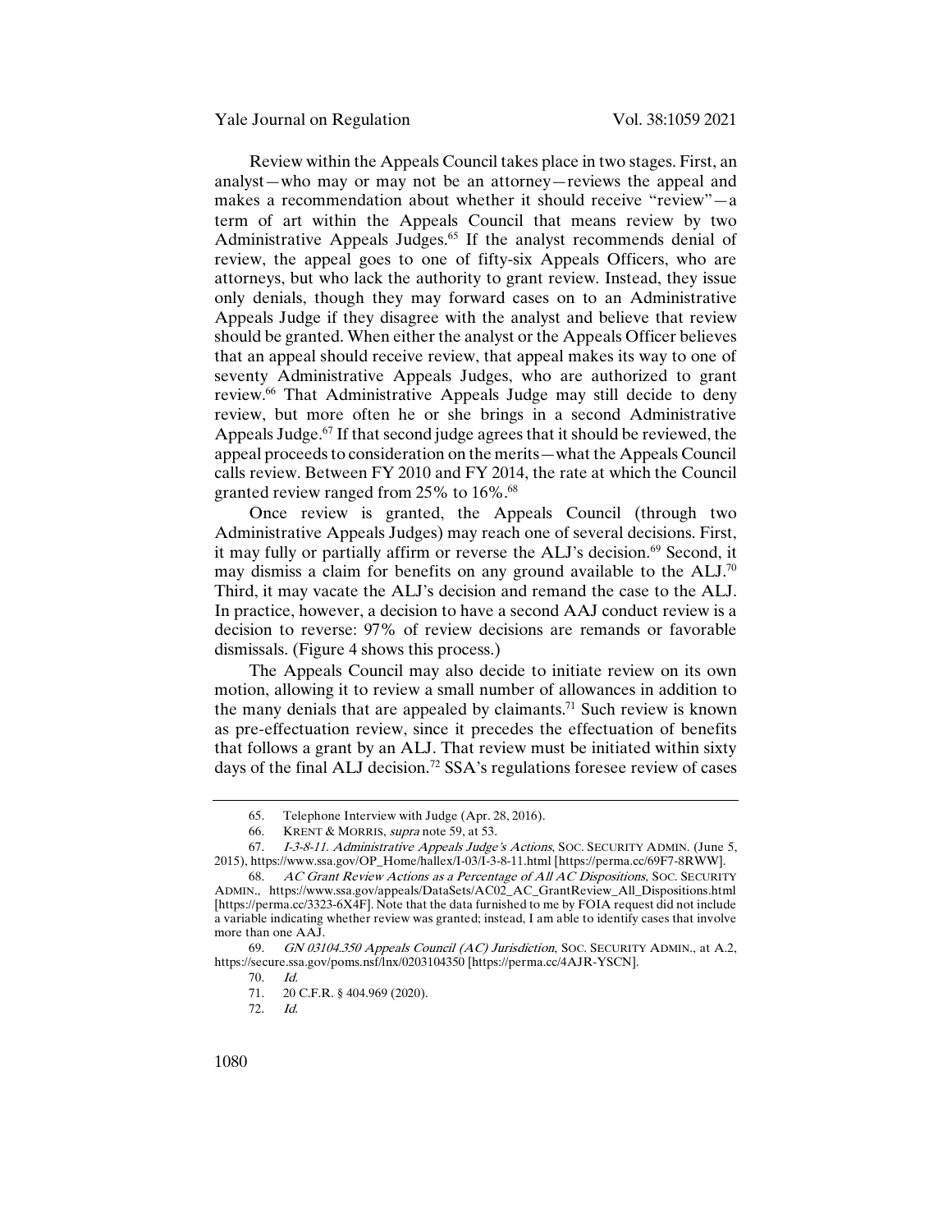Review within the Appeals Council takes place in two stages. First, an analyst—who may or may not be an attorney—reviews the appeal and makes a recommendation about whether it should receive "review"—a term of art within the Appeals Council that means review by two Administrative Appeals Judges.[65] If the analyst recommends denial of review, the appeal goes to one of fifty-six Appeals Officers, who are attorneys, but who lack the authority to grant review. Instead, they issue only denials, though they may forward cases on to an Administrative Appeals Judge if they disagree with the analyst and believe that review should be granted. When either the analyst or the Appeals Officer believes that an appeal should receive review, that appeal makes its way to one of seventy Administrative Appeals Judges, who are authorized to grant review.[66] That Administrative Appeals Judge may still decide to deny review, but more often he or she brings in a second Administrative Appeals Judge.[67] If that second judge agrees that it should be reviewed, the appeal proceeds to consideration on the merits—what the Appeals Council calls review. Between FY 2010 and FY 2014, the rate at which the Council granted review ranged from 25% to 16%.[68]

Once review is granted, the Appeals Council (through two Administrative Appeals Judges) may reach one of several decisions. First, it may fully or partially affirm or reverse the ALJ's decision.[69] Second, it may dismiss a claim for benefits on any ground available to the ALJ.[70] Third, it may vacate the ALJ's decision and remand the case to the ALJ. In practice, however, a decision to have a second AAJ conduct review is a decision to reverse: 97% of review decisions are remands or favorable dismissals. (Figure 4 shows this process.)

The Appeals Council may also decide to initiate review on its own motion, allowing it to review a small number of allowances in addition to the many denials that are appealed by claimants.[71] Such review is known as pre-effectuation review, since it precedes the effectuation of benefits that follows a grant by an ALJ. That review must be initiated within sixty days of the final ALJ decision.[72] SSA's regulations foresee review of cases

---

65. Telephone Interview with Judge (Apr. 28, 2016).

66. KRENT & MORRIS, *supra* note 59, at 53.

67. *I-3-8-11. Administrative Appeals Judge's Actions*, SOC. SECURITY ADMIN. (June 5, 2015), https://www.ssa.gov/OP_Home/hallex/I-03/I-3-8-11.html [https://perma.cc/69F7-8RWW].

68. *AC Grant Review Actions as a Percentage of All AC Dispositions*, SOC. SECURITY ADMIN., https://www.ssa.gov/appeals/DataSets/AC02_AC_GrantReview_All_Dispositions.html [https://perma.cc/3323-6X4F]. Note that the data furnished to me by FOIA request did not include a variable indicating whether review was granted; instead, I am able to identify cases that involve more than one AAJ.

69. *GN 03104.350 Appeals Council (AC) Jurisdiction*, SOC. SECURITY ADMIN., at A.2, https://secure.ssa.gov/poms.nsf/lnx/0203104350 [https://perma.cc/4AJR-YSCN].

70. *Id.*

71. 20 C.F.R. § 404.969 (2020).

72. *Id.*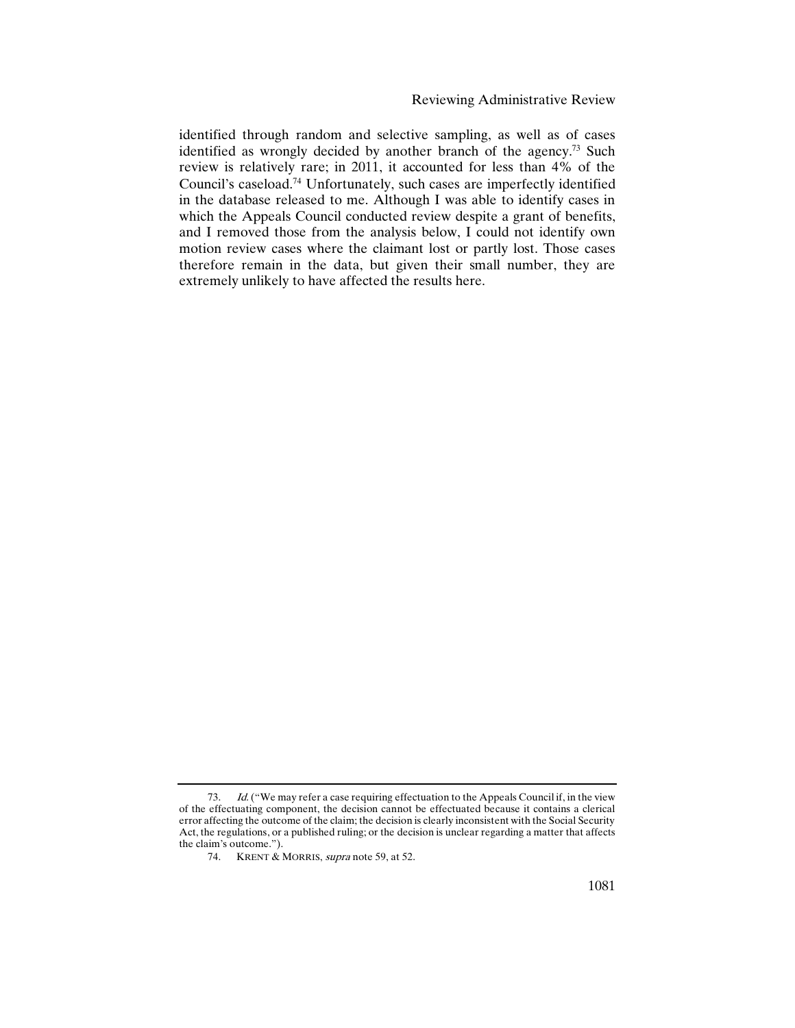identified through random and selective sampling, as well as of cases identified as wrongly decided by another branch of the agency.[73] Such review is relatively rare; in 2011, it accounted for less than 4% of the Council's caseload.[74] Unfortunately, such cases are imperfectly identified in the database released to me. Although I was able to identify cases in which the Appeals Council conducted review despite a grant of benefits, and I removed those from the analysis below, I could not identify own motion review cases where the claimant lost or partly lost. Those cases therefore remain in the data, but given their small number, they are extremely unlikely to have affected the results here.

---

73. *Id.* ("We may refer a case requiring effectuation to the Appeals Council if, in the view of the effectuating component, the decision cannot be effectuated because it contains a clerical error affecting the outcome of the claim; the decision is clearly inconsistent with the Social Security Act, the regulations, or a published ruling; or the decision is unclear regarding a matter that affects the claim's outcome.").

74. KRENT & MORRIS, *supra* note 59, at 52.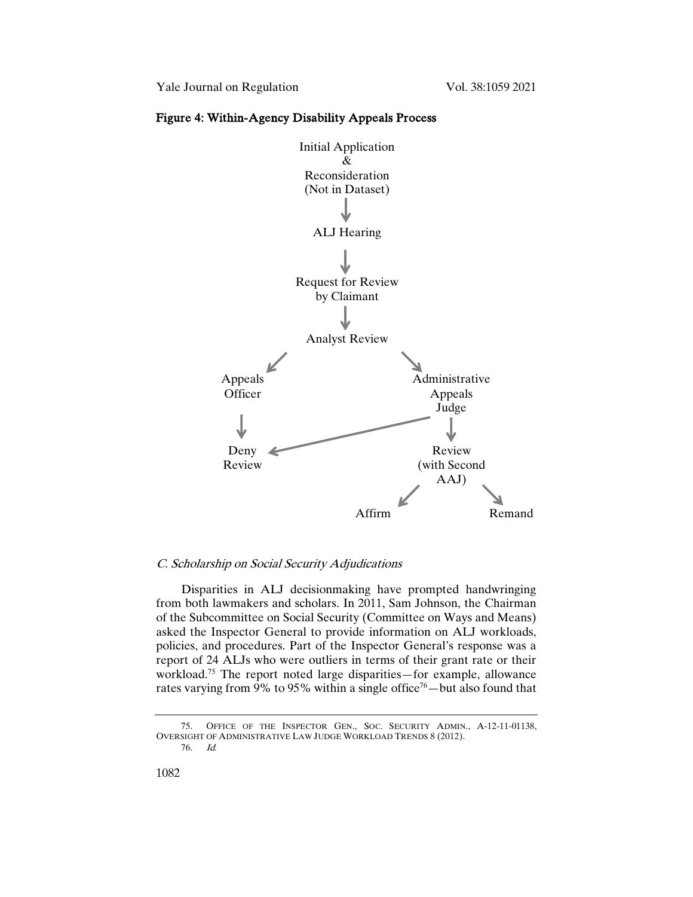**Figure 4: Within-Agency Disability Appeals Process**

Initial Application & Reconsideration (Not in Dataset)
↓
ALJ Hearing
↓
Request for Review by Claimant
↓
Analyst Review
↙ ↘
Appeals Officer → Deny Review
Administrative Appeals Judge → Deny Review; or → Review (with Second AAJ)
Review (with Second AAJ) → Affirm; or → Remand

### *C. Scholarship on Social Security Adjudications*

Disparities in ALJ decisionmaking have prompted handwringing from both lawmakers and scholars. In 2011, Sam Johnson, the Chairman of the Subcommittee on Social Security (Committee on Ways and Means) asked the Inspector General to provide information on ALJ workloads, policies, and procedures. Part of the Inspector General's response was a report of 24 ALJs who were outliers in terms of their grant rate or their workload.[75] The report noted large disparities—for example, allowance rates varying from 9% to 95% within a single office[76]—but also found that

---

75. OFFICE OF THE INSPECTOR GEN., SOC. SECURITY ADMIN., A-12-11-01138, OVERSIGHT OF ADMINISTRATIVE LAW JUDGE WORKLOAD TRENDS 8 (2012).

76. *Id.*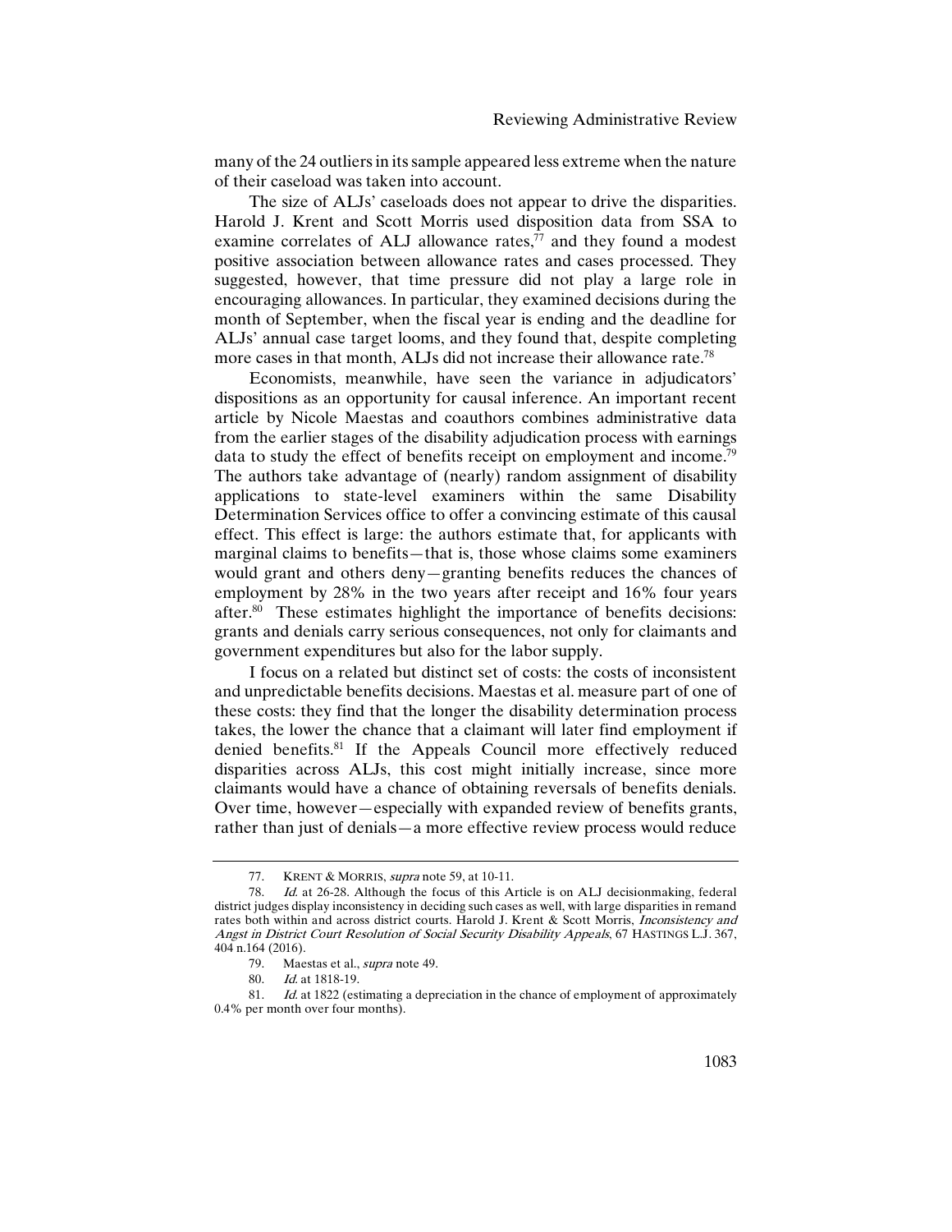many of the 24 outliers in its sample appeared less extreme when the nature of their caseload was taken into account.

The size of ALJs' caseloads does not appear to drive the disparities. Harold J. Krent and Scott Morris used disposition data from SSA to examine correlates of ALJ allowance rates,[77] and they found a modest positive association between allowance rates and cases processed. They suggested, however, that time pressure did not play a large role in encouraging allowances. In particular, they examined decisions during the month of September, when the fiscal year is ending and the deadline for ALJs' annual case target looms, and they found that, despite completing more cases in that month, ALJs did not increase their allowance rate.[78]

Economists, meanwhile, have seen the variance in adjudicators' dispositions as an opportunity for causal inference. An important recent article by Nicole Maestas and coauthors combines administrative data from the earlier stages of the disability adjudication process with earnings data to study the effect of benefits receipt on employment and income.[79] The authors take advantage of (nearly) random assignment of disability applications to state-level examiners within the same Disability Determination Services office to offer a convincing estimate of this causal effect. This effect is large: the authors estimate that, for applicants with marginal claims to benefits—that is, those whose claims some examiners would grant and others deny—granting benefits reduces the chances of employment by 28% in the two years after receipt and 16% four years after.[80] These estimates highlight the importance of benefits decisions: grants and denials carry serious consequences, not only for claimants and government expenditures but also for the labor supply.

I focus on a related but distinct set of costs: the costs of inconsistent and unpredictable benefits decisions. Maestas et al. measure part of one of these costs: they find that the longer the disability determination process takes, the lower the chance that a claimant will later find employment if denied benefits.[81] If the Appeals Council more effectively reduced disparities across ALJs, this cost might initially increase, since more claimants would have a chance of obtaining reversals of benefits denials. Over time, however—especially with expanded review of benefits grants, rather than just of denials—a more effective review process would reduce

---

77. KRENT & MORRIS, *supra* note 59, at 10-11.

78. *Id.* at 26-28. Although the focus of this Article is on ALJ decisionmaking, federal district judges display inconsistency in deciding such cases as well, with large disparities in remand rates both within and across district courts. Harold J. Krent & Scott Morris, *Inconsistency and Angst in District Court Resolution of Social Security Disability Appeals*, 67 HASTINGS L.J. 367, 404 n.164 (2016).

79. Maestas et al., *supra* note 49.

80. *Id.* at 1818-19.

81. *Id.* at 1822 (estimating a depreciation in the chance of employment of approximately 0.4% per month over four months).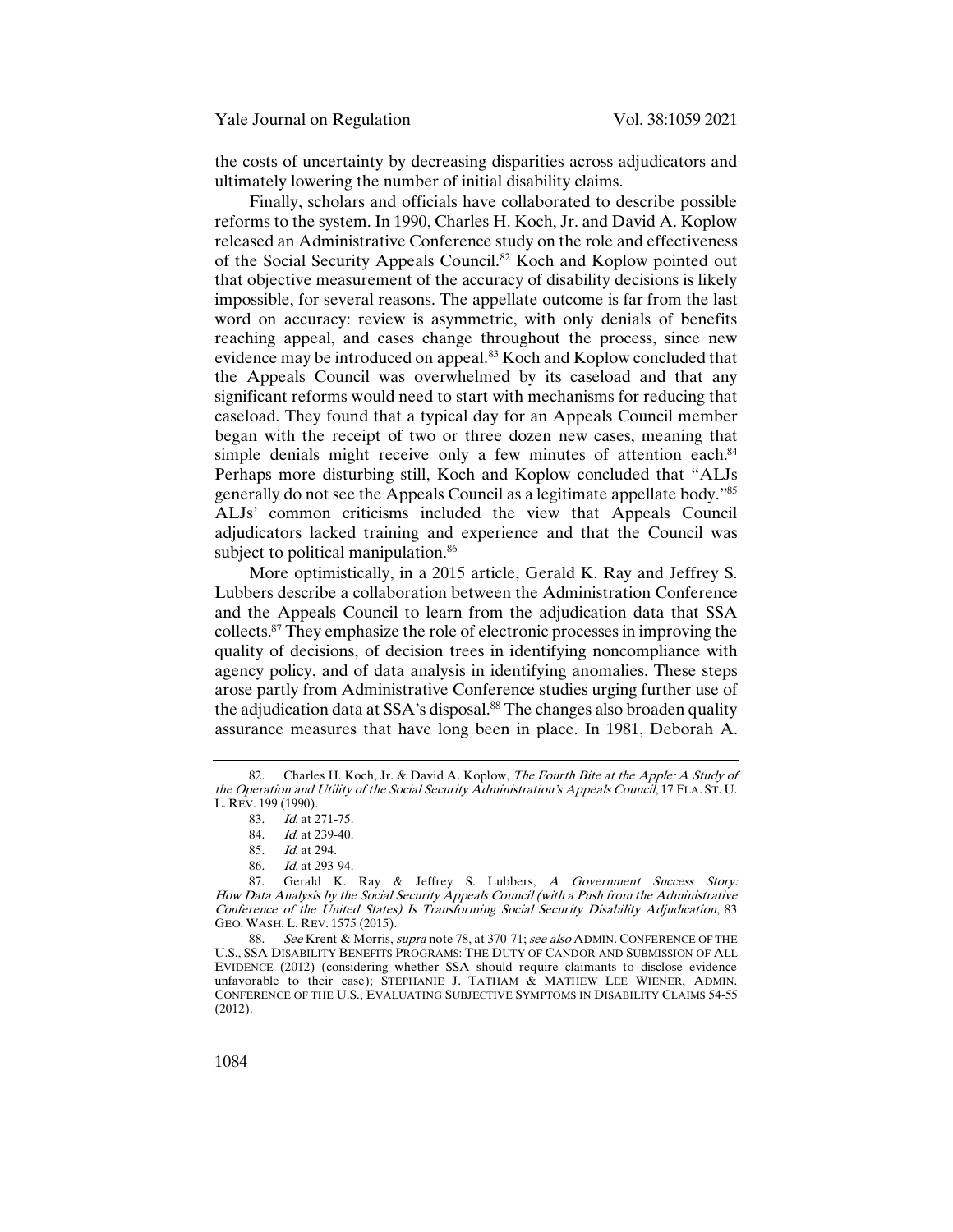the costs of uncertainty by decreasing disparities across adjudicators and ultimately lowering the number of initial disability claims.

Finally, scholars and officials have collaborated to describe possible reforms to the system. In 1990, Charles H. Koch, Jr. and David A. Koplow released an Administrative Conference study on the role and effectiveness of the Social Security Appeals Council.[82] Koch and Koplow pointed out that objective measurement of the accuracy of disability decisions is likely impossible, for several reasons. The appellate outcome is far from the last word on accuracy: review is asymmetric, with only denials of benefits reaching appeal, and cases change throughout the process, since new evidence may be introduced on appeal.[83] Koch and Koplow concluded that the Appeals Council was overwhelmed by its caseload and that any significant reforms would need to start with mechanisms for reducing that caseload. They found that a typical day for an Appeals Council member began with the receipt of two or three dozen new cases, meaning that simple denials might receive only a few minutes of attention each.[84] Perhaps more disturbing still, Koch and Koplow concluded that "ALJs generally do not see the Appeals Council as a legitimate appellate body."[85] ALJs' common criticisms included the view that Appeals Council adjudicators lacked training and experience and that the Council was subject to political manipulation.[86]

More optimistically, in a 2015 article, Gerald K. Ray and Jeffrey S. Lubbers describe a collaboration between the Administration Conference and the Appeals Council to learn from the adjudication data that SSA collects.[87] They emphasize the role of electronic processes in improving the quality of decisions, of decision trees in identifying noncompliance with agency policy, and of data analysis in identifying anomalies. These steps arose partly from Administrative Conference studies urging further use of the adjudication data at SSA's disposal.[88] The changes also broaden quality assurance measures that have long been in place. In 1981, Deborah A.

---

82. Charles H. Koch, Jr. & David A. Koplow, *The Fourth Bite at the Apple: A Study of the Operation and Utility of the Social Security Administration's Appeals Council*, 17 FLA. ST. U. L. REV. 199 (1990).

83. *Id.* at 271-75.

84. *Id.* at 239-40.

85. *Id.* at 294.

86. *Id.* at 293-94.

87. Gerald K. Ray & Jeffrey S. Lubbers, *A Government Success Story: How Data Analysis by the Social Security Appeals Council (with a Push from the Administrative Conference of the United States) Is Transforming Social Security Disability Adjudication*, 83 GEO. WASH. L. REV. 1575 (2015).

88. *See* Krent & Morris, *supra* note 78, at 370-71; *see also* ADMIN. CONFERENCE OF THE U.S., SSA DISABILITY BENEFITS PROGRAMS: THE DUTY OF CANDOR AND SUBMISSION OF ALL EVIDENCE (2012) (considering whether SSA should require claimants to disclose evidence unfavorable to their case); STEPHANIE J. TATHAM & MATHEW LEE WIENER, ADMIN. CONFERENCE OF THE U.S., EVALUATING SUBJECTIVE SYMPTOMS IN DISABILITY CLAIMS 54-55 (2012).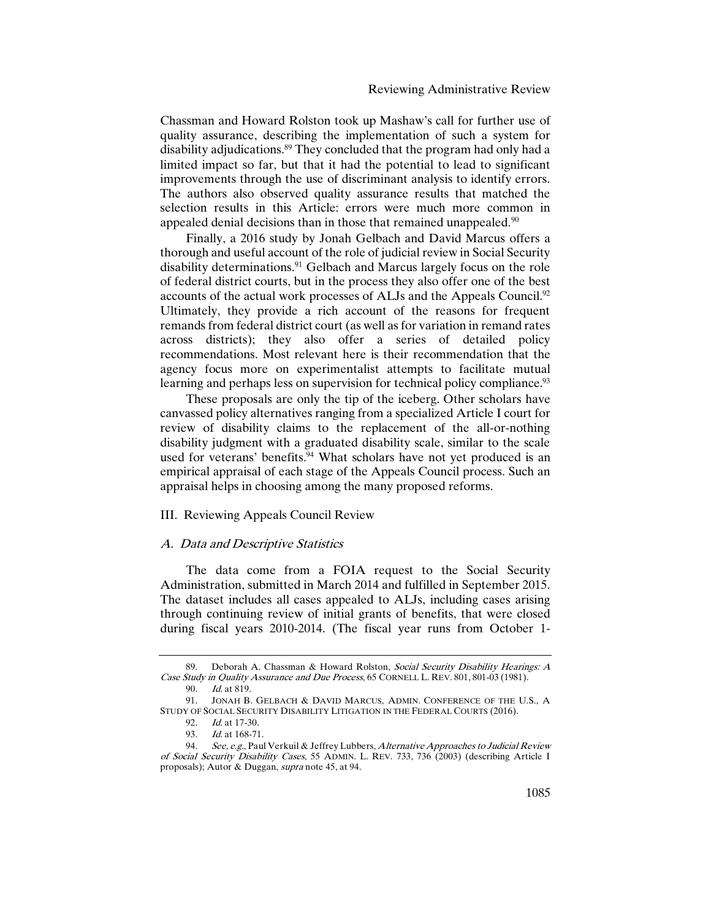Chassman and Howard Rolston took up Mashaw's call for further use of quality assurance, describing the implementation of such a system for disability adjudications.[89] They concluded that the program had only had a limited impact so far, but that it had the potential to lead to significant improvements through the use of discriminant analysis to identify errors. The authors also observed quality assurance results that matched the selection results in this Article: errors were much more common in appealed denial decisions than in those that remained unappealed.[90]

Finally, a 2016 study by Jonah Gelbach and David Marcus offers a thorough and useful account of the role of judicial review in Social Security disability determinations.[91] Gelbach and Marcus largely focus on the role of federal district courts, but in the process they also offer one of the best accounts of the actual work processes of ALJs and the Appeals Council.[92] Ultimately, they provide a rich account of the reasons for frequent remands from federal district court (as well as for variation in remand rates across districts); they also offer a series of detailed policy recommendations. Most relevant here is their recommendation that the agency focus more on experimentalist attempts to facilitate mutual learning and perhaps less on supervision for technical policy compliance.[93]

These proposals are only the tip of the iceberg. Other scholars have canvassed policy alternatives ranging from a specialized Article I court for review of disability claims to the replacement of the all-or-nothing disability judgment with a graduated disability scale, similar to the scale used for veterans' benefits.[94] What scholars have not yet produced is an empirical appraisal of each stage of the Appeals Council process. Such an appraisal helps in choosing among the many proposed reforms.

## III. Reviewing Appeals Council Review

### *A. Data and Descriptive Statistics*

The data come from a FOIA request to the Social Security Administration, submitted in March 2014 and fulfilled in September 2015. The dataset includes all cases appealed to ALJs, including cases arising through continuing review of initial grants of benefits, that were closed during fiscal years 2010-2014. (The fiscal year runs from October 1-

---

89. Deborah A. Chassman & Howard Rolston, *Social Security Disability Hearings: A Case Study in Quality Assurance and Due Process*, 65 CORNELL L. REV. 801, 801-03 (1981).

90. *Id.* at 819.

91. JONAH B. GELBACH & DAVID MARCUS, ADMIN. CONFERENCE OF THE U.S., A STUDY OF SOCIAL SECURITY DISABILITY LITIGATION IN THE FEDERAL COURTS (2016).

92. *Id.* at 17-30.

93. *Id.* at 168-71.

94. *See, e.g.*, Paul Verkuil & Jeffrey Lubbers, *Alternative Approaches to Judicial Review of Social Security Disability Cases*, 55 ADMIN. L. REV. 733, 736 (2003) (describing Article I proposals); Autor & Duggan, *supra* note 45, at 94.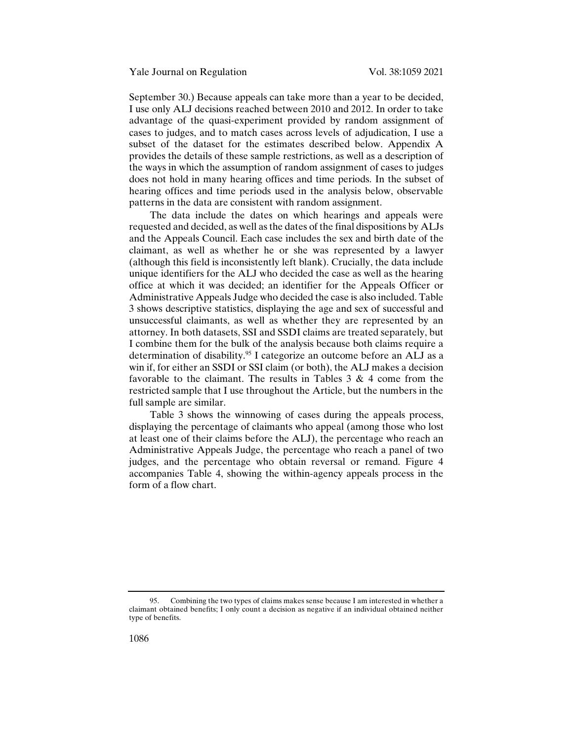September 30.) Because appeals can take more than a year to be decided, I use only ALJ decisions reached between 2010 and 2012. In order to take advantage of the quasi-experiment provided by random assignment of cases to judges, and to match cases across levels of adjudication, I use a subset of the dataset for the estimates described below. Appendix A provides the details of these sample restrictions, as well as a description of the ways in which the assumption of random assignment of cases to judges does not hold in many hearing offices and time periods. In the subset of hearing offices and time periods used in the analysis below, observable patterns in the data are consistent with random assignment.

The data include the dates on which hearings and appeals were requested and decided, as well as the dates of the final dispositions by ALJs and the Appeals Council. Each case includes the sex and birth date of the claimant, as well as whether he or she was represented by a lawyer (although this field is inconsistently left blank). Crucially, the data include unique identifiers for the ALJ who decided the case as well as the hearing office at which it was decided; an identifier for the Appeals Officer or Administrative Appeals Judge who decided the case is also included. Table 3 shows descriptive statistics, displaying the age and sex of successful and unsuccessful claimants, as well as whether they are represented by an attorney. In both datasets, SSI and SSDI claims are treated separately, but I combine them for the bulk of the analysis because both claims require a determination of disability.[95] I categorize an outcome before an ALJ as a win if, for either an SSDI or SSI claim (or both), the ALJ makes a decision favorable to the claimant. The results in Tables 3 & 4 come from the restricted sample that I use throughout the Article, but the numbers in the full sample are similar.

Table 3 shows the winnowing of cases during the appeals process, displaying the percentage of claimants who appeal (among those who lost at least one of their claims before the ALJ), the percentage who reach an Administrative Appeals Judge, the percentage who reach a panel of two judges, and the percentage who obtain reversal or remand. Figure 4 accompanies Table 4, showing the within-agency appeals process in the form of a flow chart.

95. Combining the two types of claims makes sense because I am interested in whether a claimant obtained benefits; I only count a decision as negative if an individual obtained neither type of benefits.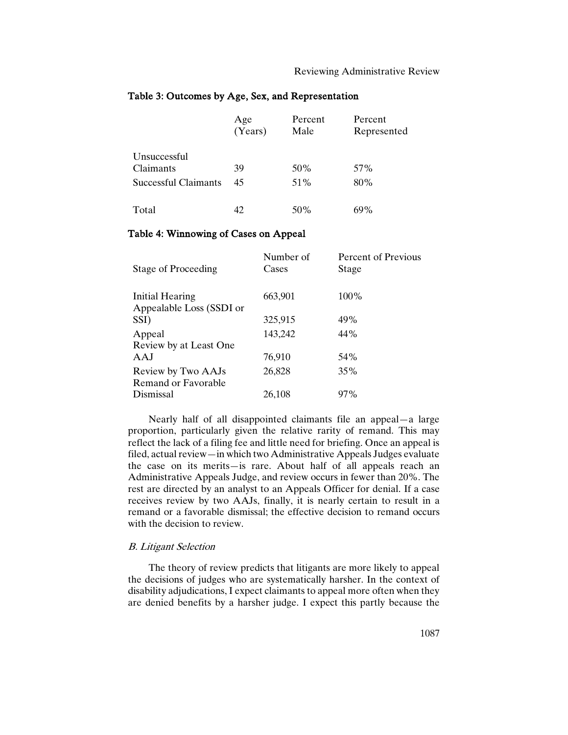### Table 3: Outcomes by Age, Sex, and Representation

| | Age (Years) | Percent Male | Percent Represented |
|---|---|---|---|
| Unsuccessful Claimants | 39 | 50% | 57% |
| Successful Claimants | 45 | 51% | 80% |
| Total | 42 | 50% | 69% |

### Table 4: Winnowing of Cases on Appeal

| Stage of Proceeding | Number of Cases | Percent of Previous Stage |
|---|---|---|
| Initial Hearing | 663,901 | 100% |
| Appealable Loss (SSDI or SSI) | 325,915 | 49% |
| Appeal | 143,242 | 44% |
| Review by at Least One AAJ | 76,910 | 54% |
| Review by Two AAJs | 26,828 | 35% |
| Remand or Favorable Dismissal | 26,108 | 97% |

Nearly half of all disappointed claimants file an appeal—a large proportion, particularly given the relative rarity of remand. This may reflect the lack of a filing fee and little need for briefing. Once an appeal is filed, actual review—in which two Administrative Appeals Judges evaluate the case on its merits—is rare. About half of all appeals reach an Administrative Appeals Judge, and review occurs in fewer than 20%. The rest are directed by an analyst to an Appeals Officer for denial. If a case receives review by two AAJs, finally, it is nearly certain to result in a remand or a favorable dismissal; the effective decision to remand occurs with the decision to review.

### *B. Litigant Selection*

The theory of review predicts that litigants are more likely to appeal the decisions of judges who are systematically harsher. In the context of disability adjudications, I expect claimants to appeal more often when they are denied benefits by a harsher judge. I expect this partly because the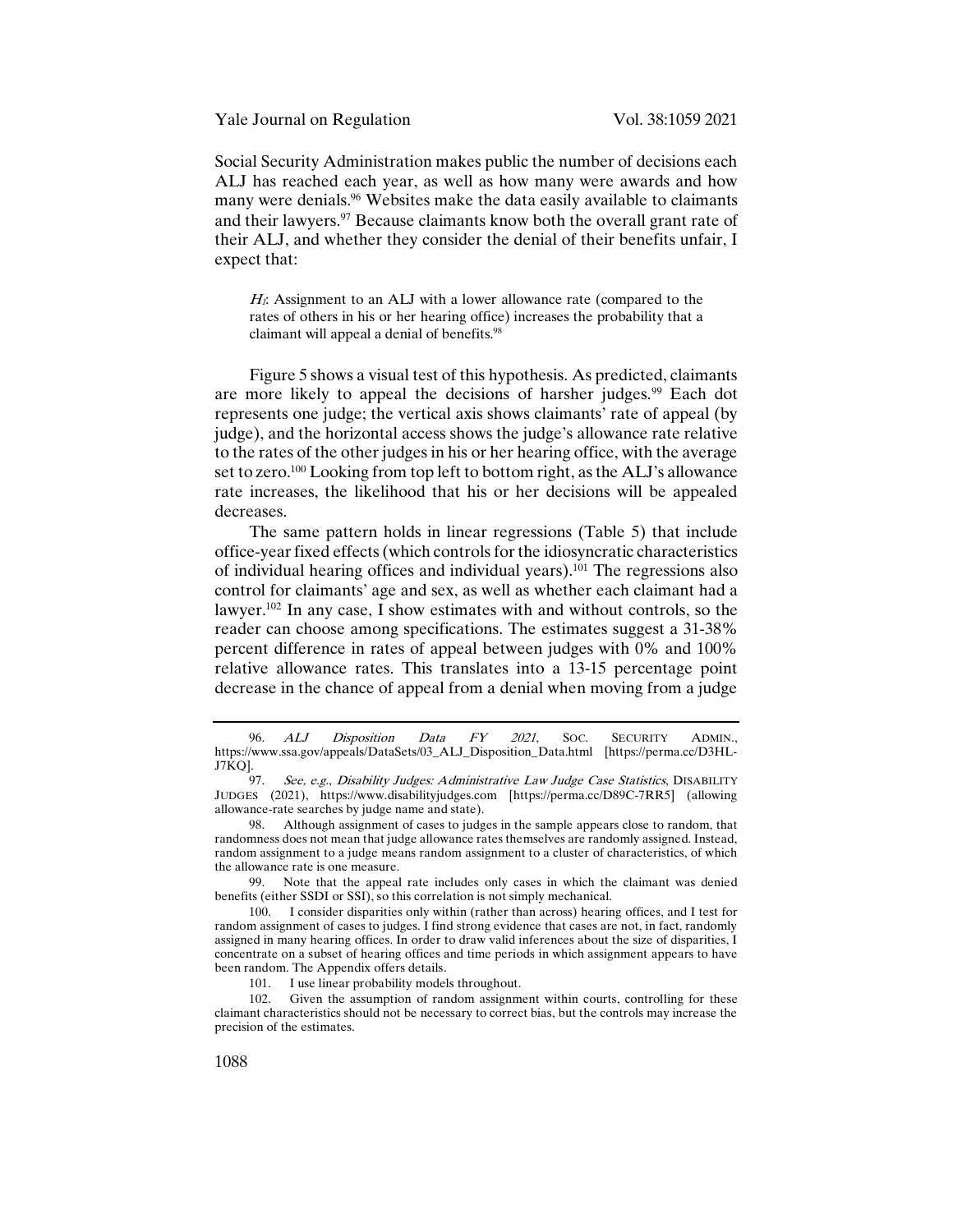Social Security Administration makes public the number of decisions each ALJ has reached each year, as well as how many were awards and how many were denials.[96] Websites make the data easily available to claimants and their lawyers.[97] Because claimants know both the overall grant rate of their ALJ, and whether they consider the denial of their benefits unfair, I expect that:

> $H_1$: Assignment to an ALJ with a lower allowance rate (compared to the rates of others in his or her hearing office) increases the probability that a claimant will appeal a denial of benefits.[98]

Figure 5 shows a visual test of this hypothesis. As predicted, claimants are more likely to appeal the decisions of harsher judges.[99] Each dot represents one judge; the vertical axis shows claimants' rate of appeal (by judge), and the horizontal access shows the judge's allowance rate relative to the rates of the other judges in his or her hearing office, with the average set to zero.[100] Looking from top left to bottom right, as the ALJ's allowance rate increases, the likelihood that his or her decisions will be appealed decreases.

The same pattern holds in linear regressions (Table 5) that include office-year fixed effects (which controls for the idiosyncratic characteristics of individual hearing offices and individual years).[101] The regressions also control for claimants' age and sex, as well as whether each claimant had a lawyer.[102] In any case, I show estimates with and without controls, so the reader can choose among specifications. The estimates suggest a 31-38% percent difference in rates of appeal between judges with 0% and 100% relative allowance rates. This translates into a 13-15 percentage point decrease in the chance of appeal from a denial when moving from a judge

---

96. *ALJ Disposition Data FY 2021*, SOC. SECURITY ADMIN., https://www.ssa.gov/appeals/DataSets/03_ALJ_Disposition_Data.html [https://perma.cc/D3HL-J7KQ].

97. *See, e.g.*, *Disability Judges: Administrative Law Judge Case Statistics*, DISABILITY JUDGES (2021), https://www.disabilityjudges.com [https://perma.cc/D89C-7RR5] (allowing allowance-rate searches by judge name and state).

98. Although assignment of cases to judges in the sample appears close to random, that randomness does not mean that judge allowance rates themselves are randomly assigned. Instead, random assignment to a judge means random assignment to a cluster of characteristics, of which the allowance rate is one measure.

99. Note that the appeal rate includes only cases in which the claimant was denied benefits (either SSDI or SSI), so this correlation is not simply mechanical.

100. I consider disparities only within (rather than across) hearing offices, and I test for random assignment of cases to judges. I find strong evidence that cases are not, in fact, randomly assigned in many hearing offices. In order to draw valid inferences about the size of disparities, I concentrate on a subset of hearing offices and time periods in which assignment appears to have been random. The Appendix offers details.

101. I use linear probability models throughout.

102. Given the assumption of random assignment within courts, controlling for these claimant characteristics should not be necessary to correct bias, but the controls may increase the precision of the estimates.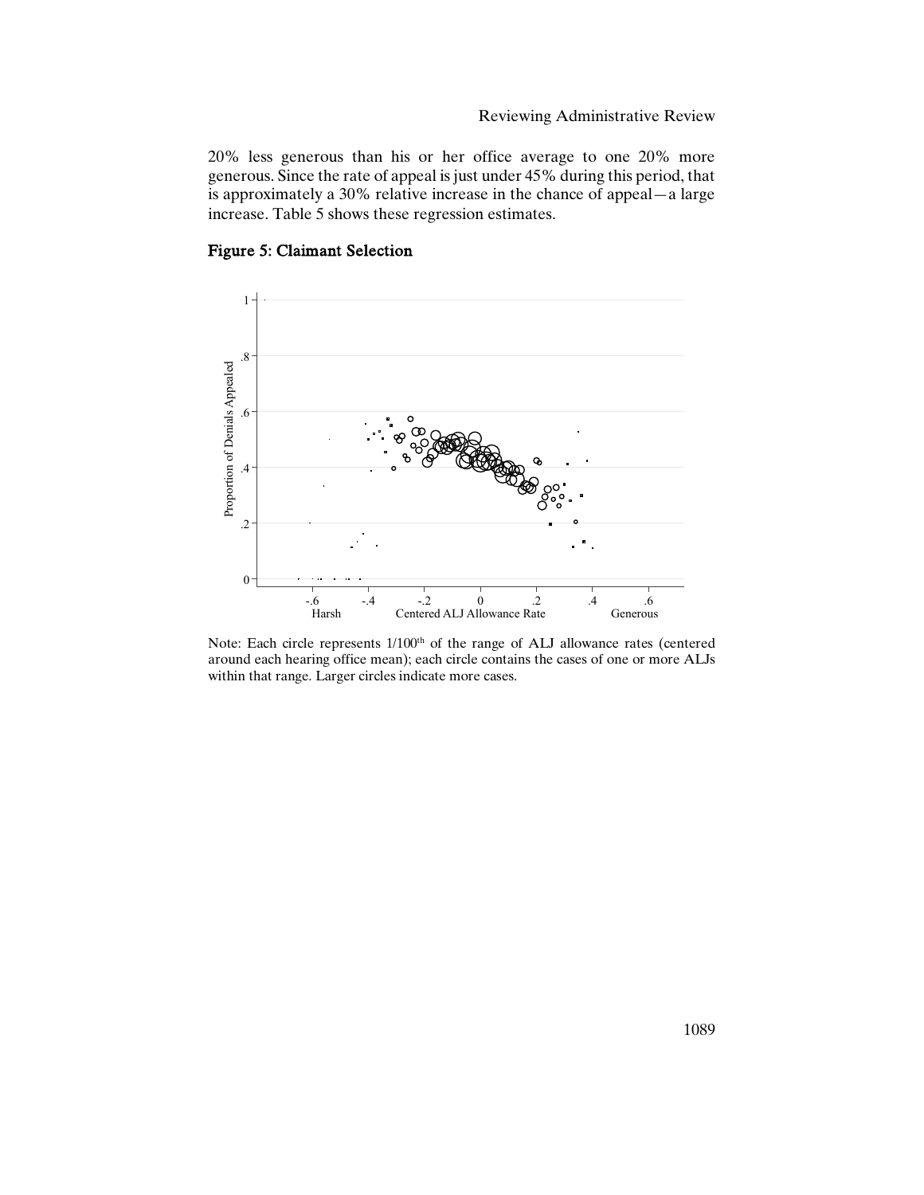20% less generous than his or her office average to one 20% more generous. Since the rate of appeal is just under 45% during this period, that is approximately a 30% relative increase in the chance of appeal—a large increase. Table 5 shows these regression estimates.

**Figure 5: Claimant Selection**

Note: Each circle represents 1/100th of the range of ALJ allowance rates (centered around each hearing office mean); each circle contains the cases of one or more ALJs within that range. Larger circles indicate more cases.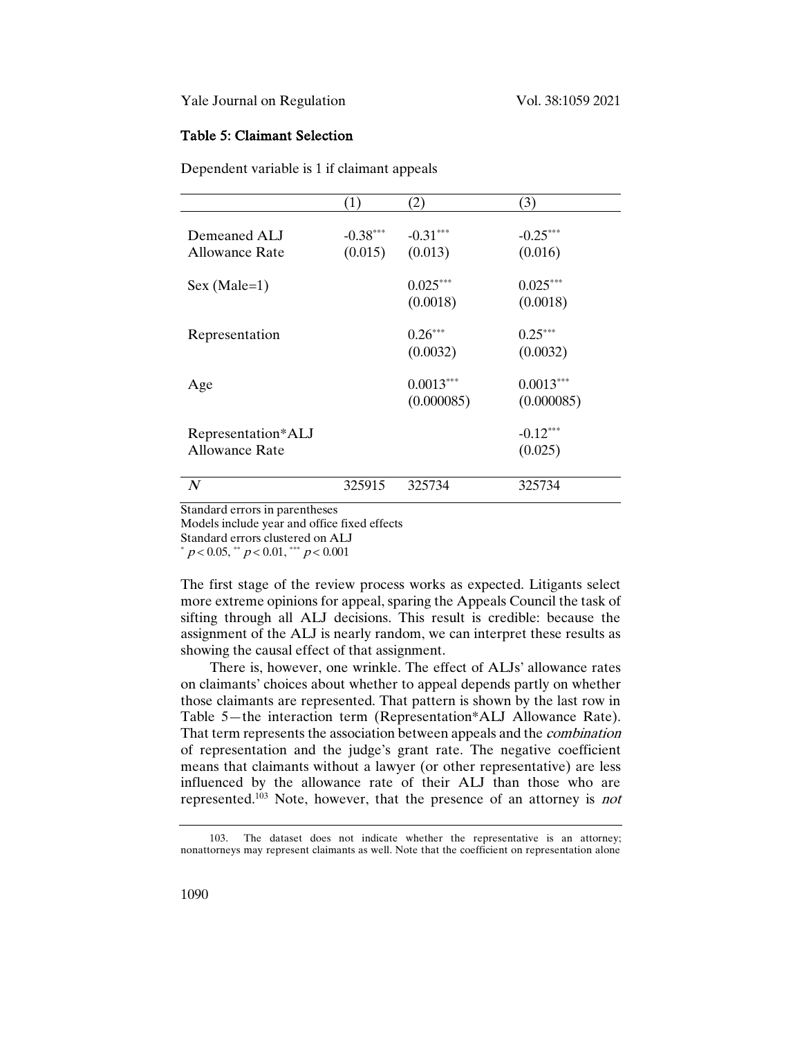### Table 5: Claimant Selection

Dependent variable is 1 if claimant appeals

| | (1) | (2) | (3) |
|---|---|---|---|
| Demeaned ALJ Allowance Rate | -0.38*** (0.015) | -0.31*** (0.013) | -0.25*** (0.016) |
| Sex (Male=1) | | 0.025*** (0.0018) | 0.025*** (0.0018) |
| Representation | | 0.26*** (0.0032) | 0.25*** (0.0032) |
| Age | | 0.0013*** (0.000085) | 0.0013*** (0.000085) |
| Representation*ALJ Allowance Rate | | | -0.12*** (0.025) |
| $N$ | 325915 | 325734 | 325734 |

Standard errors in parentheses
Models include year and office fixed effects
Standard errors clustered on ALJ
* $p < 0.05$, ** $p < 0.01$, *** $p < 0.001$

The first stage of the review process works as expected. Litigants select more extreme opinions for appeal, sparing the Appeals Council the task of sifting through all ALJ decisions. This result is credible: because the assignment of the ALJ is nearly random, we can interpret these results as showing the causal effect of that assignment.

There is, however, one wrinkle. The effect of ALJs' allowance rates on claimants' choices about whether to appeal depends partly on whether those claimants are represented. That pattern is shown by the last row in Table 5—the interaction term (Representation*ALJ Allowance Rate). That term represents the association between appeals and the *combination* of representation and the judge's grant rate. The negative coefficient means that claimants without a lawyer (or other representative) are less influenced by the allowance rate of their ALJ than those who are represented.[103] Note, however, that the presence of an attorney is *not*

103. The dataset does not indicate whether the representative is an attorney; nonattorneys may represent claimants as well. Note that the coefficient on representation alone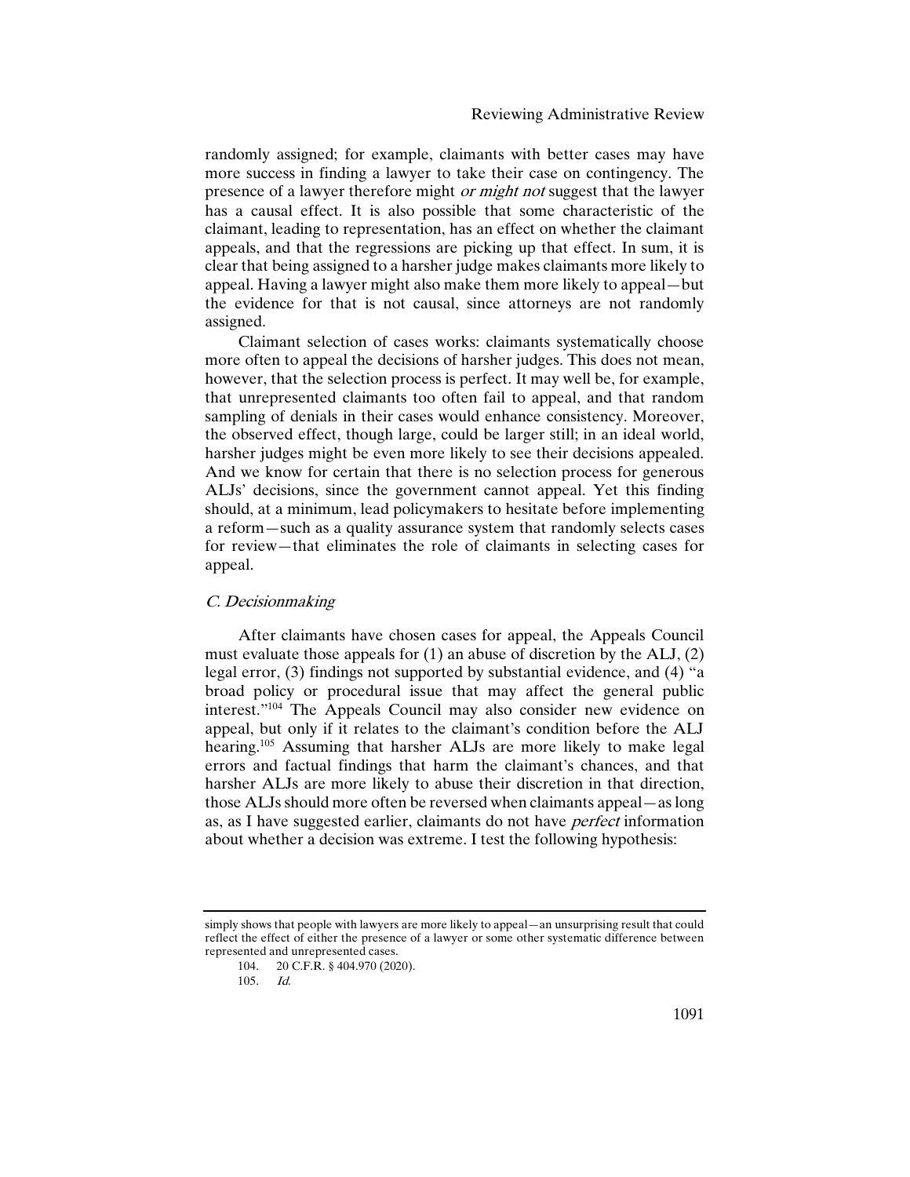randomly assigned; for example, claimants with better cases may have more success in finding a lawyer to take their case on contingency. The presence of a lawyer therefore might *or might not* suggest that the lawyer has a causal effect. It is also possible that some characteristic of the claimant, leading to representation, has an effect on whether the claimant appeals, and that the regressions are picking up that effect. In sum, it is clear that being assigned to a harsher judge makes claimants more likely to appeal. Having a lawyer might also make them more likely to appeal—but the evidence for that is not causal, since attorneys are not randomly assigned.

Claimant selection of cases works: claimants systematically choose more often to appeal the decisions of harsher judges. This does not mean, however, that the selection process is perfect. It may well be, for example, that unrepresented claimants too often fail to appeal, and that random sampling of denials in their cases would enhance consistency. Moreover, the observed effect, though large, could be larger still; in an ideal world, harsher judges might be even more likely to see their decisions appealed. And we know for certain that there is no selection process for generous ALJs' decisions, since the government cannot appeal. Yet this finding should, at a minimum, lead policymakers to hesitate before implementing a reform—such as a quality assurance system that randomly selects cases for review—that eliminates the role of claimants in selecting cases for appeal.

### *C. Decisionmaking*

After claimants have chosen cases for appeal, the Appeals Council must evaluate those appeals for (1) an abuse of discretion by the ALJ, (2) legal error, (3) findings not supported by substantial evidence, and (4) "a broad policy or procedural issue that may affect the general public interest."[104] The Appeals Council may also consider new evidence on appeal, but only if it relates to the claimant's condition before the ALJ hearing.[105] Assuming that harsher ALJs are more likely to make legal errors and factual findings that harm the claimant's chances, and that harsher ALJs are more likely to abuse their discretion in that direction, those ALJs should more often be reversed when claimants appeal—as long as, as I have suggested earlier, claimants do not have *perfect* information about whether a decision was extreme. I test the following hypothesis:

simply shows that people with lawyers are more likely to appeal—an unsurprising result that could reflect the effect of either the presence of a lawyer or some other systematic difference between represented and unrepresented cases.

104. 20 C.F.R. § 404.970 (2020).

105. *Id.*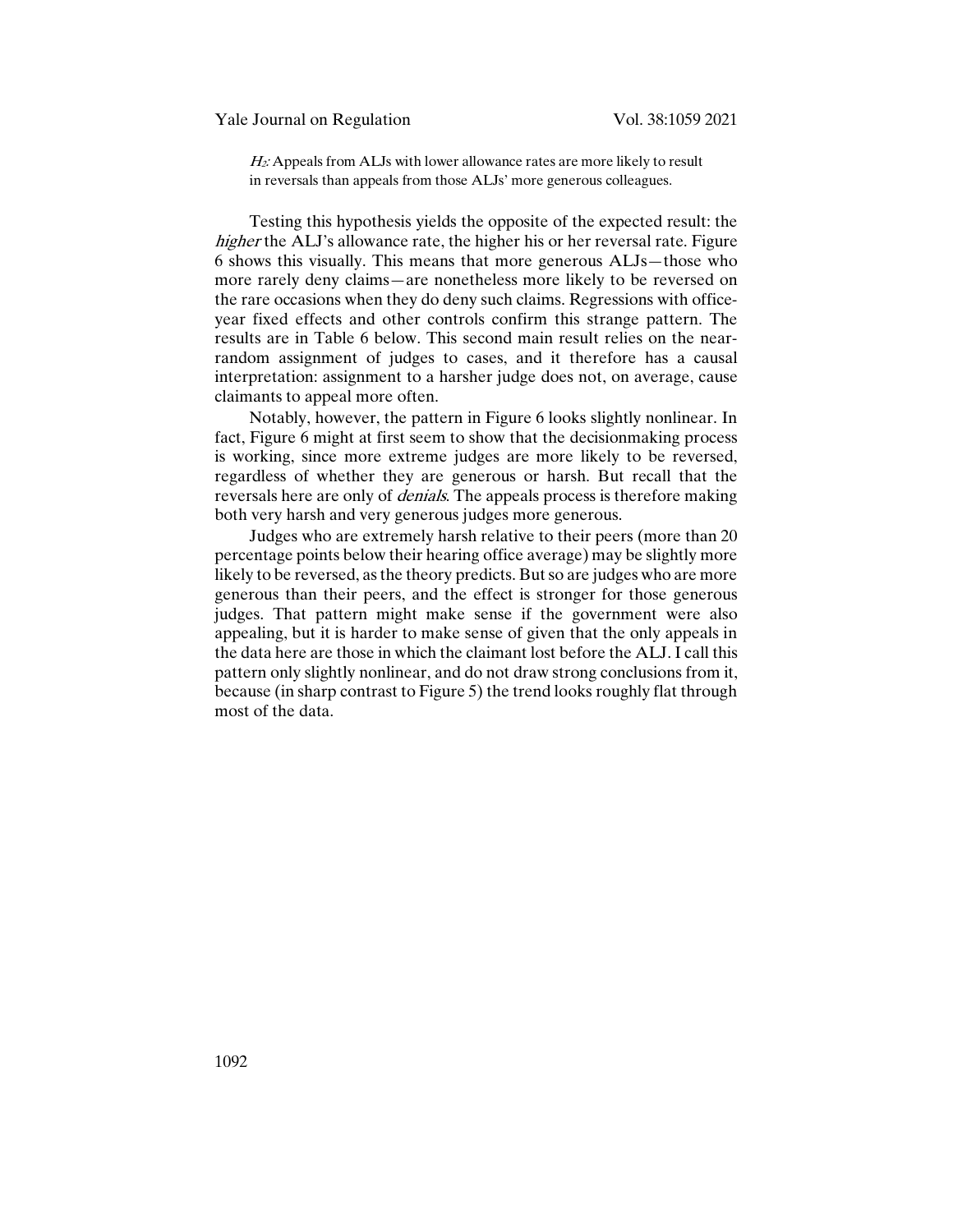> $H_2$: Appeals from ALJs with lower allowance rates are more likely to result in reversals than appeals from those ALJs' more generous colleagues.

Testing this hypothesis yields the opposite of the expected result: the *higher* the ALJ's allowance rate, the higher his or her reversal rate. Figure 6 shows this visually. This means that more generous ALJs—those who more rarely deny claims—are nonetheless more likely to be reversed on the rare occasions when they do deny such claims. Regressions with office-year fixed effects and other controls confirm this strange pattern. The results are in Table 6 below. This second main result relies on the near-random assignment of judges to cases, and it therefore has a causal interpretation: assignment to a harsher judge does not, on average, cause claimants to appeal more often.

Notably, however, the pattern in Figure 6 looks slightly nonlinear. In fact, Figure 6 might at first seem to show that the decisionmaking process is working, since more extreme judges are more likely to be reversed, regardless of whether they are generous or harsh. But recall that the reversals here are only of *denials*. The appeals process is therefore making both very harsh and very generous judges more generous.

Judges who are extremely harsh relative to their peers (more than 20 percentage points below their hearing office average) may be slightly more likely to be reversed, as the theory predicts. But so are judges who are more generous than their peers, and the effect is stronger for those generous judges. That pattern might make sense if the government were also appealing, but it is harder to make sense of given that the only appeals in the data here are those in which the claimant lost before the ALJ. I call this pattern only slightly nonlinear, and do not draw strong conclusions from it, because (in sharp contrast to Figure 5) the trend looks roughly flat through most of the data.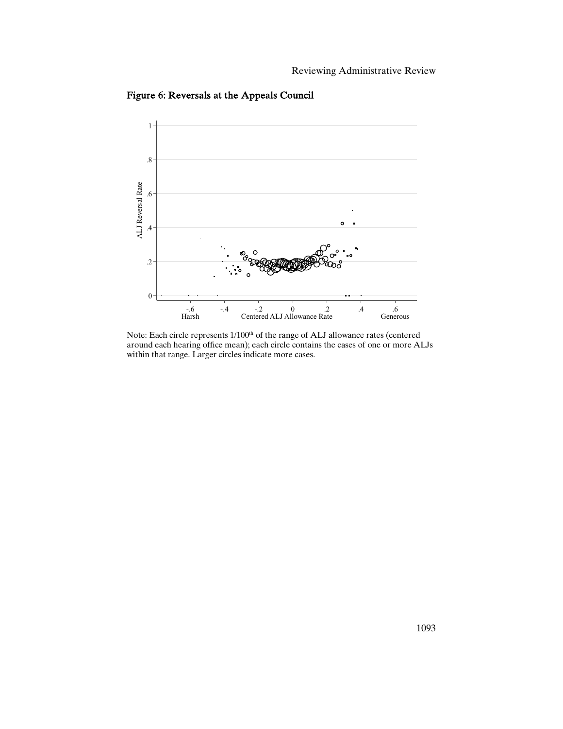**Figure 6: Reversals at the Appeals Council**

ALJ Reversal Rate

1

.8

.6

.4

.2

0

-.6
Harsh

-.4

-.2

0

.2

.4

.6
Generous

Centered ALJ Allowance Rate

Note: Each circle represents 1/100th of the range of ALJ allowance rates (centered around each hearing office mean); each circle contains the cases of one or more ALJs within that range. Larger circles indicate more cases.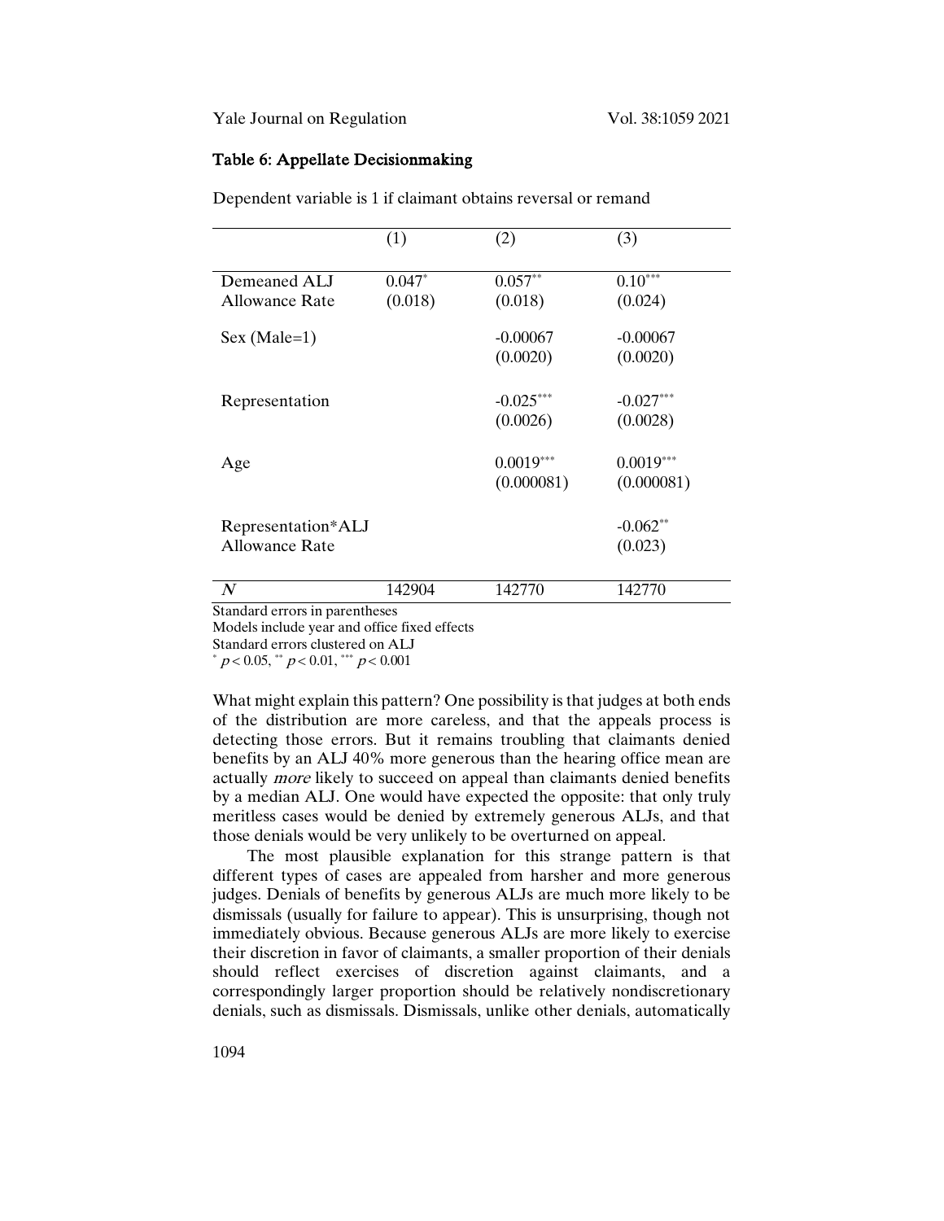### Table 6: Appellate Decisionmaking

Dependent variable is 1 if claimant obtains reversal or remand

| | (1) | (2) | (3) |
|---|---|---|---|
| Demeaned ALJ Allowance Rate | 0.047* (0.018) | 0.057** (0.018) | 0.10*** (0.024) |
| Sex (Male=1) | | -0.00067 (0.0020) | -0.00067 (0.0020) |
| Representation | | -0.025*** (0.0026) | -0.027*** (0.0028) |
| Age | | 0.0019*** (0.000081) | 0.0019*** (0.000081) |
| Representation*ALJ Allowance Rate | | | -0.062** (0.023) |
| *N* | 142904 | 142770 | 142770 |

Standard errors in parentheses
Models include year and office fixed effects
Standard errors clustered on ALJ
* $p < 0.05$, ** $p < 0.01$, *** $p < 0.001$

What might explain this pattern? One possibility is that judges at both ends of the distribution are more careless, and that the appeals process is detecting those errors. But it remains troubling that claimants denied benefits by an ALJ 40% more generous than the hearing office mean are actually *more* likely to succeed on appeal than claimants denied benefits by a median ALJ. One would have expected the opposite: that only truly meritless cases would be denied by extremely generous ALJs, and that those denials would be very unlikely to be overturned on appeal.

The most plausible explanation for this strange pattern is that different types of cases are appealed from harsher and more generous judges. Denials of benefits by generous ALJs are much more likely to be dismissals (usually for failure to appear). This is unsurprising, though not immediately obvious. Because generous ALJs are more likely to exercise their discretion in favor of claimants, a smaller proportion of their denials should reflect exercises of discretion against claimants, and a correspondingly larger proportion should be relatively nondiscretionary denials, such as dismissals. Dismissals, unlike other denials, automatically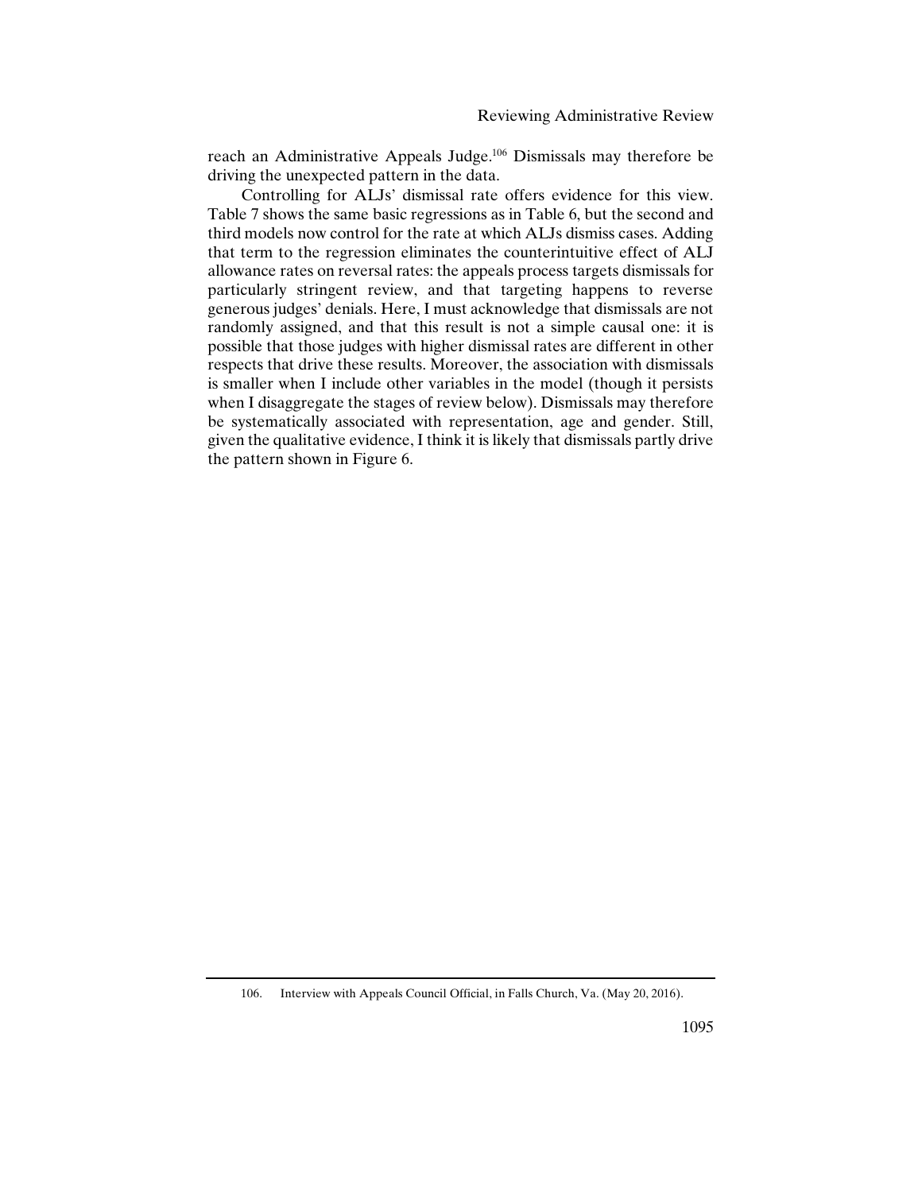reach an Administrative Appeals Judge.[106] Dismissals may therefore be driving the unexpected pattern in the data.

Controlling for ALJs' dismissal rate offers evidence for this view. Table 7 shows the same basic regressions as in Table 6, but the second and third models now control for the rate at which ALJs dismiss cases. Adding that term to the regression eliminates the counterintuitive effect of ALJ allowance rates on reversal rates: the appeals process targets dismissals for particularly stringent review, and that targeting happens to reverse generous judges' denials. Here, I must acknowledge that dismissals are not randomly assigned, and that this result is not a simple causal one: it is possible that those judges with higher dismissal rates are different in other respects that drive these results. Moreover, the association with dismissals is smaller when I include other variables in the model (though it persists when I disaggregate the stages of review below). Dismissals may therefore be systematically associated with representation, age and gender. Still, given the qualitative evidence, I think it is likely that dismissals partly drive the pattern shown in Figure 6.

106. Interview with Appeals Council Official, in Falls Church, Va. (May 20, 2016).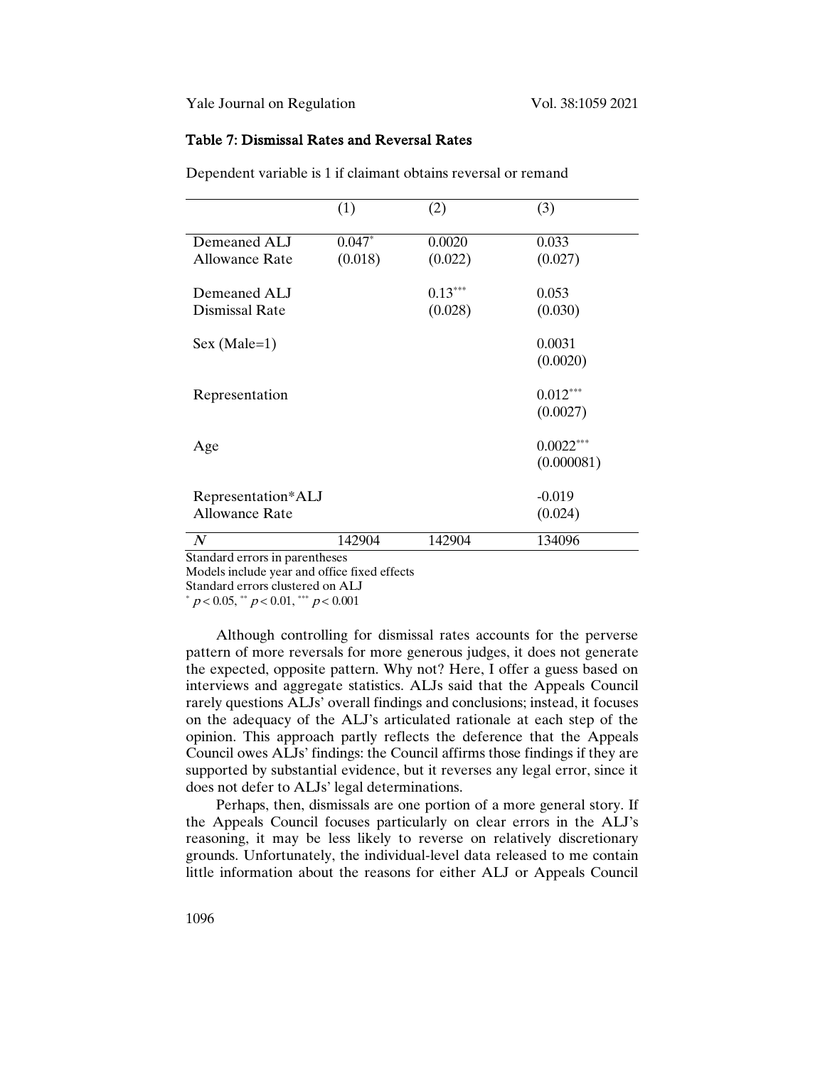### Table 7: Dismissal Rates and Reversal Rates

Dependent variable is 1 if claimant obtains reversal or remand

| | (1) | (2) | (3) |
|---|---|---|---|
| Demeaned ALJ Allowance Rate | 0.047* (0.018) | 0.0020 (0.022) | 0.033 (0.027) |
| Demeaned ALJ Dismissal Rate | | 0.13*** (0.028) | 0.053 (0.030) |
| Sex (Male=1) | | | 0.0031 (0.0020) |
| Representation | | | 0.012*** (0.0027) |
| Age | | | 0.0022*** (0.000081) |
| Representation*ALJ Allowance Rate | | | -0.019 (0.024) |
| $N$ | 142904 | 142904 | 134096 |

Standard errors in parentheses
Models include year and office fixed effects
Standard errors clustered on ALJ
* $p < 0.05$, ** $p < 0.01$, *** $p < 0.001$

Although controlling for dismissal rates accounts for the perverse pattern of more reversals for more generous judges, it does not generate the expected, opposite pattern. Why not? Here, I offer a guess based on interviews and aggregate statistics. ALJs said that the Appeals Council rarely questions ALJs' overall findings and conclusions; instead, it focuses on the adequacy of the ALJ's articulated rationale at each step of the opinion. This approach partly reflects the deference that the Appeals Council owes ALJs' findings: the Council affirms those findings if they are supported by substantial evidence, but it reverses any legal error, since it does not defer to ALJs' legal determinations.

Perhaps, then, dismissals are one portion of a more general story. If the Appeals Council focuses particularly on clear errors in the ALJ's reasoning, it may be less likely to reverse on relatively discretionary grounds. Unfortunately, the individual-level data released to me contain little information about the reasons for either ALJ or Appeals Council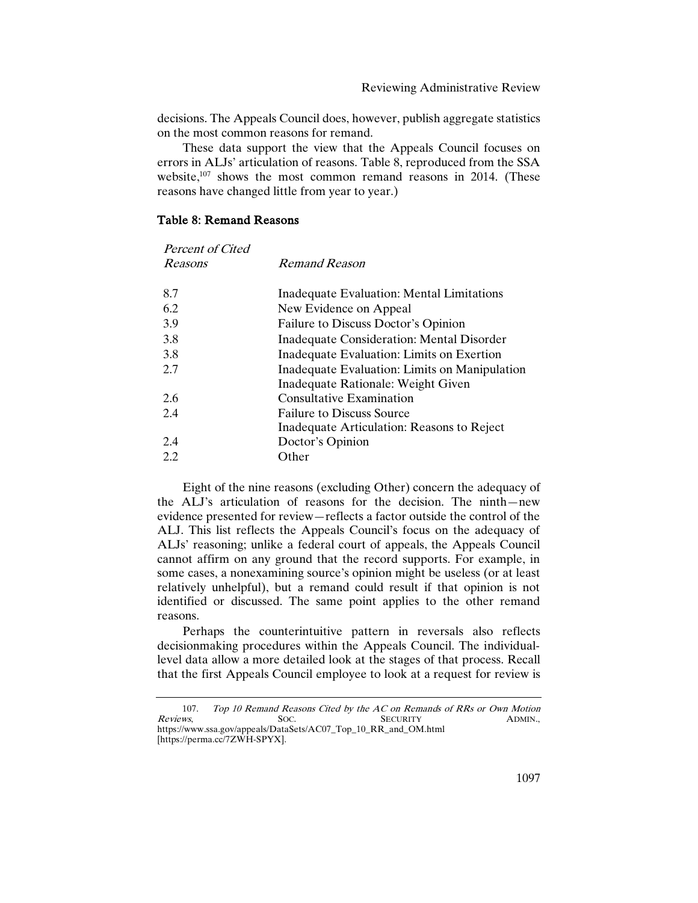decisions. The Appeals Council does, however, publish aggregate statistics on the most common reasons for remand.

These data support the view that the Appeals Council focuses on errors in ALJs' articulation of reasons. Table 8, reproduced from the SSA website,[107] shows the most common remand reasons in 2014. (These reasons have changed little from year to year.)

### Table 8: Remand Reasons

| *Percent of Cited Reasons* | *Remand Reason* |
|---|---|
| 8.7 | Inadequate Evaluation: Mental Limitations |
| 6.2 | New Evidence on Appeal |
| 3.9 | Failure to Discuss Doctor's Opinion |
| 3.8 | Inadequate Consideration: Mental Disorder |
| 3.8 | Inadequate Evaluation: Limits on Exertion |
| 2.7 | Inadequate Evaluation: Limits on Manipulation |
| 2.6 | Inadequate Rationale: Weight Given Consultative Examination |
| 2.4 | Failure to Discuss Source |
| 2.4 | Inadequate Articulation: Reasons to Reject Doctor's Opinion |
| 2.2 | Other |

Eight of the nine reasons (excluding Other) concern the adequacy of the ALJ's articulation of reasons for the decision. The ninth—new evidence presented for review—reflects a factor outside the control of the ALJ. This list reflects the Appeals Council's focus on the adequacy of ALJs' reasoning; unlike a federal court of appeals, the Appeals Council cannot affirm on any ground that the record supports. For example, in some cases, a nonexamining source's opinion might be useless (or at least relatively unhelpful), but a remand could result if that opinion is not identified or discussed. The same point applies to the other remand reasons.

Perhaps the counterintuitive pattern in reversals also reflects decisionmaking procedures within the Appeals Council. The individual-level data allow a more detailed look at the stages of that process. Recall that the first Appeals Council employee to look at a request for review is

---

107. *Top 10 Remand Reasons Cited by the AC on Remands of RRs or Own Motion Reviews*, SOC. SECURITY ADMIN., https://www.ssa.gov/appeals/DataSets/AC07_Top_10_RR_and_OM.html [https://perma.cc/7ZWH-SPYX].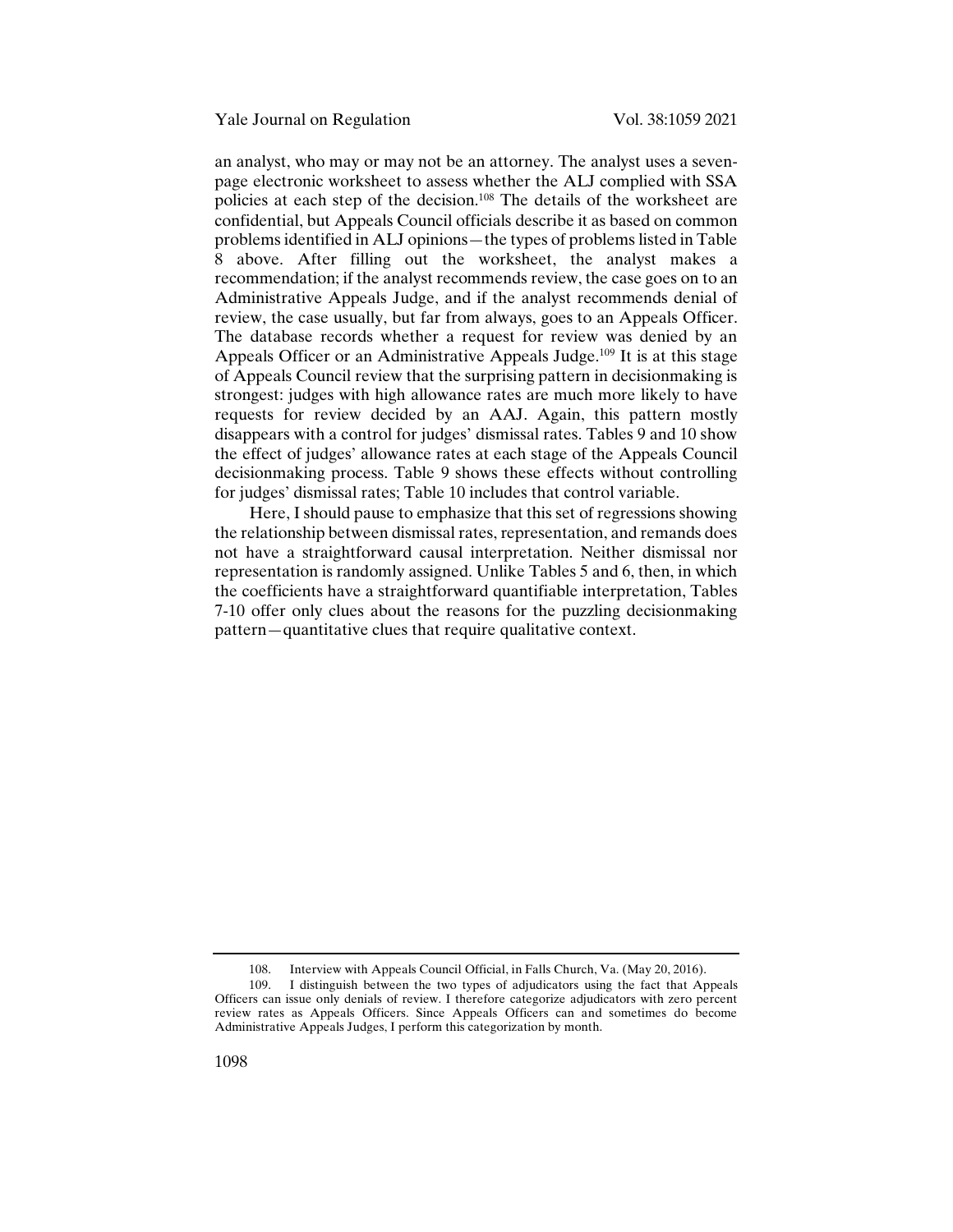an analyst, who may or may not be an attorney. The analyst uses a seven-page electronic worksheet to assess whether the ALJ complied with SSA policies at each step of the decision.[108] The details of the worksheet are confidential, but Appeals Council officials describe it as based on common problems identified in ALJ opinions—the types of problems listed in Table 8 above. After filling out the worksheet, the analyst makes a recommendation; if the analyst recommends review, the case goes on to an Administrative Appeals Judge, and if the analyst recommends denial of review, the case usually, but far from always, goes to an Appeals Officer. The database records whether a request for review was denied by an Appeals Officer or an Administrative Appeals Judge.[109] It is at this stage of Appeals Council review that the surprising pattern in decisionmaking is strongest: judges with high allowance rates are much more likely to have requests for review decided by an AAJ. Again, this pattern mostly disappears with a control for judges' dismissal rates. Tables 9 and 10 show the effect of judges' allowance rates at each stage of the Appeals Council decisionmaking process. Table 9 shows these effects without controlling for judges' dismissal rates; Table 10 includes that control variable.

Here, I should pause to emphasize that this set of regressions showing the relationship between dismissal rates, representation, and remands does not have a straightforward causal interpretation. Neither dismissal nor representation is randomly assigned. Unlike Tables 5 and 6, then, in which the coefficients have a straightforward quantifiable interpretation, Tables 7-10 offer only clues about the reasons for the puzzling decisionmaking pattern—quantitative clues that require qualitative context.

---

108. Interview with Appeals Council Official, in Falls Church, Va. (May 20, 2016).

109. I distinguish between the two types of adjudicators using the fact that Appeals Officers can issue only denials of review. I therefore categorize adjudicators with zero percent review rates as Appeals Officers. Since Appeals Officers can and sometimes do become Administrative Appeals Judges, I perform this categorization by month.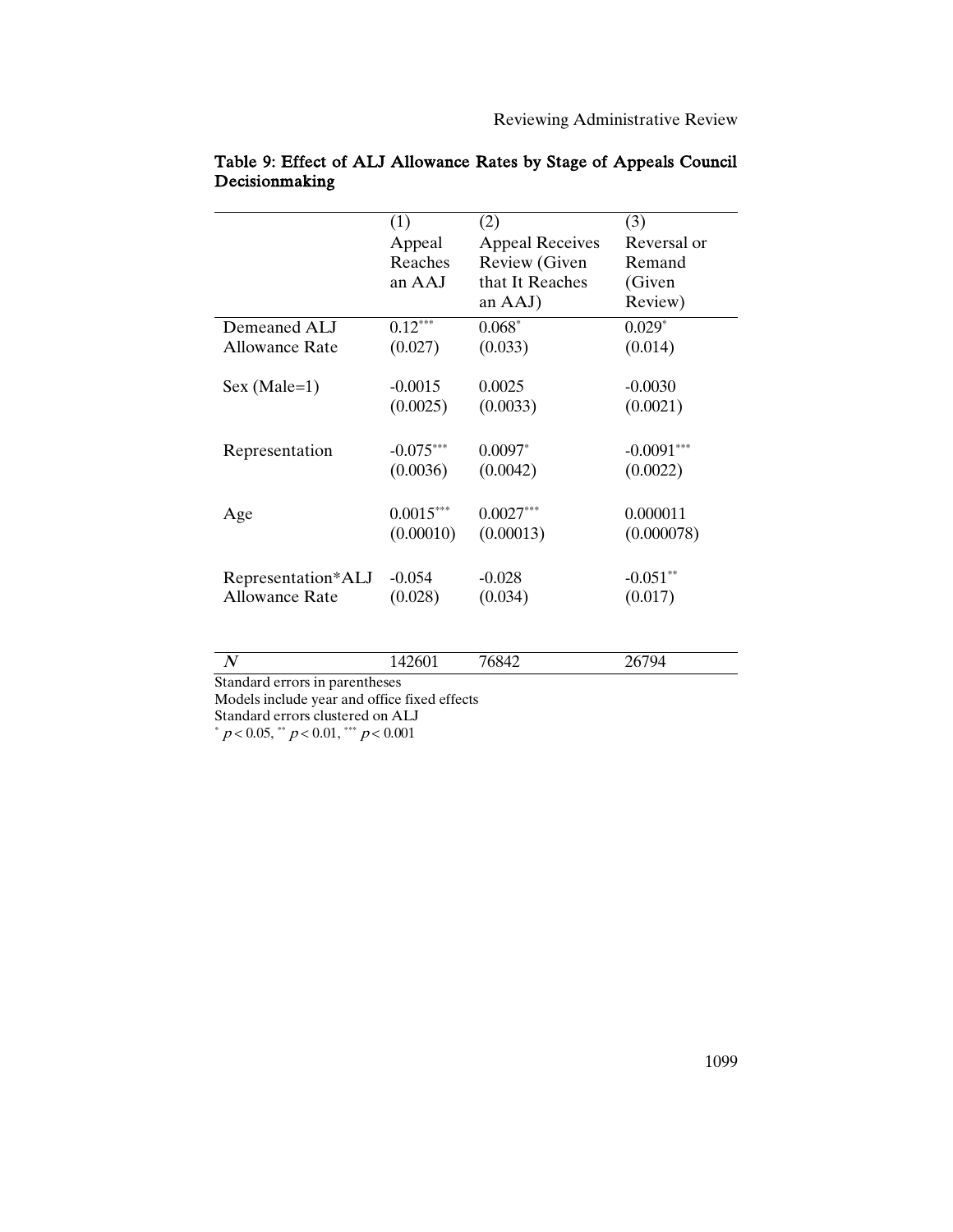**Table 9: Effect of ALJ Allowance Rates by Stage of Appeals Council Decisionmaking**

| | (1) Appeal Reaches an AAJ | (2) Appeal Receives Review (Given that It Reaches an AAJ) | (3) Reversal or Remand (Given Review) |
|---|---|---|---|
| Demeaned ALJ Allowance Rate | 0.12*** | 0.068* | 0.029* |
| | (0.027) | (0.033) | (0.014) |
| Sex (Male=1) | -0.0015 | 0.0025 | -0.0030 |
| | (0.0025) | (0.0033) | (0.0021) |
| Representation | -0.075*** | 0.0097* | -0.0091*** |
| | (0.0036) | (0.0042) | (0.0022) |
| Age | 0.0015*** | 0.0027*** | 0.000011 |
| | (0.00010) | (0.00013) | (0.000078) |
| Representation*ALJ Allowance Rate | -0.054 | -0.028 | -0.051** |
| | (0.028) | (0.034) | (0.017) |
| *N* | 142601 | 76842 | 26794 |

Standard errors in parentheses
Models include year and office fixed effects
Standard errors clustered on ALJ
* $p < 0.05$, ** $p < 0.01$, *** $p < 0.001$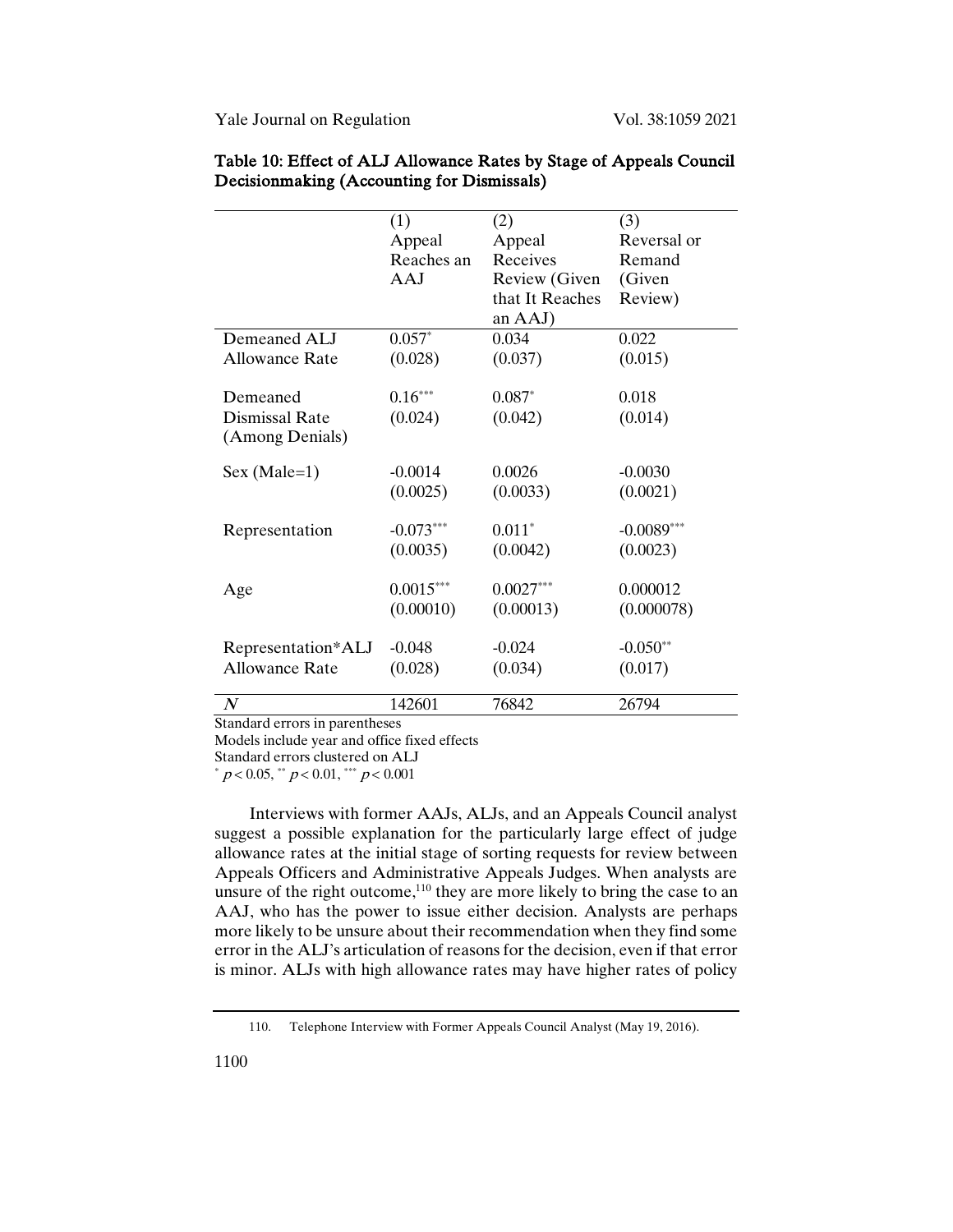**Table 10: Effect of ALJ Allowance Rates by Stage of Appeals Council Decisionmaking (Accounting for Dismissals)**

| | (1) Appeal Reaches an AAJ | (2) Appeal Receives Review (Given that It Reaches an AAJ) | (3) Reversal or Remand (Given Review) |
|---|---|---|---|
| Demeaned ALJ Allowance Rate | $0.057^{*}$ (0.028) | 0.034 (0.037) | 0.022 (0.015) |
| Demeaned Dismissal Rate (Among Denials) | $0.16^{***}$ (0.024) | $0.087^{*}$ (0.042) | 0.018 (0.014) |
| Sex (Male=1) | -0.0014 (0.0025) | 0.0026 (0.0033) | -0.0030 (0.0021) |
| Representation | $-0.073^{***}$ (0.0035) | $0.011^{*}$ (0.0042) | $-0.0089^{***}$ (0.0023) |
| Age | $0.0015^{***}$ (0.00010) | $0.0027^{***}$ (0.00013) | 0.000012 (0.000078) |
| Representation*ALJ Allowance Rate | -0.048 (0.028) | -0.024 (0.034) | $-0.050^{**}$ (0.017) |
| $N$ | 142601 | 76842 | 26794 |

Standard errors in parentheses
Models include year and office fixed effects
Standard errors clustered on ALJ
$^{*}$ $p < 0.05$, $^{**}$ $p < 0.01$, $^{***}$ $p < 0.001$

Interviews with former AAJs, ALJs, and an Appeals Council analyst suggest a possible explanation for the particularly large effect of judge allowance rates at the initial stage of sorting requests for review between Appeals Officers and Administrative Appeals Judges. When analysts are unsure of the right outcome,[110] they are more likely to bring the case to an AAJ, who has the power to issue either decision. Analysts are perhaps more likely to be unsure about their recommendation when they find some error in the ALJ's articulation of reasons for the decision, even if that error is minor. ALJs with high allowance rates may have higher rates of policy

110. Telephone Interview with Former Appeals Council Analyst (May 19, 2016).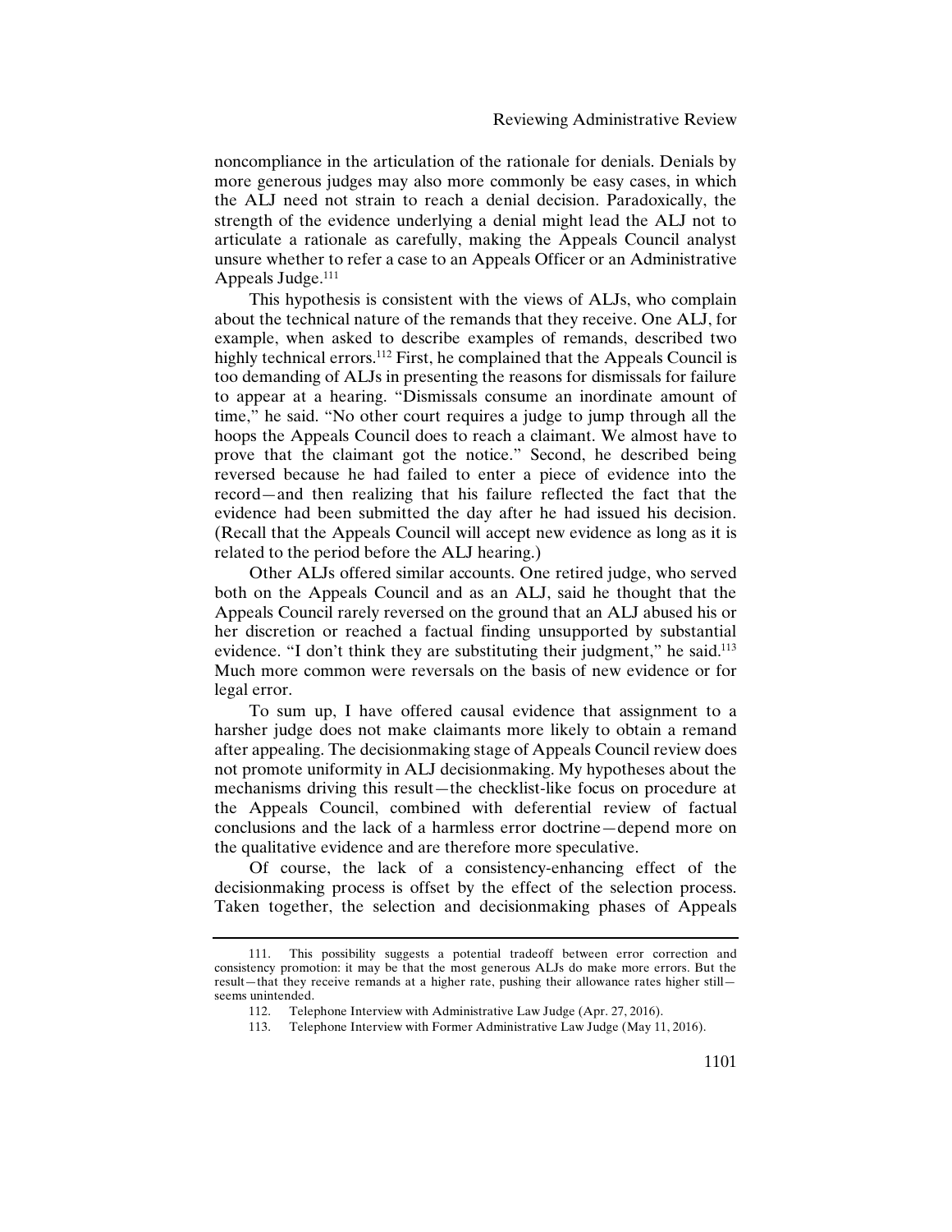noncompliance in the articulation of the rationale for denials. Denials by more generous judges may also more commonly be easy cases, in which the ALJ need not strain to reach a denial decision. Paradoxically, the strength of the evidence underlying a denial might lead the ALJ not to articulate a rationale as carefully, making the Appeals Council analyst unsure whether to refer a case to an Appeals Officer or an Administrative Appeals Judge.[111]

This hypothesis is consistent with the views of ALJs, who complain about the technical nature of the remands that they receive. One ALJ, for example, when asked to describe examples of remands, described two highly technical errors.[112] First, he complained that the Appeals Council is too demanding of ALJs in presenting the reasons for dismissals for failure to appear at a hearing. "Dismissals consume an inordinate amount of time," he said. "No other court requires a judge to jump through all the hoops the Appeals Council does to reach a claimant. We almost have to prove that the claimant got the notice." Second, he described being reversed because he had failed to enter a piece of evidence into the record—and then realizing that his failure reflected the fact that the evidence had been submitted the day after he had issued his decision. (Recall that the Appeals Council will accept new evidence as long as it is related to the period before the ALJ hearing.)

Other ALJs offered similar accounts. One retired judge, who served both on the Appeals Council and as an ALJ, said he thought that the Appeals Council rarely reversed on the ground that an ALJ abused his or her discretion or reached a factual finding unsupported by substantial evidence. "I don't think they are substituting their judgment," he said.[113] Much more common were reversals on the basis of new evidence or for legal error.

To sum up, I have offered causal evidence that assignment to a harsher judge does not make claimants more likely to obtain a remand after appealing. The decisionmaking stage of Appeals Council review does not promote uniformity in ALJ decisionmaking. My hypotheses about the mechanisms driving this result—the checklist-like focus on procedure at the Appeals Council, combined with deferential review of factual conclusions and the lack of a harmless error doctrine—depend more on the qualitative evidence and are therefore more speculative.

Of course, the lack of a consistency-enhancing effect of the decisionmaking process is offset by the effect of the selection process. Taken together, the selection and decisionmaking phases of Appeals

---

111. This possibility suggests a potential tradeoff between error correction and consistency promotion: it may be that the most generous ALJs do make more errors. But the result—that they receive remands at a higher rate, pushing their allowance rates higher still—seems unintended.

112. Telephone Interview with Administrative Law Judge (Apr. 27, 2016).

113. Telephone Interview with Former Administrative Law Judge (May 11, 2016).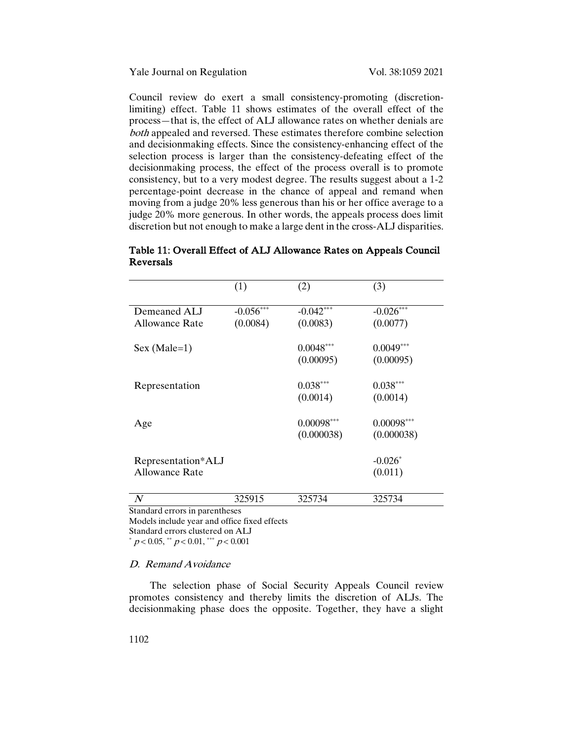Council review do exert a small consistency-promoting (discretion-limiting) effect. Table 11 shows estimates of the overall effect of the process—that is, the effect of ALJ allowance rates on whether denials are *both* appealed and reversed. These estimates therefore combine selection and decisionmaking effects. Since the consistency-enhancing effect of the selection process is larger than the consistency-defeating effect of the decisionmaking process, the effect of the process overall is to promote consistency, but to a very modest degree. The results suggest about a 1-2 percentage-point decrease in the chance of appeal and remand when moving from a judge 20% less generous than his or her office average to a judge 20% more generous. In other words, the appeals process does limit discretion but not enough to make a large dent in the cross-ALJ disparities.

**Table 11: Overall Effect of ALJ Allowance Rates on Appeals Council Reversals**

| | (1) | (2) | (3) |
|---|---|---|---|
| Demeaned ALJ Allowance Rate | -0.056*** (0.0084) | -0.042*** (0.0083) | -0.026*** (0.0077) |
| Sex (Male=1) | | 0.0048*** (0.00095) | 0.0049*** (0.00095) |
| Representation | | 0.038*** (0.0014) | 0.038*** (0.0014) |
| Age | | 0.00098*** (0.000038) | 0.00098*** (0.000038) |
| Representation*ALJ Allowance Rate | | | -0.026* (0.011) |
| *N* | 325915 | 325734 | 325734 |

Standard errors in parentheses
Models include year and office fixed effects
Standard errors clustered on ALJ
* $p < 0.05$, ** $p < 0.01$, *** $p < 0.001$

### *D. Remand Avoidance*

The selection phase of Social Security Appeals Council review promotes consistency and thereby limits the discretion of ALJs. The decisionmaking phase does the opposite. Together, they have a slight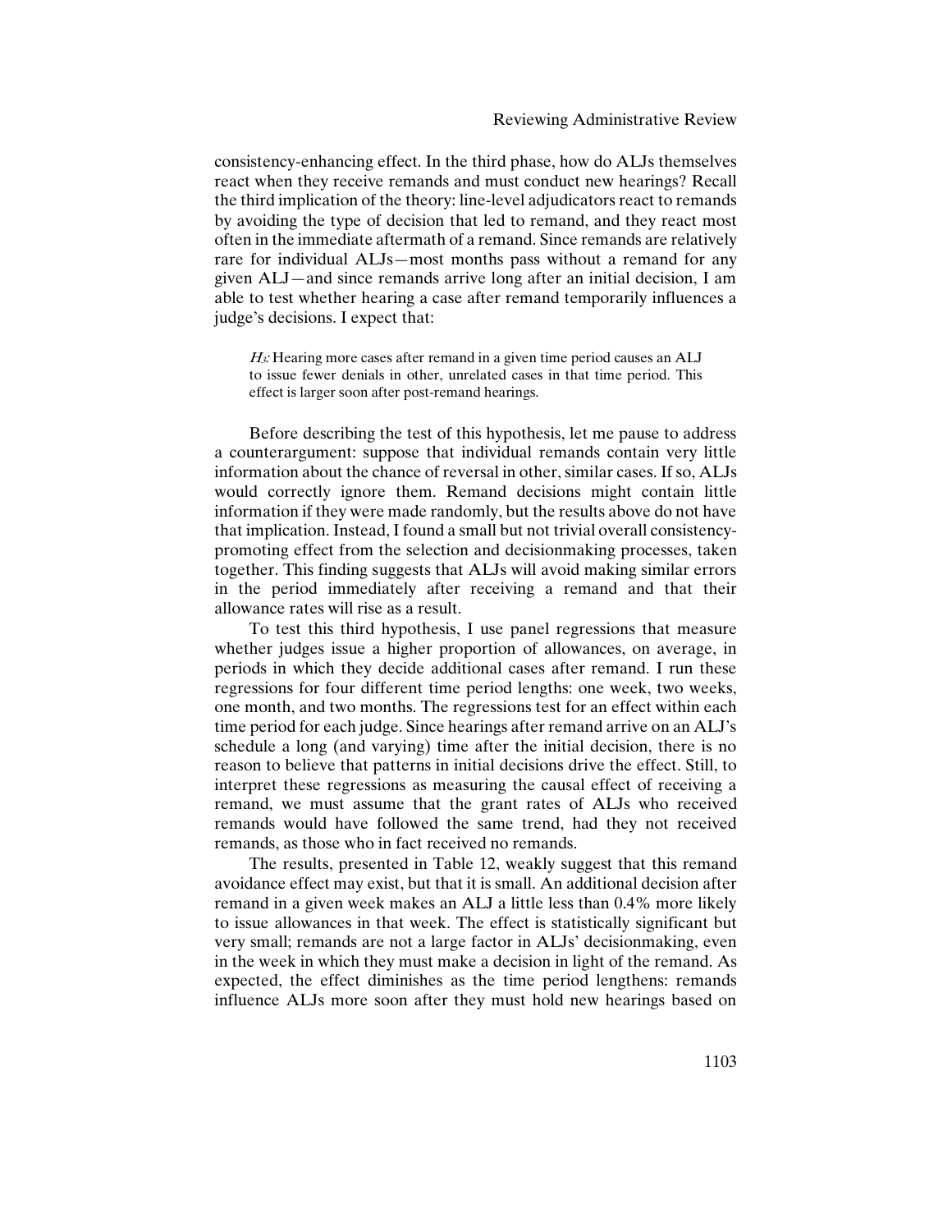consistency-enhancing effect. In the third phase, how do ALJs themselves react when they receive remands and must conduct new hearings? Recall the third implication of the theory: line-level adjudicators react to remands by avoiding the type of decision that led to remand, and they react most often in the immediate aftermath of a remand. Since remands are relatively rare for individual ALJs—most months pass without a remand for any given ALJ—and since remands arrive long after an initial decision, I am able to test whether hearing a case after remand temporarily influences a judge's decisions. I expect that:

> $H_3$: Hearing more cases after remand in a given time period causes an ALJ to issue fewer denials in other, unrelated cases in that time period. This effect is larger soon after post-remand hearings.

Before describing the test of this hypothesis, let me pause to address a counterargument: suppose that individual remands contain very little information about the chance of reversal in other, similar cases. If so, ALJs would correctly ignore them. Remand decisions might contain little information if they were made randomly, but the results above do not have that implication. Instead, I found a small but not trivial overall consistency-promoting effect from the selection and decisionmaking processes, taken together. This finding suggests that ALJs will avoid making similar errors in the period immediately after receiving a remand and that their allowance rates will rise as a result.

To test this third hypothesis, I use panel regressions that measure whether judges issue a higher proportion of allowances, on average, in periods in which they decide additional cases after remand. I run these regressions for four different time period lengths: one week, two weeks, one month, and two months. The regressions test for an effect within each time period for each judge. Since hearings after remand arrive on an ALJ's schedule a long (and varying) time after the initial decision, there is no reason to believe that patterns in initial decisions drive the effect. Still, to interpret these regressions as measuring the causal effect of receiving a remand, we must assume that the grant rates of ALJs who received remands would have followed the same trend, had they not received remands, as those who in fact received no remands.

The results, presented in Table 12, weakly suggest that this remand avoidance effect may exist, but that it is small. An additional decision after remand in a given week makes an ALJ a little less than 0.4% more likely to issue allowances in that week. The effect is statistically significant but very small; remands are not a large factor in ALJs' decisionmaking, even in the week in which they must make a decision in light of the remand. As expected, the effect diminishes as the time period lengthens: remands influence ALJs more soon after they must hold new hearings based on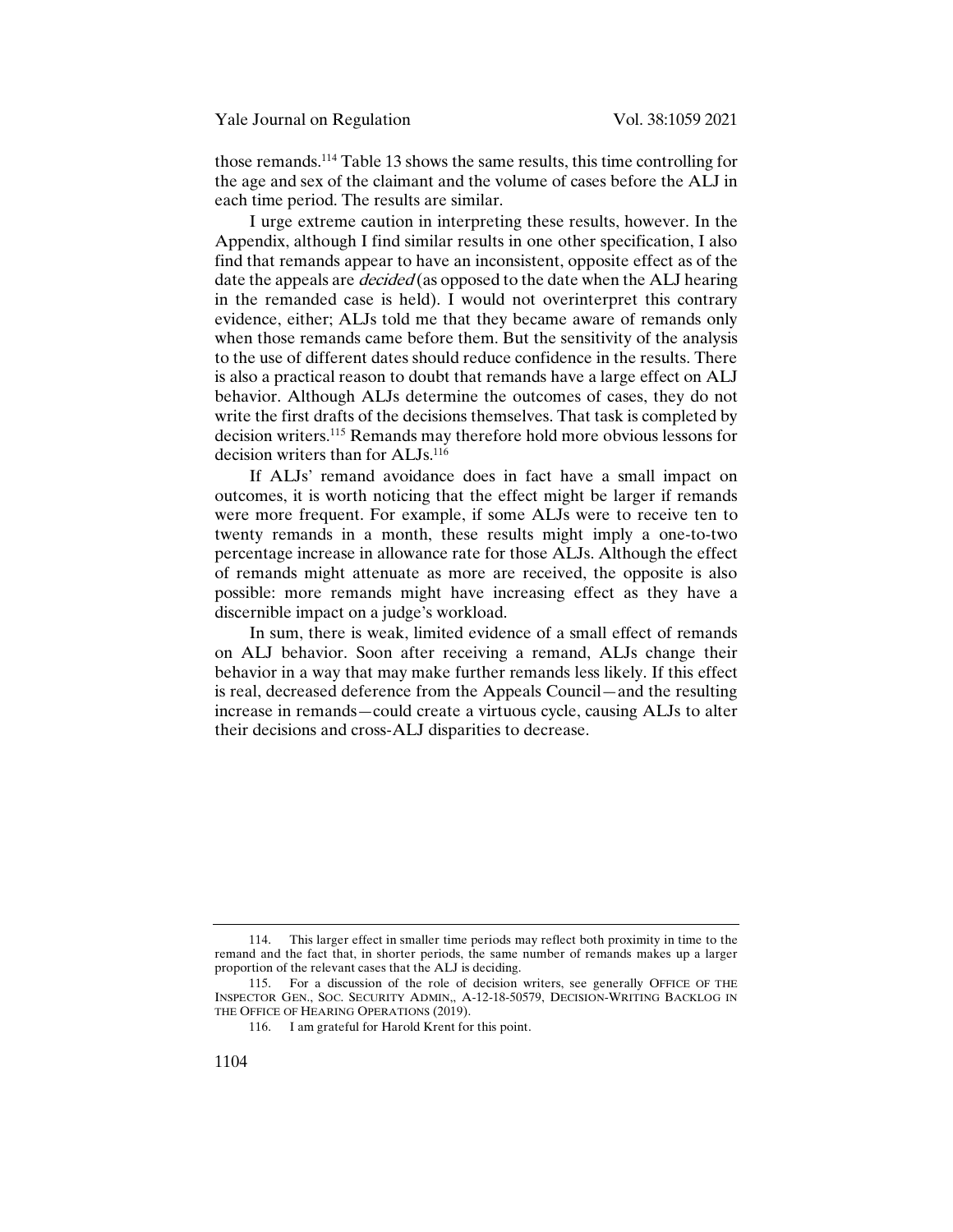those remands.[114] Table 13 shows the same results, this time controlling for the age and sex of the claimant and the volume of cases before the ALJ in each time period. The results are similar.

I urge extreme caution in interpreting these results, however. In the Appendix, although I find similar results in one other specification, I also find that remands appear to have an inconsistent, opposite effect as of the date the appeals are *decided* (as opposed to the date when the ALJ hearing in the remanded case is held). I would not overinterpret this contrary evidence, either; ALJs told me that they became aware of remands only when those remands came before them. But the sensitivity of the analysis to the use of different dates should reduce confidence in the results. There is also a practical reason to doubt that remands have a large effect on ALJ behavior. Although ALJs determine the outcomes of cases, they do not write the first drafts of the decisions themselves. That task is completed by decision writers.[115] Remands may therefore hold more obvious lessons for decision writers than for ALJs.[116]

If ALJs' remand avoidance does in fact have a small impact on outcomes, it is worth noticing that the effect might be larger if remands were more frequent. For example, if some ALJs were to receive ten to twenty remands in a month, these results might imply a one-to-two percentage increase in allowance rate for those ALJs. Although the effect of remands might attenuate as more are received, the opposite is also possible: more remands might have increasing effect as they have a discernible impact on a judge's workload.

In sum, there is weak, limited evidence of a small effect of remands on ALJ behavior. Soon after receiving a remand, ALJs change their behavior in a way that may make further remands less likely. If this effect is real, decreased deference from the Appeals Council—and the resulting increase in remands—could create a virtuous cycle, causing ALJs to alter their decisions and cross-ALJ disparities to decrease.

---

114. This larger effect in smaller time periods may reflect both proximity in time to the remand and the fact that, in shorter periods, the same number of remands makes up a larger proportion of the relevant cases that the ALJ is deciding.

115. For a discussion of the role of decision writers, see generally OFFICE OF THE INSPECTOR GEN., SOC. SECURITY ADMIN,, A-12-18-50579, DECISION-WRITING BACKLOG IN THE OFFICE OF HEARING OPERATIONS (2019).

116. I am grateful for Harold Krent for this point.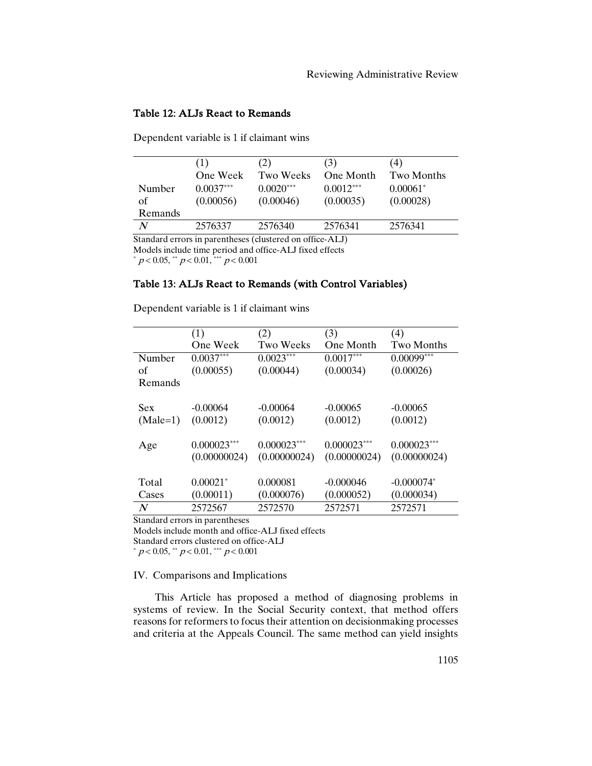### Table 12: ALJs React to Remands

Dependent variable is 1 if claimant wins

| | (1) One Week | (2) Two Weeks | (3) One Month | (4) Two Months |
|---|---|---|---|---|
| Number of Remands | 0.0037*** | 0.0020*** | 0.0012*** | 0.00061* |
| | (0.00056) | (0.00046) | (0.00035) | (0.00028) |
| $N$ | 2576337 | 2576340 | 2576341 | 2576341 |

Standard errors in parentheses (clustered on office-ALJ)
Models include time period and office-ALJ fixed effects
* $p < 0.05$, ** $p < 0.01$, *** $p < 0.001$

### Table 13: ALJs React to Remands (with Control Variables)

Dependent variable is 1 if claimant wins

| | (1) One Week | (2) Two Weeks | (3) One Month | (4) Two Months |
|---|---|---|---|---|
| Number of Remands | 0.0037*** | 0.0023*** | 0.0017*** | 0.00099*** |
| | (0.00055) | (0.00044) | (0.00034) | (0.00026) |
| Sex (Male=1) | -0.00064 | -0.00064 | -0.00065 | -0.00065 |
| | (0.0012) | (0.0012) | (0.0012) | (0.0012) |
| Age | 0.000023*** | 0.000023*** | 0.000023*** | 0.000023*** |
| | (0.00000024) | (0.00000024) | (0.00000024) | (0.00000024) |
| Total Cases | 0.00021* | 0.000081 | -0.000046 | -0.000074* |
| | (0.00011) | (0.000076) | (0.000052) | (0.000034) |
| $N$ | 2572567 | 2572570 | 2572571 | 2572571 |

Standard errors in parentheses
Models include month and office-ALJ fixed effects
Standard errors clustered on office-ALJ
* $p < 0.05$, ** $p < 0.01$, *** $p < 0.001$

## IV. Comparisons and Implications

This Article has proposed a method of diagnosing problems in systems of review. In the Social Security context, that method offers reasons for reformers to focus their attention on decisionmaking processes and criteria at the Appeals Council. The same method can yield insights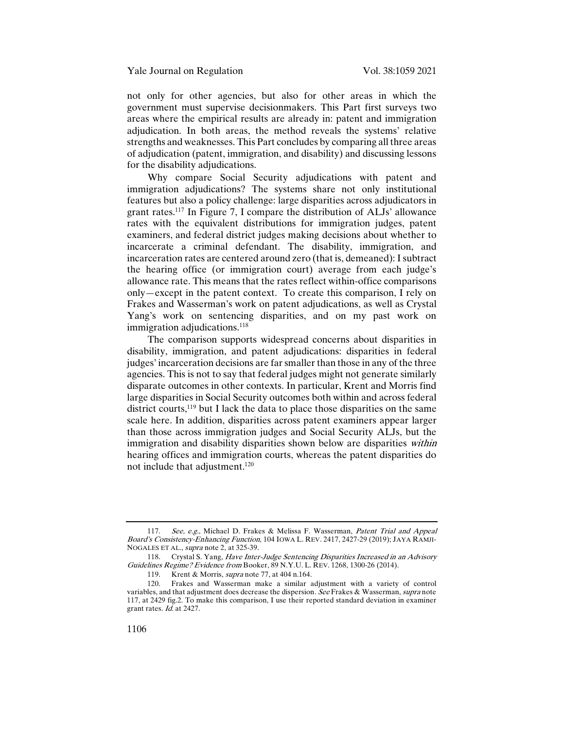not only for other agencies, but also for other areas in which the government must supervise decisionmakers. This Part first surveys two areas where the empirical results are already in: patent and immigration adjudication. In both areas, the method reveals the systems' relative strengths and weaknesses. This Part concludes by comparing all three areas of adjudication (patent, immigration, and disability) and discussing lessons for the disability adjudications.

Why compare Social Security adjudications with patent and immigration adjudications? The systems share not only institutional features but also a policy challenge: large disparities across adjudicators in grant rates.[117] In Figure 7, I compare the distribution of ALJs' allowance rates with the equivalent distributions for immigration judges, patent examiners, and federal district judges making decisions about whether to incarcerate a criminal defendant. The disability, immigration, and incarceration rates are centered around zero (that is, demeaned): I subtract the hearing office (or immigration court) average from each judge's allowance rate. This means that the rates reflect within-office comparisons only—except in the patent context. To create this comparison, I rely on Frakes and Wasserman's work on patent adjudications, as well as Crystal Yang's work on sentencing disparities, and on my past work on immigration adjudications.[118]

The comparison supports widespread concerns about disparities in disability, immigration, and patent adjudications: disparities in federal judges' incarceration decisions are far smaller than those in any of the three agencies. This is not to say that federal judges might not generate similarly disparate outcomes in other contexts. In particular, Krent and Morris find large disparities in Social Security outcomes both within and across federal district courts,[119] but I lack the data to place those disparities on the same scale here. In addition, disparities across patent examiners appear larger than those across immigration judges and Social Security ALJs, but the immigration and disability disparities shown below are disparities *within* hearing offices and immigration courts, whereas the patent disparities do not include that adjustment.[120]

---

117. *See, e.g.*, Michael D. Frakes & Melissa F. Wasserman, *Patent Trial and Appeal Board's Consistency-Enhancing Function*, 104 IOWA L. REV. 2417, 2427-29 (2019); JAYA RAMJI-NOGALES ET AL., *supra* note 2, at 325-39.

118. Crystal S. Yang, *Have Inter-Judge Sentencing Disparities Increased in an Advisory Guidelines Regime? Evidence from* Booker, 89 N.Y.U. L. REV. 1268, 1300-26 (2014).

119. Krent & Morris, *supra* note 77, at 404 n.164.

120. Frakes and Wasserman make a similar adjustment with a variety of control variables, and that adjustment does decrease the dispersion. *See* Frakes & Wasserman, *supra* note 117, at 2429 fig.2. To make this comparison, I use their reported standard deviation in examiner grant rates. *Id.* at 2427.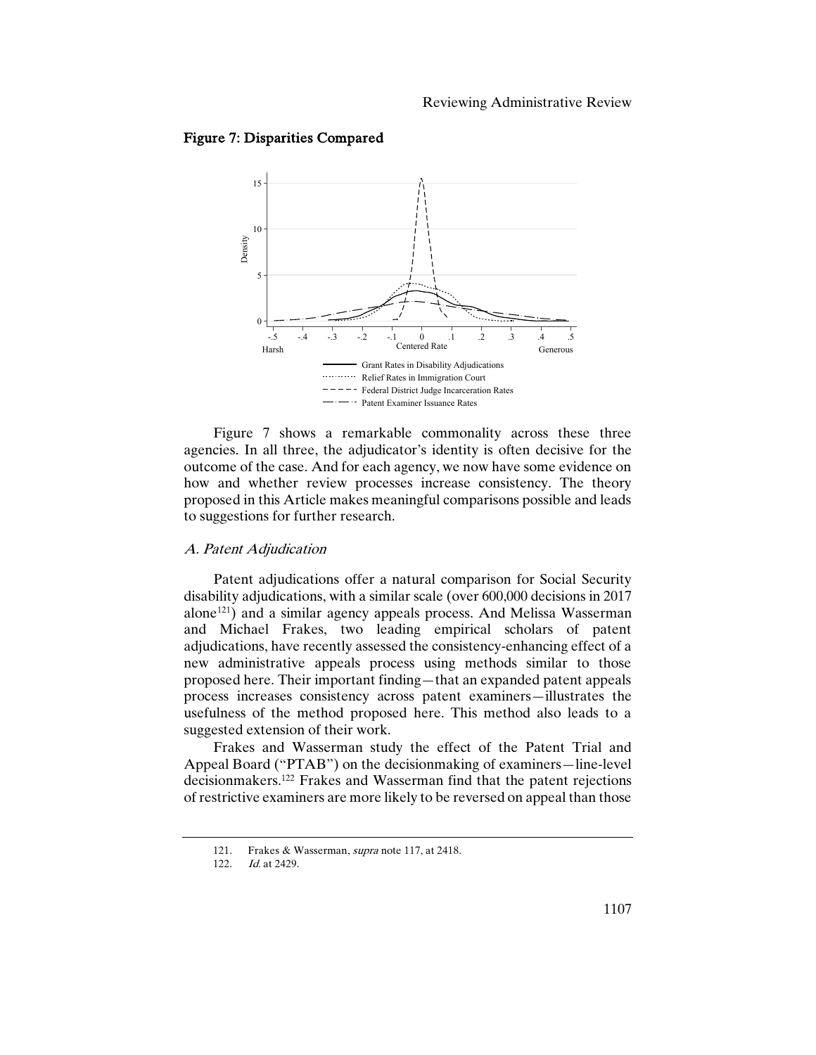## Figure 7: Disparities Compared

Figure 7 shows a remarkable commonality across these three agencies. In all three, the adjudicator's identity is often decisive for the outcome of the case. And for each agency, we now have some evidence on how and whether review processes increase consistency. The theory proposed in this Article makes meaningful comparisons possible and leads to suggestions for further research.

### *A. Patent Adjudication*

Patent adjudications offer a natural comparison for Social Security disability adjudications, with a similar scale (over 600,000 decisions in 2017 alone[121]) and a similar agency appeals process. And Melissa Wasserman and Michael Frakes, two leading empirical scholars of patent adjudications, have recently assessed the consistency-enhancing effect of a new administrative appeals process using methods similar to those proposed here. Their important finding—that an expanded patent appeals process increases consistency across patent examiners—illustrates the usefulness of the method proposed here. This method also leads to a suggested extension of their work.

Frakes and Wasserman study the effect of the Patent Trial and Appeal Board ("PTAB") on the decisionmaking of examiners—line-level decisionmakers.[122] Frakes and Wasserman find that the patent rejections of restrictive examiners are more likely to be reversed on appeal than those

---

121. Frakes & Wasserman, *supra* note 117, at 2418.

122. *Id.* at 2429.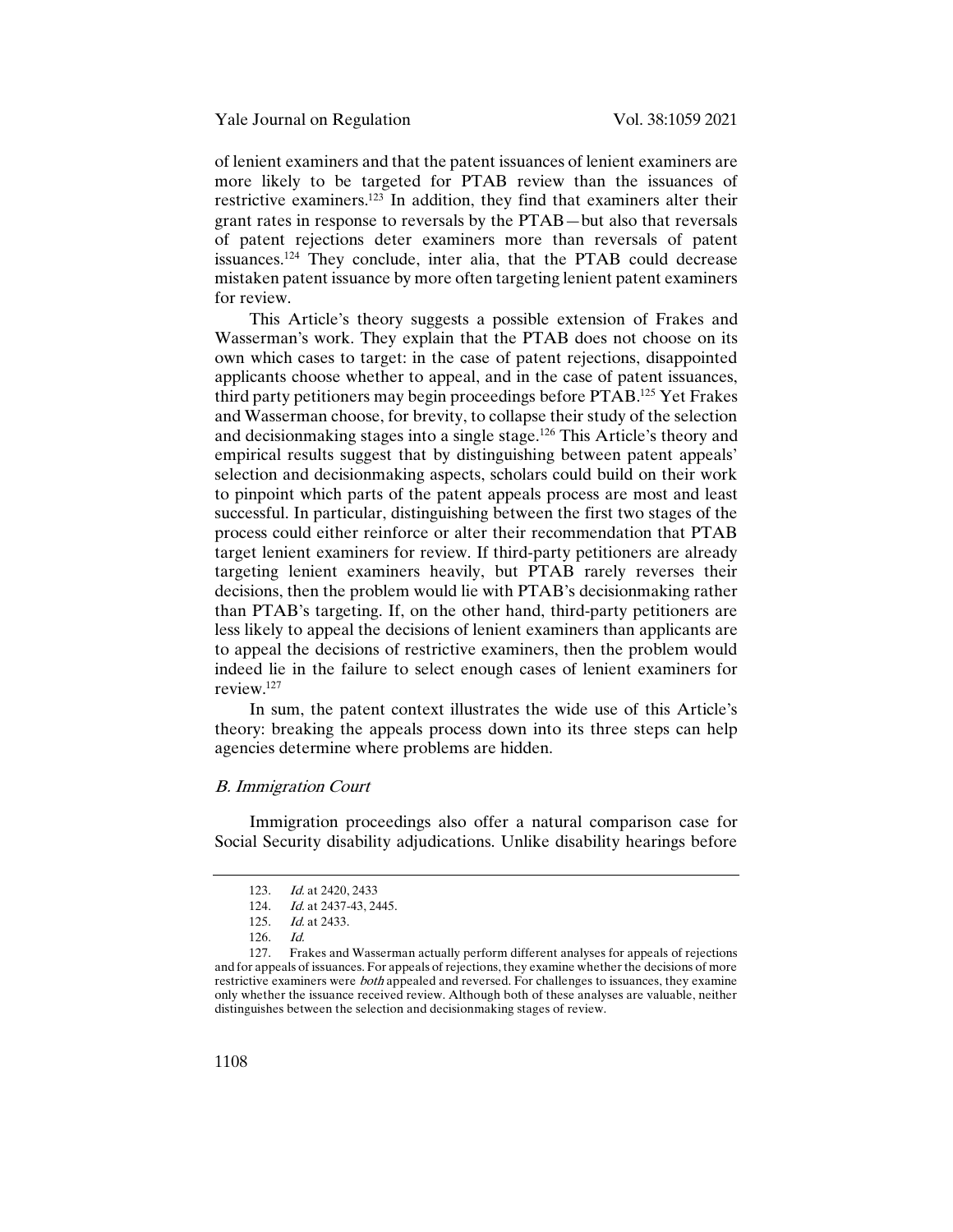of lenient examiners and that the patent issuances of lenient examiners are more likely to be targeted for PTAB review than the issuances of restrictive examiners.[123] In addition, they find that examiners alter their grant rates in response to reversals by the PTAB—but also that reversals of patent rejections deter examiners more than reversals of patent issuances.[124] They conclude, inter alia, that the PTAB could decrease mistaken patent issuance by more often targeting lenient patent examiners for review.

This Article's theory suggests a possible extension of Frakes and Wasserman's work. They explain that the PTAB does not choose on its own which cases to target: in the case of patent rejections, disappointed applicants choose whether to appeal, and in the case of patent issuances, third party petitioners may begin proceedings before PTAB.[125] Yet Frakes and Wasserman choose, for brevity, to collapse their study of the selection and decisionmaking stages into a single stage.[126] This Article's theory and empirical results suggest that by distinguishing between patent appeals' selection and decisionmaking aspects, scholars could build on their work to pinpoint which parts of the patent appeals process are most and least successful. In particular, distinguishing between the first two stages of the process could either reinforce or alter their recommendation that PTAB target lenient examiners for review. If third-party petitioners are already targeting lenient examiners heavily, but PTAB rarely reverses their decisions, then the problem would lie with PTAB's decisionmaking rather than PTAB's targeting. If, on the other hand, third-party petitioners are less likely to appeal the decisions of lenient examiners than applicants are to appeal the decisions of restrictive examiners, then the problem would indeed lie in the failure to select enough cases of lenient examiners for review.[127]

In sum, the patent context illustrates the wide use of this Article's theory: breaking the appeals process down into its three steps can help agencies determine where problems are hidden.

### *B. Immigration Court*

Immigration proceedings also offer a natural comparison case for Social Security disability adjudications. Unlike disability hearings before

---

123. *Id.* at 2420, 2433

124. *Id.* at 2437-43, 2445.

125. *Id.* at 2433.

126. *Id.*

127. Frakes and Wasserman actually perform different analyses for appeals of rejections and for appeals of issuances. For appeals of rejections, they examine whether the decisions of more restrictive examiners were *both* appealed and reversed. For challenges to issuances, they examine only whether the issuance received review. Although both of these analyses are valuable, neither distinguishes between the selection and decisionmaking stages of review.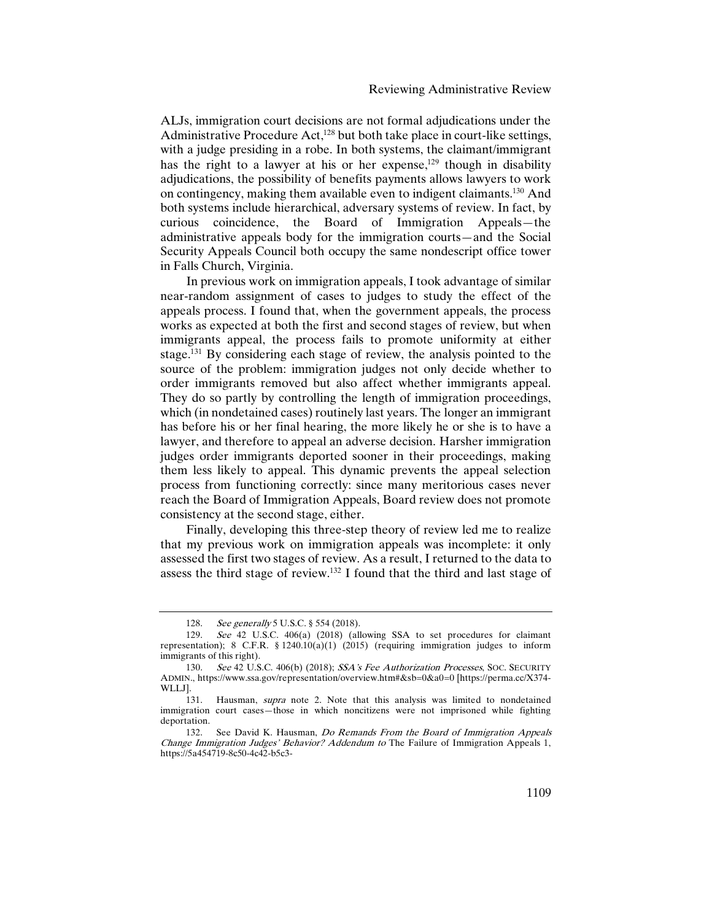ALJs, immigration court decisions are not formal adjudications under the Administrative Procedure Act,[128] but both take place in court-like settings, with a judge presiding in a robe. In both systems, the claimant/immigrant has the right to a lawyer at his or her expense,[129] though in disability adjudications, the possibility of benefits payments allows lawyers to work on contingency, making them available even to indigent claimants.[130] And both systems include hierarchical, adversary systems of review. In fact, by curious coincidence, the Board of Immigration Appeals—the administrative appeals body for the immigration courts—and the Social Security Appeals Council both occupy the same nondescript office tower in Falls Church, Virginia.

In previous work on immigration appeals, I took advantage of similar near-random assignment of cases to judges to study the effect of the appeals process. I found that, when the government appeals, the process works as expected at both the first and second stages of review, but when immigrants appeal, the process fails to promote uniformity at either stage.[131] By considering each stage of review, the analysis pointed to the source of the problem: immigration judges not only decide whether to order immigrants removed but also affect whether immigrants appeal. They do so partly by controlling the length of immigration proceedings, which (in nondetained cases) routinely last years. The longer an immigrant has before his or her final hearing, the more likely he or she is to have a lawyer, and therefore to appeal an adverse decision. Harsher immigration judges order immigrants deported sooner in their proceedings, making them less likely to appeal. This dynamic prevents the appeal selection process from functioning correctly: since many meritorious cases never reach the Board of Immigration Appeals, Board review does not promote consistency at the second stage, either.

Finally, developing this three-step theory of review led me to realize that my previous work on immigration appeals was incomplete: it only assessed the first two stages of review. As a result, I returned to the data to assess the third stage of review.[132] I found that the third and last stage of

---

128. *See generally* 5 U.S.C. § 554 (2018).

129. *See* 42 U.S.C. 406(a) (2018) (allowing SSA to set procedures for claimant representation); 8 C.F.R. § 1240.10(a)(1) (2015) (requiring immigration judges to inform immigrants of this right).

130. *See* 42 U.S.C. 406(b) (2018); *SSA's Fee Authorization Processes*, SOC. SECURITY ADMIN., https://www.ssa.gov/representation/overview.htm#&sb=0&a0=0 [https://perma.cc/X374-WLLJ].

131. Hausman, *supra* note 2. Note that this analysis was limited to nondetained immigration court cases—those in which noncitizens were not imprisoned while fighting deportation.

132. See David K. Hausman, *Do Remands From the Board of Immigration Appeals Change Immigration Judges' Behavior? Addendum to* The Failure of Immigration Appeals 1, https://5a454719-8c50-4c42-b5c3-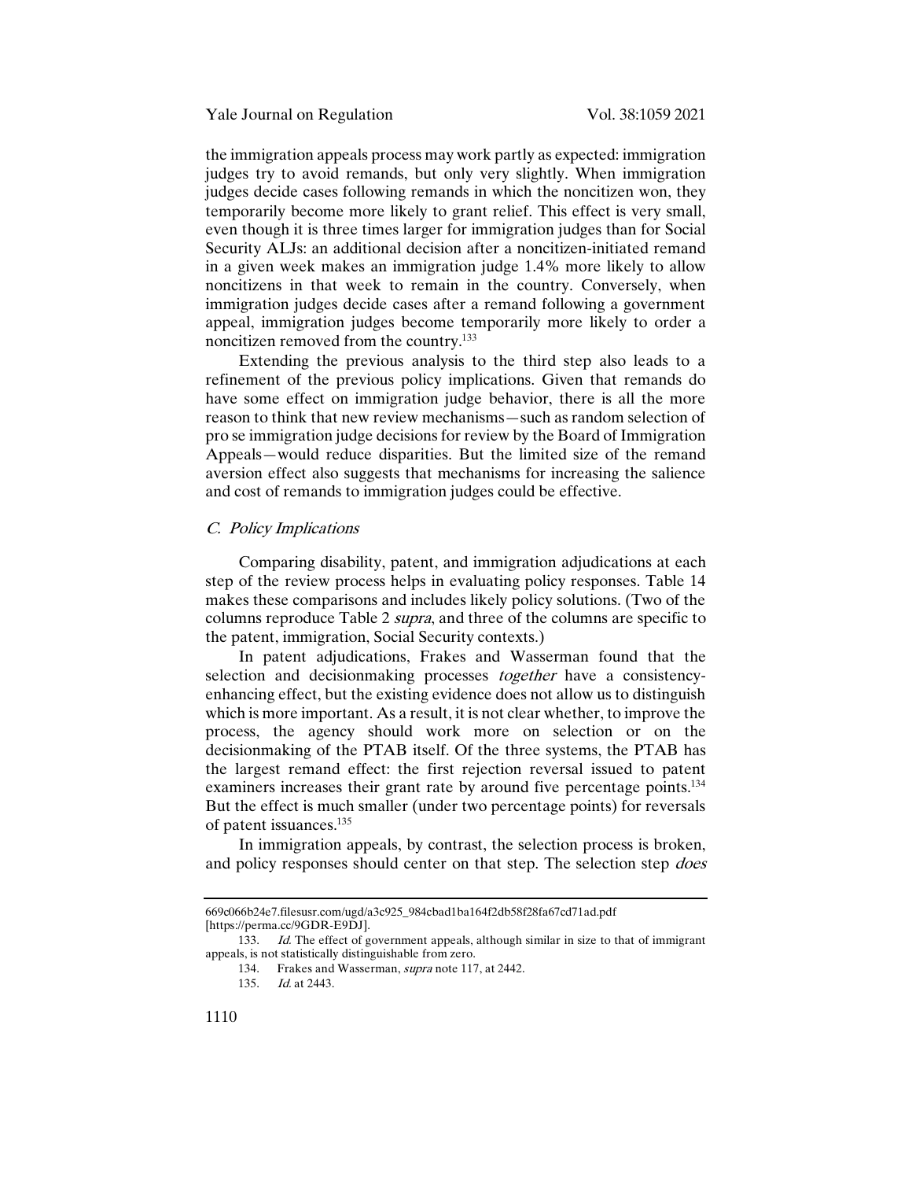the immigration appeals process may work partly as expected: immigration judges try to avoid remands, but only very slightly. When immigration judges decide cases following remands in which the noncitizen won, they temporarily become more likely to grant relief. This effect is very small, even though it is three times larger for immigration judges than for Social Security ALJs: an additional decision after a noncitizen-initiated remand in a given week makes an immigration judge 1.4% more likely to allow noncitizens in that week to remain in the country. Conversely, when immigration judges decide cases after a remand following a government appeal, immigration judges become temporarily more likely to order a noncitizen removed from the country.[133]

Extending the previous analysis to the third step also leads to a refinement of the previous policy implications. Given that remands do have some effect on immigration judge behavior, there is all the more reason to think that new review mechanisms—such as random selection of pro se immigration judge decisions for review by the Board of Immigration Appeals—would reduce disparities. But the limited size of the remand aversion effect also suggests that mechanisms for increasing the salience and cost of remands to immigration judges could be effective.

### *C. Policy Implications*

Comparing disability, patent, and immigration adjudications at each step of the review process helps in evaluating policy responses. Table 14 makes these comparisons and includes likely policy solutions. (Two of the columns reproduce Table 2 *supra*, and three of the columns are specific to the patent, immigration, Social Security contexts.)

In patent adjudications, Frakes and Wasserman found that the selection and decisionmaking processes *together* have a consistency-enhancing effect, but the existing evidence does not allow us to distinguish which is more important. As a result, it is not clear whether, to improve the process, the agency should work more on selection or on the decisionmaking of the PTAB itself. Of the three systems, the PTAB has the largest remand effect: the first rejection reversal issued to patent examiners increases their grant rate by around five percentage points.[134] But the effect is much smaller (under two percentage points) for reversals of patent issuances.[135]

In immigration appeals, by contrast, the selection process is broken, and policy responses should center on that step. The selection step *does*

---

669c066b24e7.filesusr.com/ugd/a3c925_984cbad1ba164f2db58f28fa67cd71ad.pdf [https://perma.cc/9GDR-E9DJ].

133. *Id.* The effect of government appeals, although similar in size to that of immigrant appeals, is not statistically distinguishable from zero.

134. Frakes and Wasserman, *supra* note 117, at 2442.

135. *Id.* at 2443.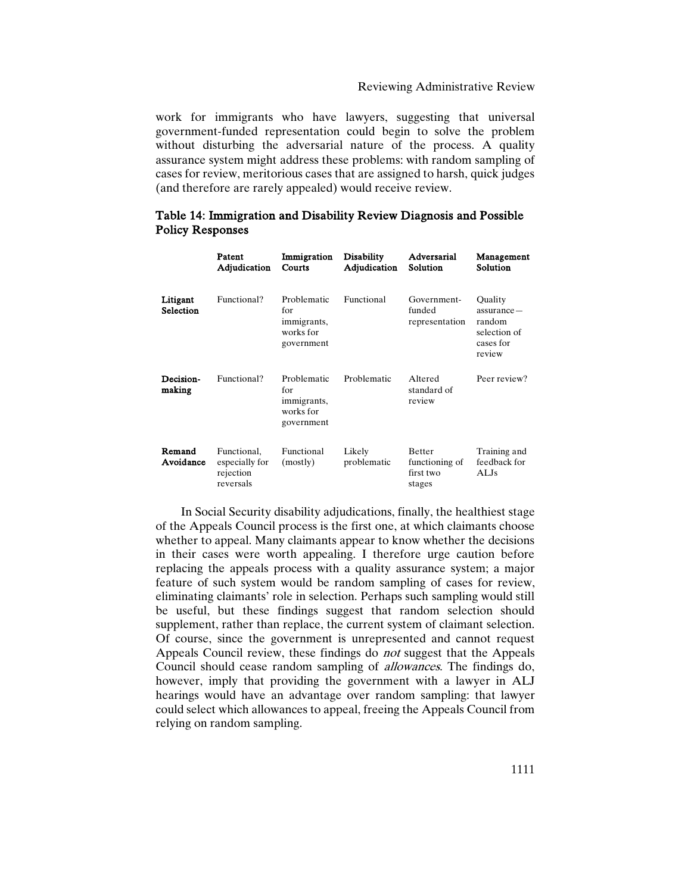work for immigrants who have lawyers, suggesting that universal government-funded representation could begin to solve the problem without disturbing the adversarial nature of the process. A quality assurance system might address these problems: with random sampling of cases for review, meritorious cases that are assigned to harsh, quick judges (and therefore are rarely appealed) would receive review.

**Table 14: Immigration and Disability Review Diagnosis and Possible Policy Responses**

| | Patent Adjudication | Immigration Courts | Disability Adjudication | Adversarial Solution | Management Solution |
|---|---|---|---|---|---|
| **Litigant Selection** | Functional? | Problematic for immigrants, works for government | Functional | Government-funded representation | Quality assurance—random selection of cases for review |
| **Decision-making** | Functional? | Problematic for immigrants, works for government | Problematic | Altered standard of review | Peer review? |
| **Remand Avoidance** | Functional, especially for rejection reversals | Functional (mostly) | Likely problematic | Better functioning of first two stages | Training and feedback for ALJs |

In Social Security disability adjudications, finally, the healthiest stage of the Appeals Council process is the first one, at which claimants choose whether to appeal. Many claimants appear to know whether the decisions in their cases were worth appealing. I therefore urge caution before replacing the appeals process with a quality assurance system; a major feature of such system would be random sampling of cases for review, eliminating claimants' role in selection. Perhaps such sampling would still be useful, but these findings suggest that random selection should supplement, rather than replace, the current system of claimant selection. Of course, since the government is unrepresented and cannot request Appeals Council review, these findings do *not* suggest that the Appeals Council should cease random sampling of *allowances*. The findings do, however, imply that providing the government with a lawyer in ALJ hearings would have an advantage over random sampling: that lawyer could select which allowances to appeal, freeing the Appeals Council from relying on random sampling.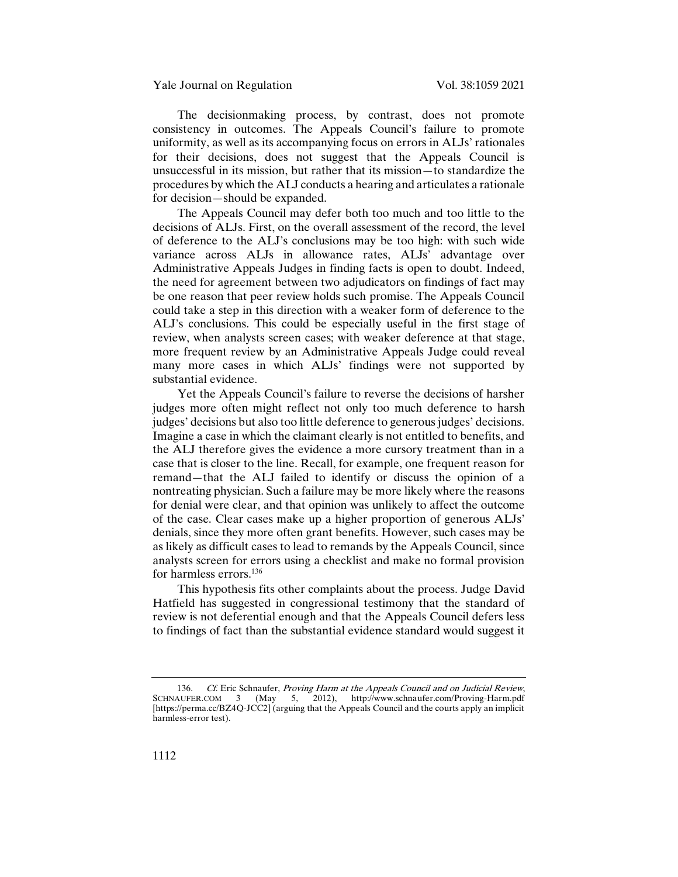The decisionmaking process, by contrast, does not promote consistency in outcomes. The Appeals Council's failure to promote uniformity, as well as its accompanying focus on errors in ALJs' rationales for their decisions, does not suggest that the Appeals Council is unsuccessful in its mission, but rather that its mission—to standardize the procedures by which the ALJ conducts a hearing and articulates a rationale for decision—should be expanded.

The Appeals Council may defer both too much and too little to the decisions of ALJs. First, on the overall assessment of the record, the level of deference to the ALJ's conclusions may be too high: with such wide variance across ALJs in allowance rates, ALJs' advantage over Administrative Appeals Judges in finding facts is open to doubt. Indeed, the need for agreement between two adjudicators on findings of fact may be one reason that peer review holds such promise. The Appeals Council could take a step in this direction with a weaker form of deference to the ALJ's conclusions. This could be especially useful in the first stage of review, when analysts screen cases; with weaker deference at that stage, more frequent review by an Administrative Appeals Judge could reveal many more cases in which ALJs' findings were not supported by substantial evidence.

Yet the Appeals Council's failure to reverse the decisions of harsher judges more often might reflect not only too much deference to harsh judges' decisions but also too little deference to generous judges' decisions. Imagine a case in which the claimant clearly is not entitled to benefits, and the ALJ therefore gives the evidence a more cursory treatment than in a case that is closer to the line. Recall, for example, one frequent reason for remand—that the ALJ failed to identify or discuss the opinion of a nontreating physician. Such a failure may be more likely where the reasons for denial were clear, and that opinion was unlikely to affect the outcome of the case. Clear cases make up a higher proportion of generous ALJs' denials, since they more often grant benefits. However, such cases may be as likely as difficult cases to lead to remands by the Appeals Council, since analysts screen for errors using a checklist and make no formal provision for harmless errors.[136]

This hypothesis fits other complaints about the process. Judge David Hatfield has suggested in congressional testimony that the standard of review is not deferential enough and that the Appeals Council defers less to findings of fact than the substantial evidence standard would suggest it

---

136. *Cf.* Eric Schnaufer, *Proving Harm at the Appeals Council and on Judicial Review*, SCHNAUFER.COM 3 (May 5, 2012), http://www.schnaufer.com/Proving-Harm.pdf [https://perma.cc/BZ4Q-JCC2] (arguing that the Appeals Council and the courts apply an implicit harmless-error test).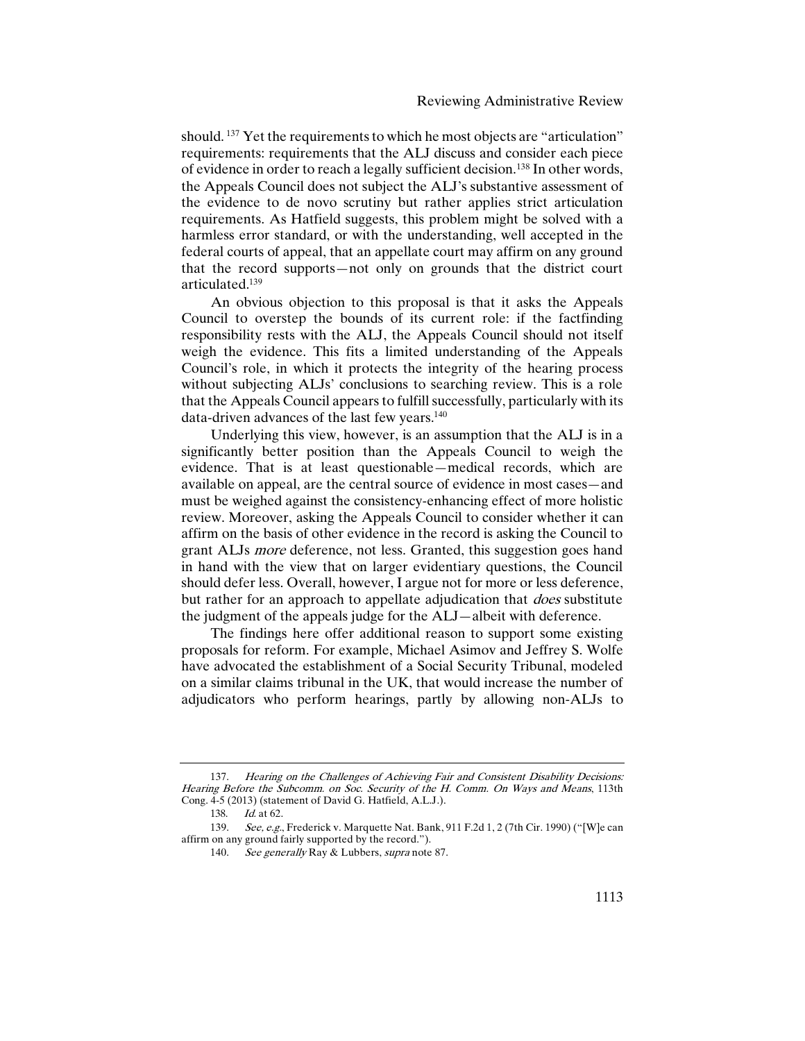should.[137] Yet the requirements to which he most objects are "articulation" requirements: requirements that the ALJ discuss and consider each piece of evidence in order to reach a legally sufficient decision.[138] In other words, the Appeals Council does not subject the ALJ's substantive assessment of the evidence to de novo scrutiny but rather applies strict articulation requirements. As Hatfield suggests, this problem might be solved with a harmless error standard, or with the understanding, well accepted in the federal courts of appeal, that an appellate court may affirm on any ground that the record supports—not only on grounds that the district court articulated.[139]

An obvious objection to this proposal is that it asks the Appeals Council to overstep the bounds of its current role: if the factfinding responsibility rests with the ALJ, the Appeals Council should not itself weigh the evidence. This fits a limited understanding of the Appeals Council's role, in which it protects the integrity of the hearing process without subjecting ALJs' conclusions to searching review. This is a role that the Appeals Council appears to fulfill successfully, particularly with its data-driven advances of the last few years.[140]

Underlying this view, however, is an assumption that the ALJ is in a significantly better position than the Appeals Council to weigh the evidence. That is at least questionable—medical records, which are available on appeal, are the central source of evidence in most cases—and must be weighed against the consistency-enhancing effect of more holistic review. Moreover, asking the Appeals Council to consider whether it can affirm on the basis of other evidence in the record is asking the Council to grant ALJs *more* deference, not less. Granted, this suggestion goes hand in hand with the view that on larger evidentiary questions, the Council should defer less. Overall, however, I argue not for more or less deference, but rather for an approach to appellate adjudication that *does* substitute the judgment of the appeals judge for the ALJ—albeit with deference.

The findings here offer additional reason to support some existing proposals for reform. For example, Michael Asimov and Jeffrey S. Wolfe have advocated the establishment of a Social Security Tribunal, modeled on a similar claims tribunal in the UK, that would increase the number of adjudicators who perform hearings, partly by allowing non-ALJs to

---

137. *Hearing on the Challenges of Achieving Fair and Consistent Disability Decisions: Hearing Before the Subcomm. on Soc. Security of the H. Comm. On Ways and Means*, 113th Cong. 4-5 (2013) (statement of David G. Hatfield, A.L.J.).

138. *Id.* at 62.

139. *See, e.g.*, Frederick v. Marquette Nat. Bank, 911 F.2d 1, 2 (7th Cir. 1990) ("[W]e can affirm on any ground fairly supported by the record.").

140. *See generally* Ray & Lubbers, *supra* note 87.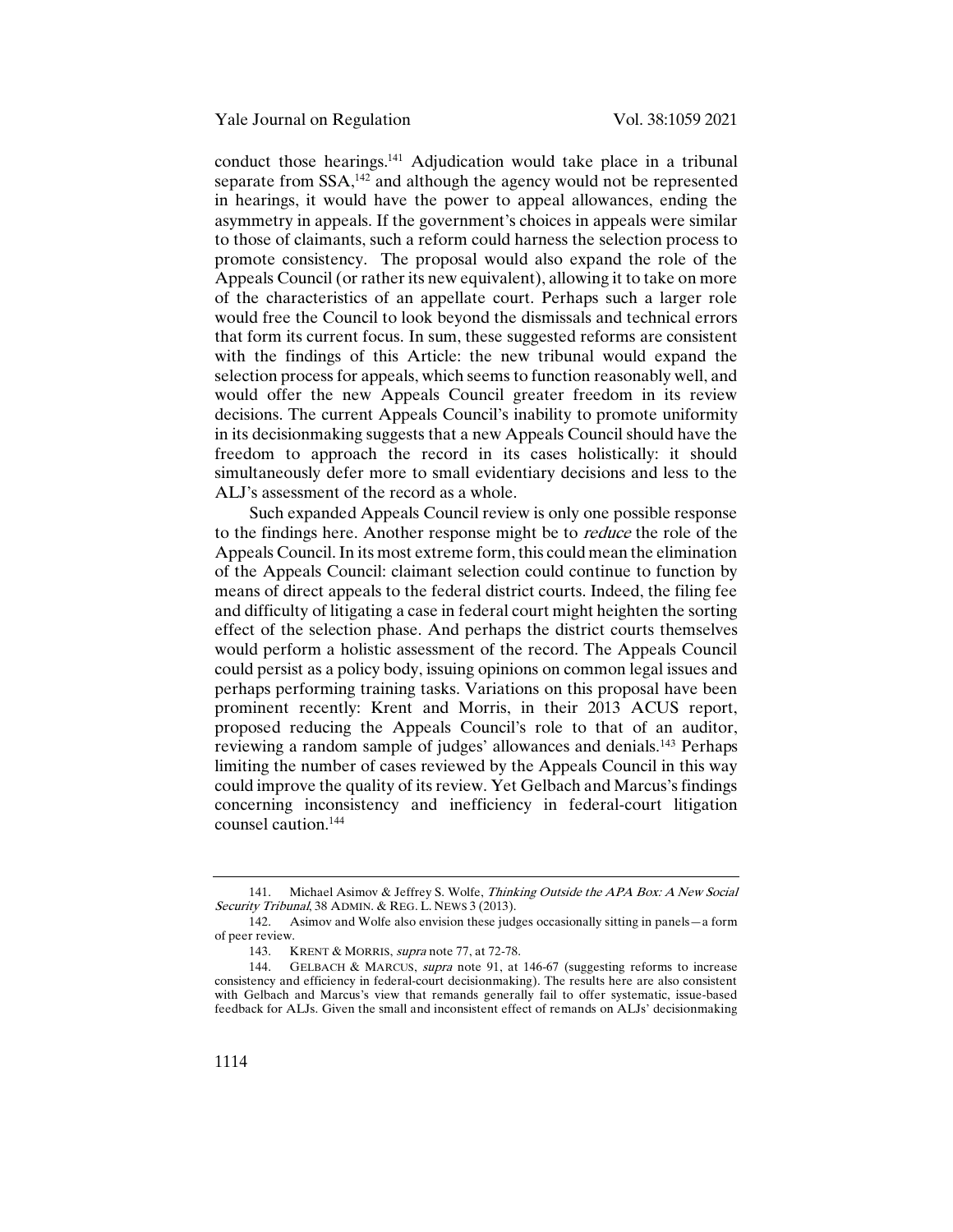conduct those hearings.[141] Adjudication would take place in a tribunal separate from SSA,[142] and although the agency would not be represented in hearings, it would have the power to appeal allowances, ending the asymmetry in appeals. If the government's choices in appeals were similar to those of claimants, such a reform could harness the selection process to promote consistency. The proposal would also expand the role of the Appeals Council (or rather its new equivalent), allowing it to take on more of the characteristics of an appellate court. Perhaps such a larger role would free the Council to look beyond the dismissals and technical errors that form its current focus. In sum, these suggested reforms are consistent with the findings of this Article: the new tribunal would expand the selection process for appeals, which seems to function reasonably well, and would offer the new Appeals Council greater freedom in its review decisions. The current Appeals Council's inability to promote uniformity in its decisionmaking suggests that a new Appeals Council should have the freedom to approach the record in its cases holistically: it should simultaneously defer more to small evidentiary decisions and less to the ALJ's assessment of the record as a whole.

Such expanded Appeals Council review is only one possible response to the findings here. Another response might be to *reduce* the role of the Appeals Council. In its most extreme form, this could mean the elimination of the Appeals Council: claimant selection could continue to function by means of direct appeals to the federal district courts. Indeed, the filing fee and difficulty of litigating a case in federal court might heighten the sorting effect of the selection phase. And perhaps the district courts themselves would perform a holistic assessment of the record. The Appeals Council could persist as a policy body, issuing opinions on common legal issues and perhaps performing training tasks. Variations on this proposal have been prominent recently: Krent and Morris, in their 2013 ACUS report, proposed reducing the Appeals Council's role to that of an auditor, reviewing a random sample of judges' allowances and denials.[143] Perhaps limiting the number of cases reviewed by the Appeals Council in this way could improve the quality of its review. Yet Gelbach and Marcus's findings concerning inconsistency and inefficiency in federal-court litigation counsel caution.[144]

---

141. Michael Asimov & Jeffrey S. Wolfe, *Thinking Outside the APA Box: A New Social Security Tribunal*, 38 ADMIN. & REG. L. NEWS 3 (2013).

142. Asimov and Wolfe also envision these judges occasionally sitting in panels—a form of peer review.

143. KRENT & MORRIS, *supra* note 77, at 72-78.

144. GELBACH & MARCUS, *supra* note 91, at 146-67 (suggesting reforms to increase consistency and efficiency in federal-court decisionmaking). The results here are also consistent with Gelbach and Marcus's view that remands generally fail to offer systematic, issue-based feedback for ALJs. Given the small and inconsistent effect of remands on ALJs' decisionmaking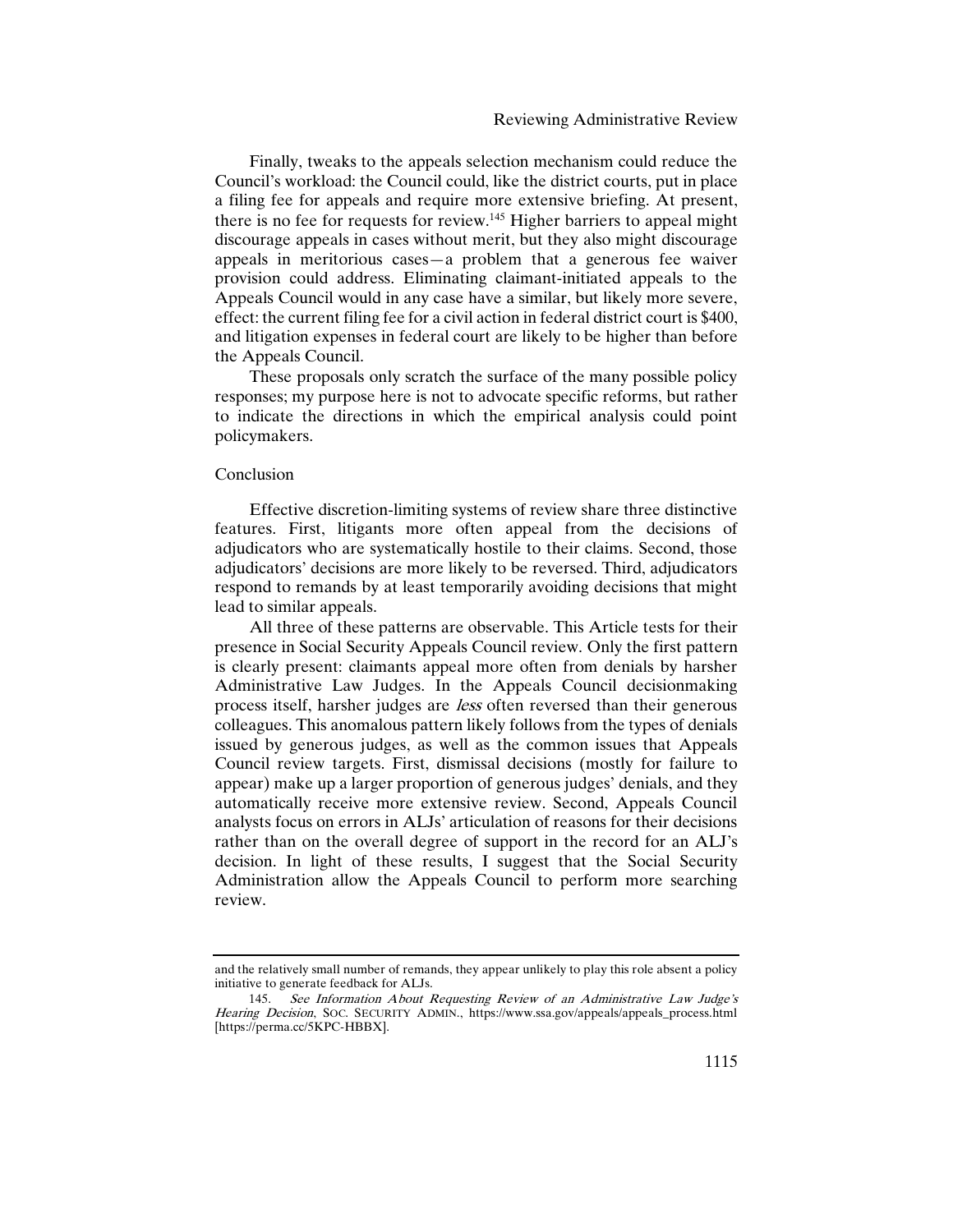Finally, tweaks to the appeals selection mechanism could reduce the Council's workload: the Council could, like the district courts, put in place a filing fee for appeals and require more extensive briefing. At present, there is no fee for requests for review.[145] Higher barriers to appeal might discourage appeals in cases without merit, but they also might discourage appeals in meritorious cases—a problem that a generous fee waiver provision could address. Eliminating claimant-initiated appeals to the Appeals Council would in any case have a similar, but likely more severe, effect: the current filing fee for a civil action in federal district court is $400, and litigation expenses in federal court are likely to be higher than before the Appeals Council.

These proposals only scratch the surface of the many possible policy responses; my purpose here is not to advocate specific reforms, but rather to indicate the directions in which the empirical analysis could point policymakers.

## Conclusion

Effective discretion-limiting systems of review share three distinctive features. First, litigants more often appeal from the decisions of adjudicators who are systematically hostile to their claims. Second, those adjudicators' decisions are more likely to be reversed. Third, adjudicators respond to remands by at least temporarily avoiding decisions that might lead to similar appeals.

All three of these patterns are observable. This Article tests for their presence in Social Security Appeals Council review. Only the first pattern is clearly present: claimants appeal more often from denials by harsher Administrative Law Judges. In the Appeals Council decisionmaking process itself, harsher judges are *less* often reversed than their generous colleagues. This anomalous pattern likely follows from the types of denials issued by generous judges, as well as the common issues that Appeals Council review targets. First, dismissal decisions (mostly for failure to appear) make up a larger proportion of generous judges' denials, and they automatically receive more extensive review. Second, Appeals Council analysts focus on errors in ALJs' articulation of reasons for their decisions rather than on the overall degree of support in the record for an ALJ's decision. In light of these results, I suggest that the Social Security Administration allow the Appeals Council to perform more searching review.

---

and the relatively small number of remands, they appear unlikely to play this role absent a policy initiative to generate feedback for ALJs.

145. *See Information About Requesting Review of an Administrative Law Judge's Hearing Decision*, SOC. SECURITY ADMIN., https://www.ssa.gov/appeals/appeals_process.html [https://perma.cc/5KPC-HBBX].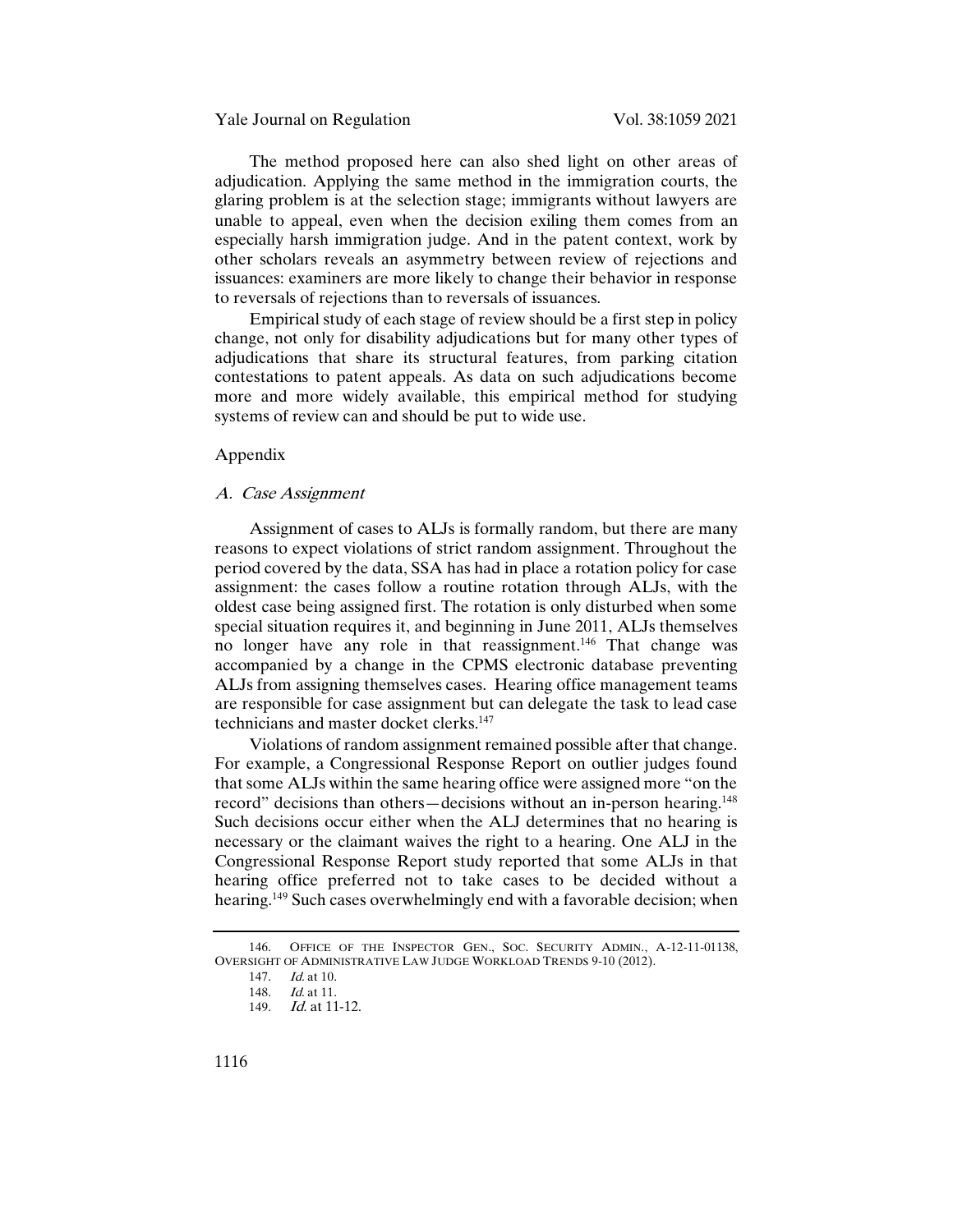The method proposed here can also shed light on other areas of adjudication. Applying the same method in the immigration courts, the glaring problem is at the selection stage; immigrants without lawyers are unable to appeal, even when the decision exiling them comes from an especially harsh immigration judge. And in the patent context, work by other scholars reveals an asymmetry between review of rejections and issuances: examiners are more likely to change their behavior in response to reversals of rejections than to reversals of issuances.

Empirical study of each stage of review should be a first step in policy change, not only for disability adjudications but for many other types of adjudications that share its structural features, from parking citation contestations to patent appeals. As data on such adjudications become more and more widely available, this empirical method for studying systems of review can and should be put to wide use.

## Appendix

### *A. Case Assignment*

Assignment of cases to ALJs is formally random, but there are many reasons to expect violations of strict random assignment. Throughout the period covered by the data, SSA has had in place a rotation policy for case assignment: the cases follow a routine rotation through ALJs, with the oldest case being assigned first. The rotation is only disturbed when some special situation requires it, and beginning in June 2011, ALJs themselves no longer have any role in that reassignment.[146] That change was accompanied by a change in the CPMS electronic database preventing ALJs from assigning themselves cases. Hearing office management teams are responsible for case assignment but can delegate the task to lead case technicians and master docket clerks.[147]

Violations of random assignment remained possible after that change. For example, a Congressional Response Report on outlier judges found that some ALJs within the same hearing office were assigned more "on the record" decisions than others—decisions without an in-person hearing.[148] Such decisions occur either when the ALJ determines that no hearing is necessary or the claimant waives the right to a hearing. One ALJ in the Congressional Response Report study reported that some ALJs in that hearing office preferred not to take cases to be decided without a hearing.[149] Such cases overwhelmingly end with a favorable decision; when

146. OFFICE OF THE INSPECTOR GEN., SOC. SECURITY ADMIN., A-12-11-01138, OVERSIGHT OF ADMINISTRATIVE LAW JUDGE WORKLOAD TRENDS 9-10 (2012).

147. *Id.* at 10.

148. *Id.* at 11.

149. *Id.* at 11-12.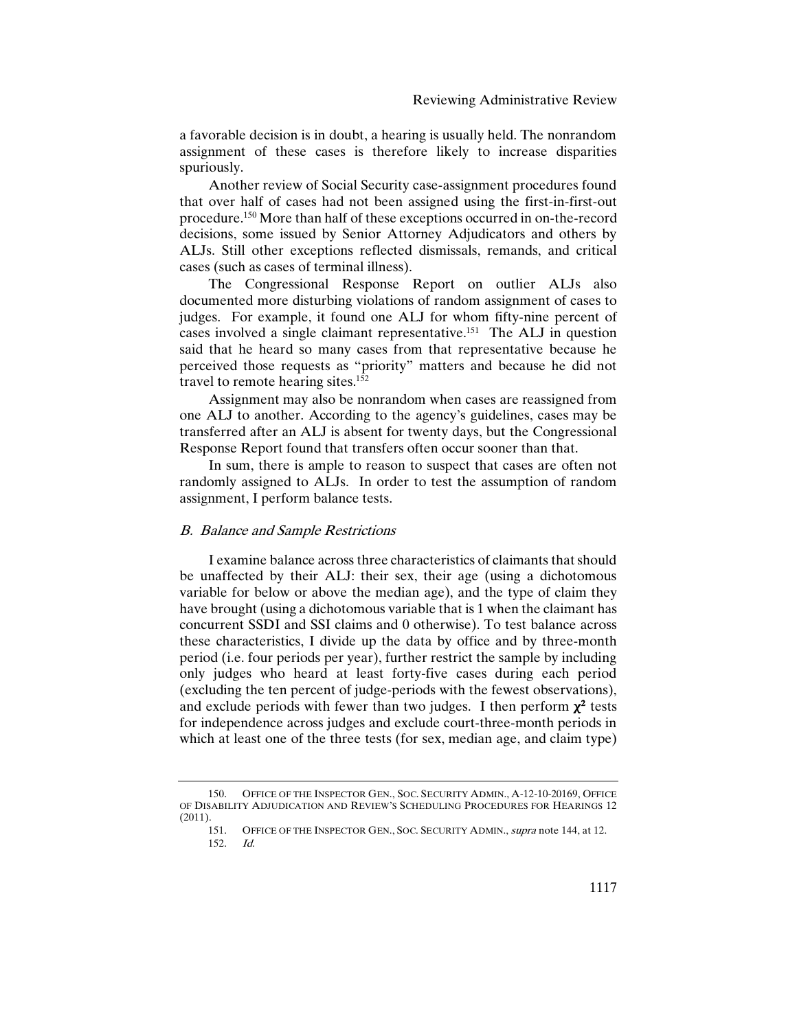a favorable decision is in doubt, a hearing is usually held. The nonrandom assignment of these cases is therefore likely to increase disparities spuriously.

Another review of Social Security case-assignment procedures found that over half of cases had not been assigned using the first-in-first-out procedure.[150] More than half of these exceptions occurred in on-the-record decisions, some issued by Senior Attorney Adjudicators and others by ALJs. Still other exceptions reflected dismissals, remands, and critical cases (such as cases of terminal illness).

The Congressional Response Report on outlier ALJs also documented more disturbing violations of random assignment of cases to judges. For example, it found one ALJ for whom fifty-nine percent of cases involved a single claimant representative.[151] The ALJ in question said that he heard so many cases from that representative because he perceived those requests as "priority" matters and because he did not travel to remote hearing sites.[152]

Assignment may also be nonrandom when cases are reassigned from one ALJ to another. According to the agency's guidelines, cases may be transferred after an ALJ is absent for twenty days, but the Congressional Response Report found that transfers often occur sooner than that.

In sum, there is ample to reason to suspect that cases are often not randomly assigned to ALJs. In order to test the assumption of random assignment, I perform balance tests.

### *B. Balance and Sample Restrictions*

I examine balance across three characteristics of claimants that should be unaffected by their ALJ: their sex, their age (using a dichotomous variable for below or above the median age), and the type of claim they have brought (using a dichotomous variable that is 1 when the claimant has concurrent SSDI and SSI claims and 0 otherwise). To test balance across these characteristics, I divide up the data by office and by three-month period (i.e. four periods per year), further restrict the sample by including only judges who heard at least forty-five cases during each period (excluding the ten percent of judge-periods with the fewest observations), and exclude periods with fewer than two judges. I then perform $\chi^2$ tests for independence across judges and exclude court-three-month periods in which at least one of the three tests (for sex, median age, and claim type)

150. OFFICE OF THE INSPECTOR GEN., SOC. SECURITY ADMIN., A-12-10-20169, OFFICE OF DISABILITY ADJUDICATION AND REVIEW'S SCHEDULING PROCEDURES FOR HEARINGS 12 (2011).

151. OFFICE OF THE INSPECTOR GEN., SOC. SECURITY ADMIN., *supra* note 144, at 12.

152. *Id.*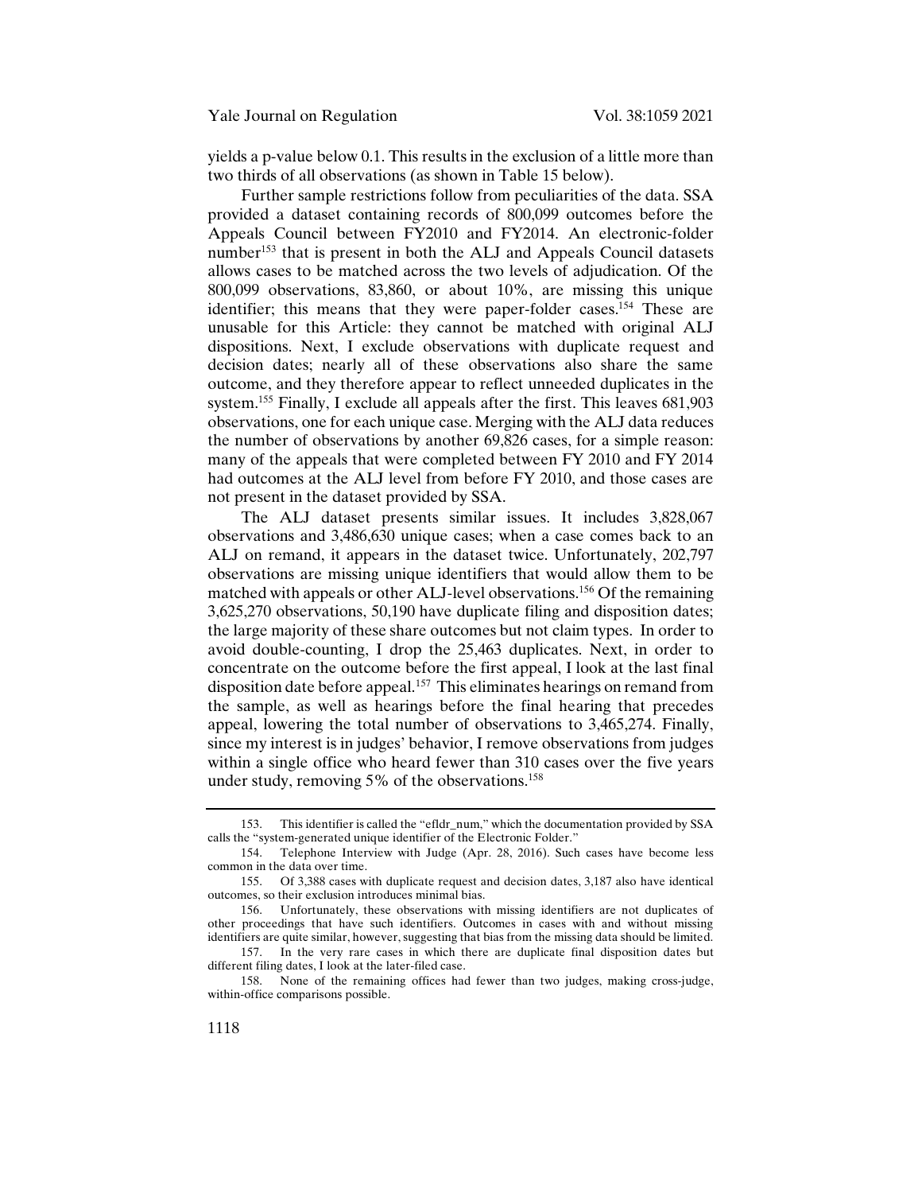yields a p-value below 0.1. This results in the exclusion of a little more than two thirds of all observations (as shown in Table 15 below).

Further sample restrictions follow from peculiarities of the data. SSA provided a dataset containing records of 800,099 outcomes before the Appeals Council between FY2010 and FY2014. An electronic-folder number[153] that is present in both the ALJ and Appeals Council datasets allows cases to be matched across the two levels of adjudication. Of the 800,099 observations, 83,860, or about 10%, are missing this unique identifier; this means that they were paper-folder cases.[154] These are unusable for this Article: they cannot be matched with original ALJ dispositions. Next, I exclude observations with duplicate request and decision dates; nearly all of these observations also share the same outcome, and they therefore appear to reflect unneeded duplicates in the system.[155] Finally, I exclude all appeals after the first. This leaves 681,903 observations, one for each unique case. Merging with the ALJ data reduces the number of observations by another 69,826 cases, for a simple reason: many of the appeals that were completed between FY 2010 and FY 2014 had outcomes at the ALJ level from before FY 2010, and those cases are not present in the dataset provided by SSA.

The ALJ dataset presents similar issues. It includes 3,828,067 observations and 3,486,630 unique cases; when a case comes back to an ALJ on remand, it appears in the dataset twice. Unfortunately, 202,797 observations are missing unique identifiers that would allow them to be matched with appeals or other ALJ-level observations.[156] Of the remaining 3,625,270 observations, 50,190 have duplicate filing and disposition dates; the large majority of these share outcomes but not claim types. In order to avoid double-counting, I drop the 25,463 duplicates. Next, in order to concentrate on the outcome before the first appeal, I look at the last final disposition date before appeal.[157] This eliminates hearings on remand from the sample, as well as hearings before the final hearing that precedes appeal, lowering the total number of observations to 3,465,274. Finally, since my interest is in judges' behavior, I remove observations from judges within a single office who heard fewer than 310 cases over the five years under study, removing 5% of the observations.[158]

---

153. This identifier is called the "efldr_num," which the documentation provided by SSA calls the "system-generated unique identifier of the Electronic Folder."

154. Telephone Interview with Judge (Apr. 28, 2016). Such cases have become less common in the data over time.

155. Of 3,388 cases with duplicate request and decision dates, 3,187 also have identical outcomes, so their exclusion introduces minimal bias.

156. Unfortunately, these observations with missing identifiers are not duplicates of other proceedings that have such identifiers. Outcomes in cases with and without missing identifiers are quite similar, however, suggesting that bias from the missing data should be limited.

157. In the very rare cases in which there are duplicate final disposition dates but different filing dates, I look at the later-filed case.

158. None of the remaining offices had fewer than two judges, making cross-judge, within-office comparisons possible.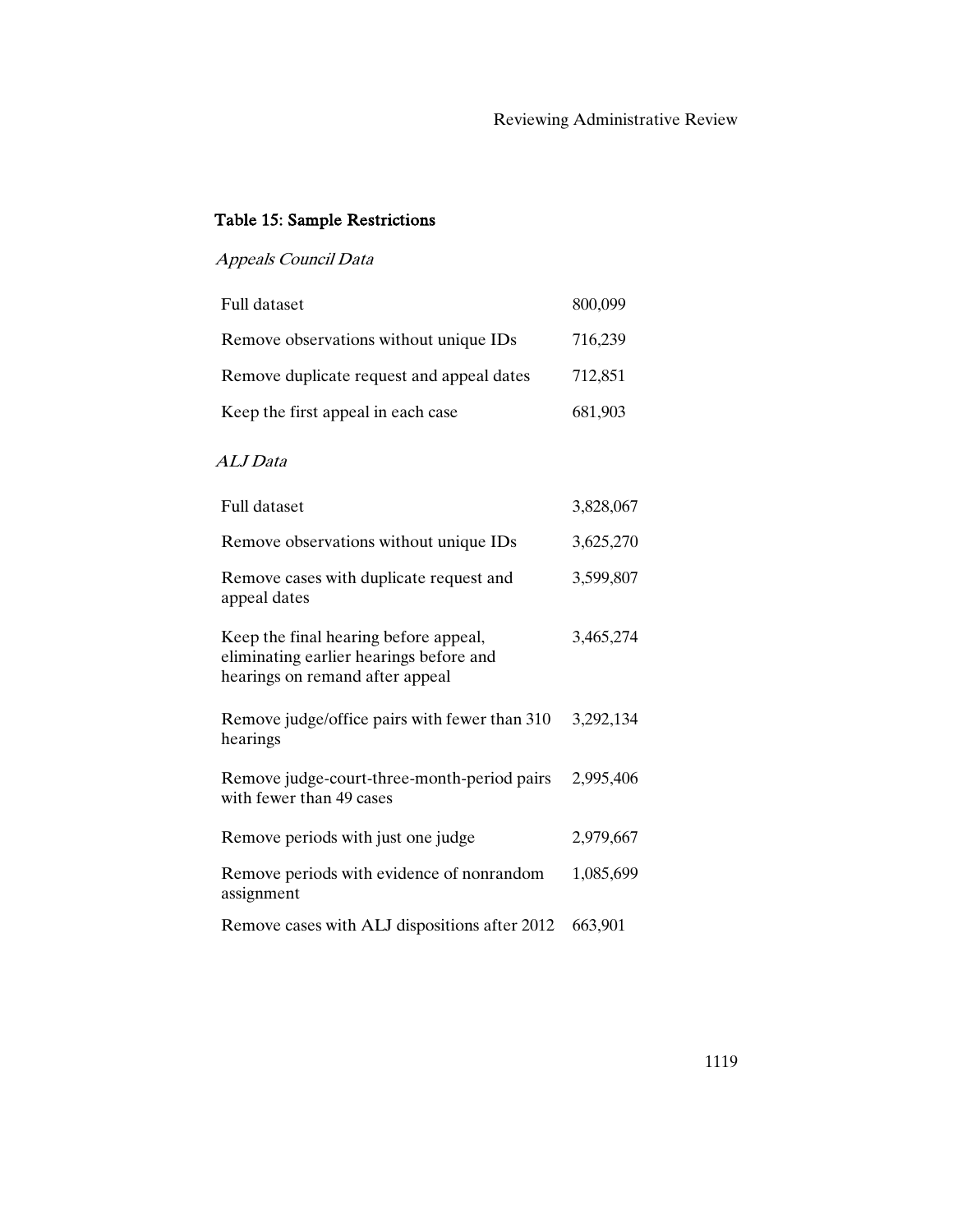### Table 15: Sample Restrictions

*Appeals Council Data*

| | |
|---|---|
| Full dataset | 800,099 |
| Remove observations without unique IDs | 716,239 |
| Remove duplicate request and appeal dates | 712,851 |
| Keep the first appeal in each case | 681,903 |

*ALJ Data*

| | |
|---|---|
| Full dataset | 3,828,067 |
| Remove observations without unique IDs | 3,625,270 |
| Remove cases with duplicate request and appeal dates | 3,599,807 |
| Keep the final hearing before appeal, eliminating earlier hearings before and hearings on remand after appeal | 3,465,274 |
| Remove judge/office pairs with fewer than 310 hearings | 3,292,134 |
| Remove judge-court-three-month-period pairs with fewer than 49 cases | 2,995,406 |
| Remove periods with just one judge | 2,979,667 |
| Remove periods with evidence of nonrandom assignment | 1,085,699 |
| Remove cases with ALJ dispositions after 2012 | 663,901 |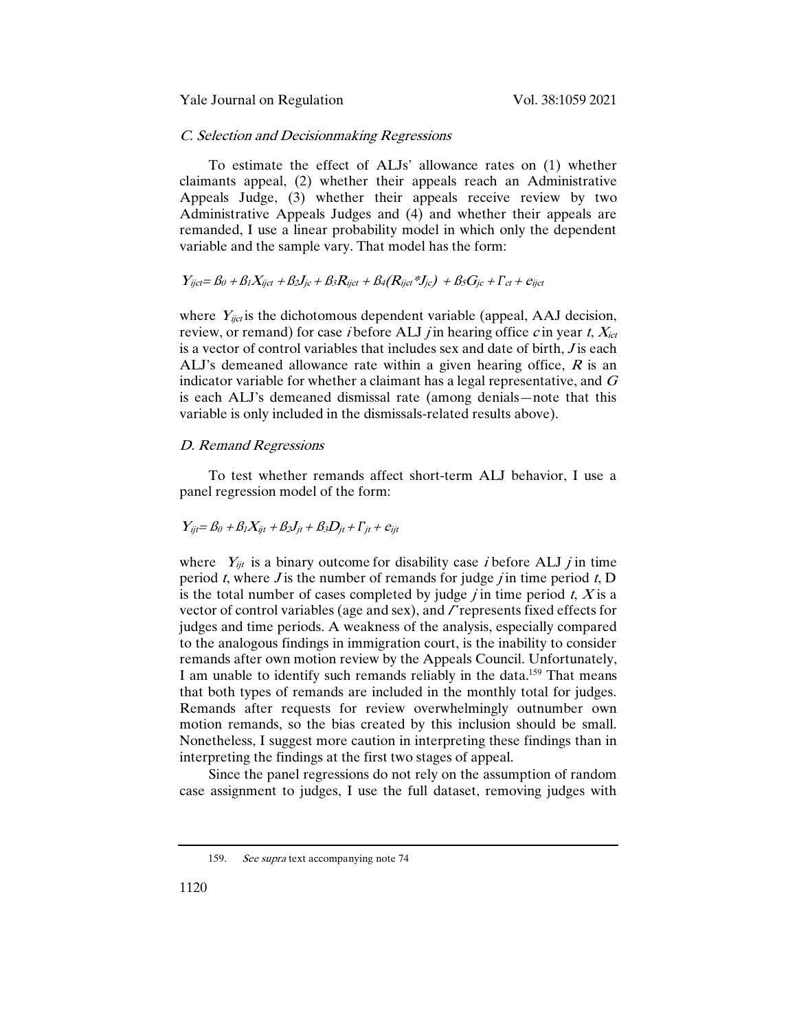### *C. Selection and Decisionmaking Regressions*

To estimate the effect of ALJs' allowance rates on (1) whether claimants appeal, (2) whether their appeals reach an Administrative Appeals Judge, (3) whether their appeals receive review by two Administrative Appeals Judges and (4) and whether their appeals are remanded, I use a linear probability model in which only the dependent variable and the sample vary. That model has the form:

$$Y_{ijct} = \beta_0 + \beta_1 X_{ijct} + \beta_2 J_{jc} + \beta_3 R_{ijct} + \beta_4 (R_{ijct} * J_{jc}) + \beta_5 G_{jc} + \Gamma_{ct} + e_{ijct}$$

where $Y_{ijct}$ is the dichotomous dependent variable (appeal, AAJ decision, review, or remand) for case $i$ before ALJ $j$ in hearing office $c$ in year $t$, $X_{ict}$ is a vector of control variables that includes sex and date of birth, $J$ is each ALJ's demeaned allowance rate within a given hearing office, $R$ is an indicator variable for whether a claimant has a legal representative, and $G$ is each ALJ's demeaned dismissal rate (among denials—note that this variable is only included in the dismissals-related results above).

### *D. Remand Regressions*

To test whether remands affect short-term ALJ behavior, I use a panel regression model of the form:

$$Y_{ijt} = \beta_0 + \beta_1 X_{ijt} + \beta_2 J_{jt} + \beta_3 D_{jt} + \Gamma_{jt} + e_{ijt}$$

where $Y_{ijt}$ is a binary outcome for disability case $i$ before ALJ $j$ in time period $t$, where $J$ is the number of remands for judge $j$ in time period $t$, D is the total number of cases completed by judge $j$ in time period $t$, $X$ is a vector of control variables (age and sex), and $\Gamma$ represents fixed effects for judges and time periods. A weakness of the analysis, especially compared to the analogous findings in immigration court, is the inability to consider remands after own motion review by the Appeals Council. Unfortunately, I am unable to identify such remands reliably in the data.[159] That means that both types of remands are included in the monthly total for judges. Remands after requests for review overwhelmingly outnumber own motion remands, so the bias created by this inclusion should be small. Nonetheless, I suggest more caution in interpreting these findings than in interpreting the findings at the first two stages of appeal.

Since the panel regressions do not rely on the assumption of random case assignment to judges, I use the full dataset, removing judges with

159. *See supra* text accompanying note 74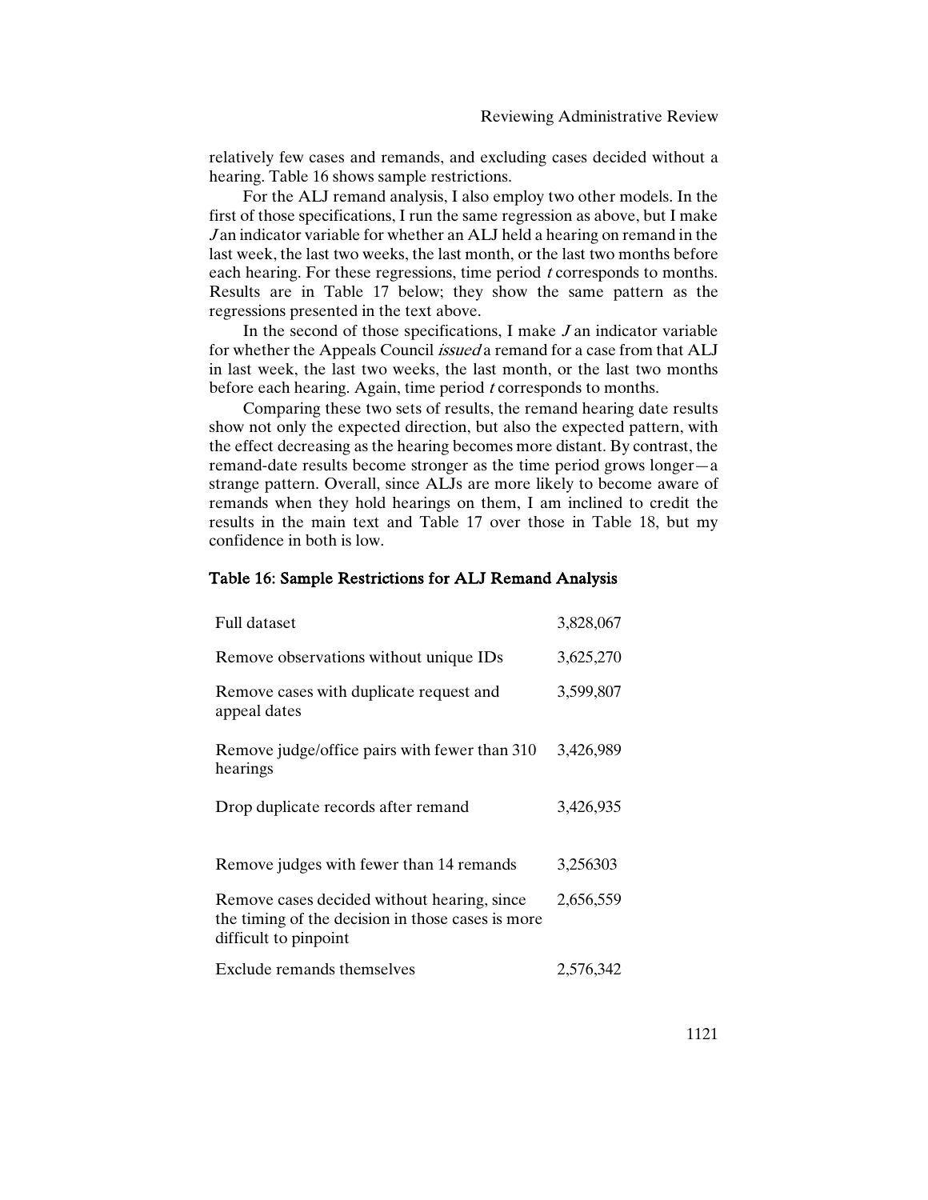relatively few cases and remands, and excluding cases decided without a hearing. Table 16 shows sample restrictions.

For the ALJ remand analysis, I also employ two other models. In the first of those specifications, I run the same regression as above, but I make $J$ an indicator variable for whether an ALJ held a hearing on remand in the last week, the last two weeks, the last month, or the last two months before each hearing. For these regressions, time period $t$ corresponds to months. Results are in Table 17 below; they show the same pattern as the regressions presented in the text above.

In the second of those specifications, I make $J$ an indicator variable for whether the Appeals Council *issued* a remand for a case from that ALJ in last week, the last two weeks, the last month, or the last two months before each hearing. Again, time period $t$ corresponds to months.

Comparing these two sets of results, the remand hearing date results show not only the expected direction, but also the expected pattern, with the effect decreasing as the hearing becomes more distant. By contrast, the remand-date results become stronger as the time period grows longer—a strange pattern. Overall, since ALJs are more likely to become aware of remands when they hold hearings on them, I am inclined to credit the results in the main text and Table 17 over those in Table 18, but my confidence in both is low.

### Table 16: Sample Restrictions for ALJ Remand Analysis

| | |
|---|---|
| Full dataset | 3,828,067 |
| Remove observations without unique IDs | 3,625,270 |
| Remove cases with duplicate request and appeal dates | 3,599,807 |
| Remove judge/office pairs with fewer than 310 hearings | 3,426,989 |
| Drop duplicate records after remand | 3,426,935 |
| Remove judges with fewer than 14 remands | 3,256303 |
| Remove cases decided without hearing, since the timing of the decision in those cases is more difficult to pinpoint | 2,656,559 |
| Exclude remands themselves | 2,576,342 |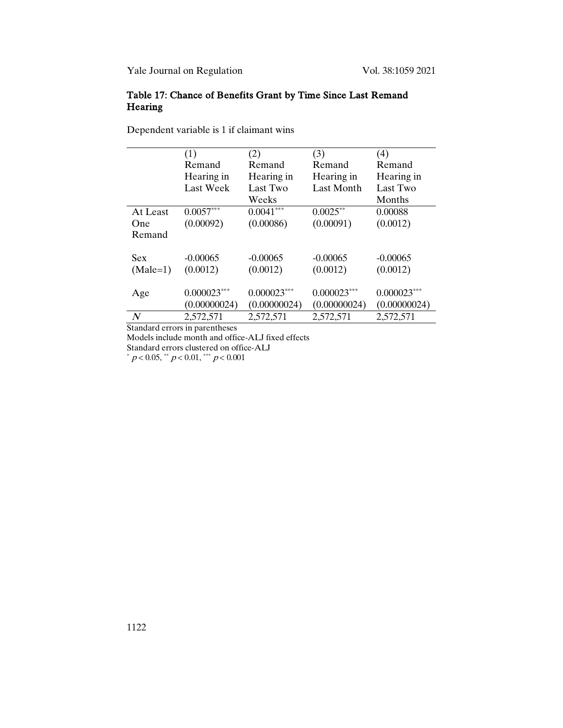## Table 17: Chance of Benefits Grant by Time Since Last Remand Hearing

Dependent variable is 1 if claimant wins

| | (1) Remand Hearing in Last Week | (2) Remand Hearing in Last Two Weeks | (3) Remand Hearing in Last Month | (4) Remand Hearing in Last Two Months |
|---|---|---|---|---|
| At Least One Remand | 0.0057*** (0.00092) | 0.0041*** (0.00086) | 0.0025** (0.00091) | 0.00088 (0.0012) |
| Sex (Male=1) | -0.00065 (0.0012) | -0.00065 (0.0012) | -0.00065 (0.0012) | -0.00065 (0.0012) |
| Age | 0.000023*** (0.00000024) | 0.000023*** (0.00000024) | 0.000023*** (0.00000024) | 0.000023*** (0.00000024) |
| $N$ | 2,572,571 | 2,572,571 | 2,572,571 | 2,572,571 |

Standard errors in parentheses
Models include month and office-ALJ fixed effects
Standard errors clustered on office-ALJ
* $p < 0.05$, ** $p < 0.01$, *** $p < 0.001$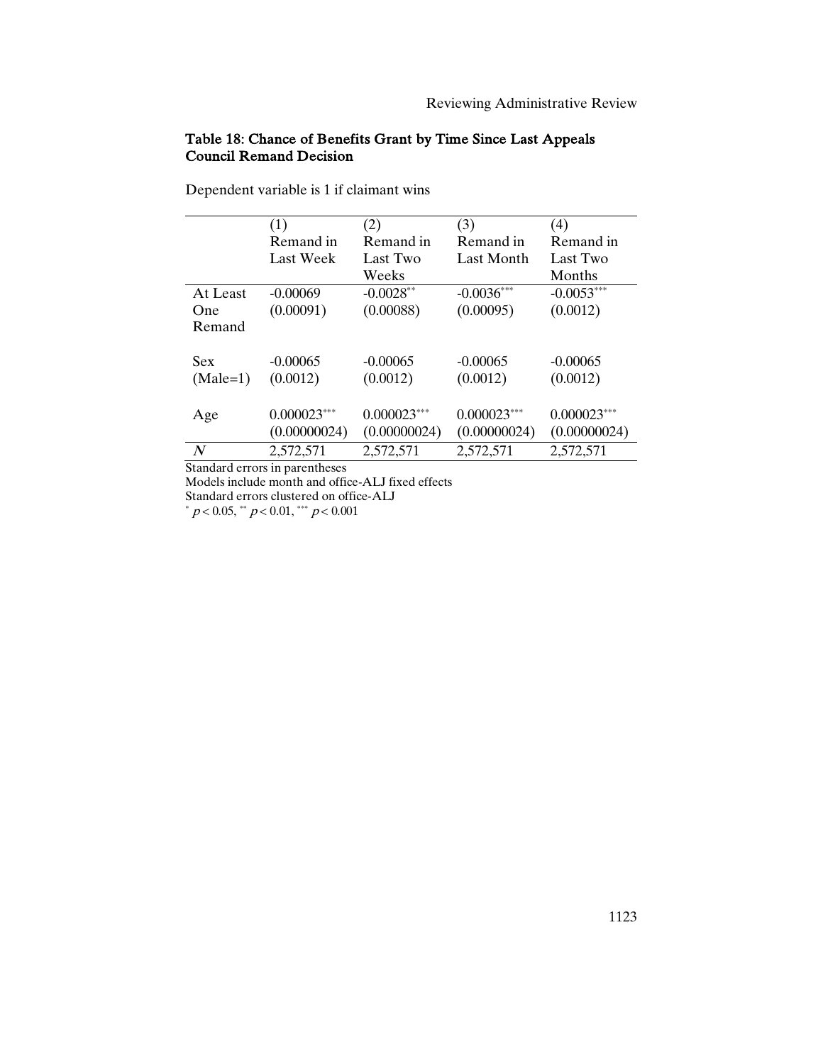**Table 18: Chance of Benefits Grant by Time Since Last Appeals Council Remand Decision**

Dependent variable is 1 if claimant wins

| | (1) Remand in Last Week | (2) Remand in Last Two Weeks | (3) Remand in Last Month | (4) Remand in Last Two Months |
|---|---|---|---|---|
| At Least One Remand | -0.00069 (0.00091) | -0.0028** (0.00088) | -0.0036*** (0.00095) | -0.0053*** (0.0012) |
| Sex (Male=1) | -0.00065 (0.0012) | -0.00065 (0.0012) | -0.00065 (0.0012) | -0.00065 (0.0012) |
| Age | 0.000023*** (0.00000024) | 0.000023*** (0.00000024) | 0.000023*** (0.00000024) | 0.000023*** (0.00000024) |
| *N* | 2,572,571 | 2,572,571 | 2,572,571 | 2,572,571 |

Standard errors in parentheses
Models include month and office-ALJ fixed effects
Standard errors clustered on office-ALJ
* $p < 0.05$, ** $p < 0.01$, *** $p < 0.001$